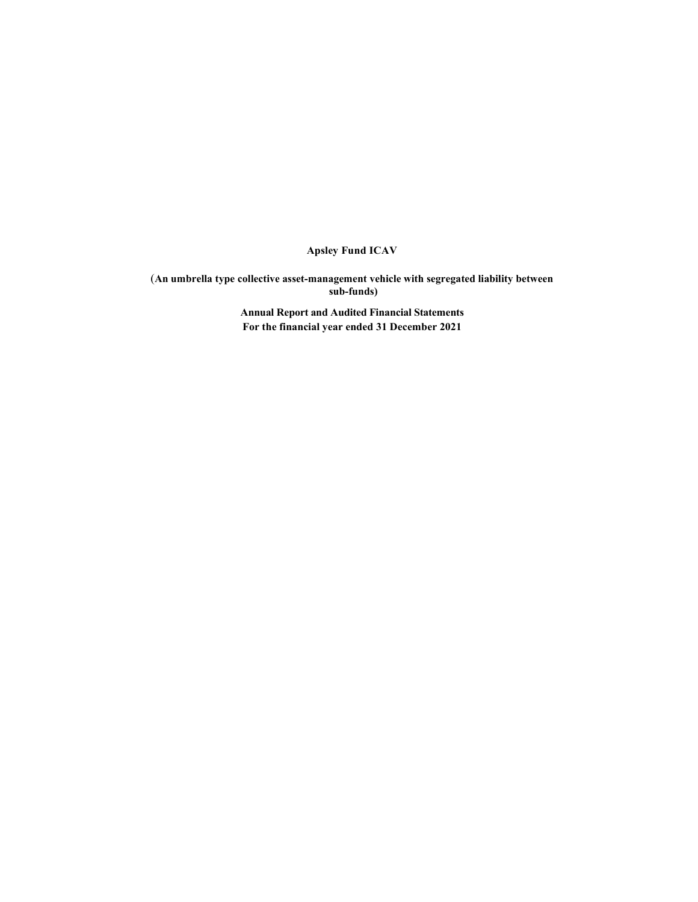# Apsley Fund ICAV

**(An umbrella type collective asset-management vehicle with segregated liability between sub-funds)**

**Annual Report and Audited Financial Statements**
**For the financial year ended 31 December 2021**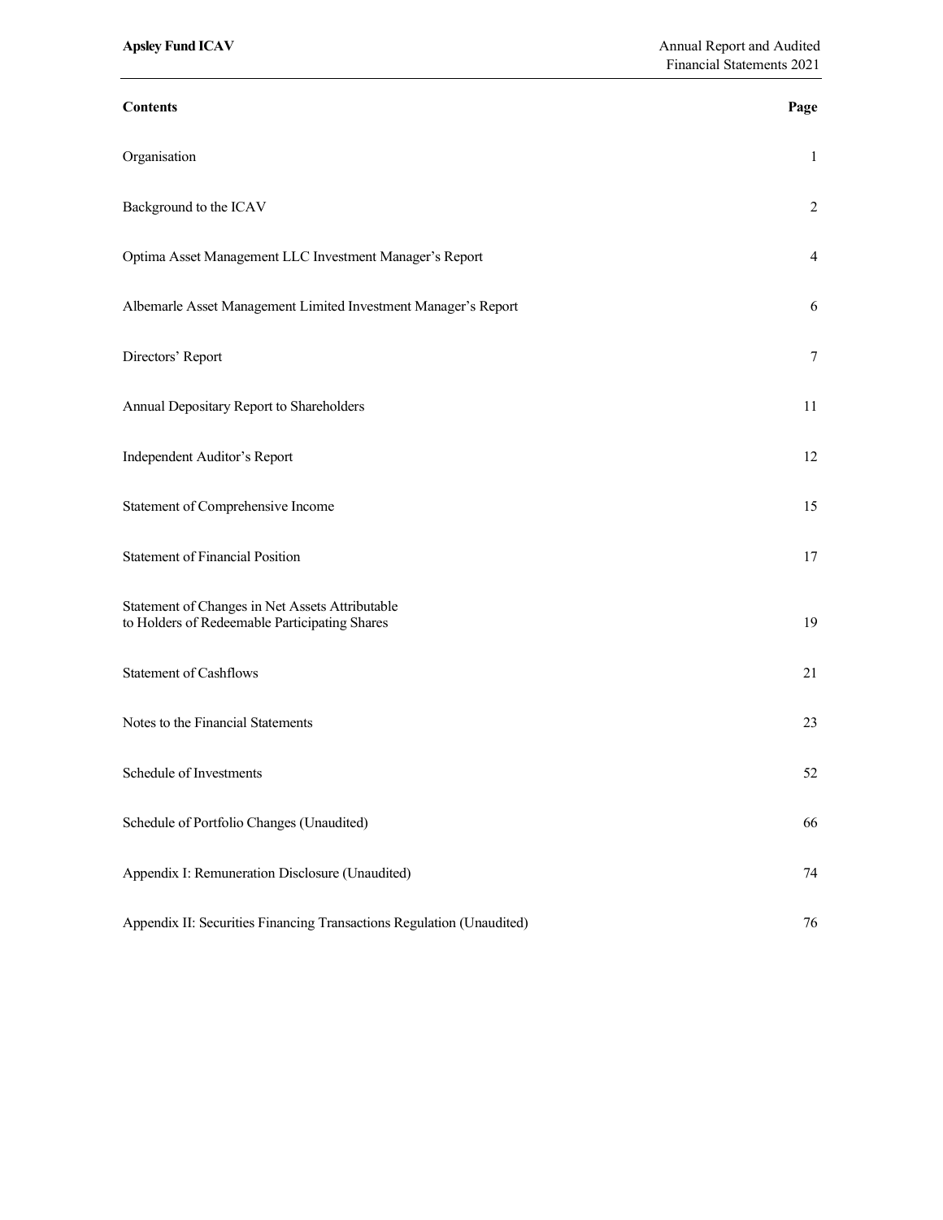| Contents | Page |
|---|---|
| Organisation | 1 |
| Background to the ICAV | 2 |
| Optima Asset Management LLC Investment Manager's Report | 4 |
| Albemarle Asset Management Limited Investment Manager's Report | 6 |
| Directors' Report | 7 |
| Annual Depositary Report to Shareholders | 11 |
| Independent Auditor's Report | 12 |
| Statement of Comprehensive Income | 15 |
| Statement of Financial Position | 17 |
| Statement of Changes in Net Assets Attributable to Holders of Redeemable Participating Shares | 19 |
| Statement of Cashflows | 21 |
| Notes to the Financial Statements | 23 |
| Schedule of Investments | 52 |
| Schedule of Portfolio Changes (Unaudited) | 66 |
| Appendix I: Remuneration Disclosure (Unaudited) | 74 |
| Appendix II: Securities Financing Transactions Regulation (Unaudited) | 76 |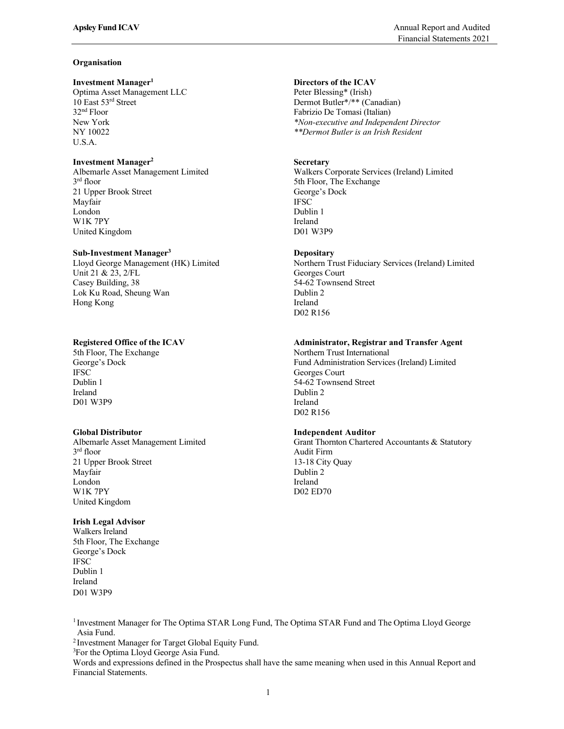## Organisation

**Investment Manager[1]**
Optima Asset Management LLC
10 East 53rd Street
32nd Floor
New York
NY 10022
U.S.A.

**Investment Manager[2]**
Albemarle Asset Management Limited
3rd floor
21 Upper Brook Street
Mayfair
London
W1K 7PY
United Kingdom

**Sub-Investment Manager[3]**
Lloyd George Management (HK) Limited
Unit 21 & 23, 2/FL
Casey Building, 38
Lok Ku Road, Sheung Wan
Hong Kong

**Registered Office of the ICAV**
5th Floor, The Exchange
George's Dock
IFSC
Dublin 1
Ireland
D01 W3P9

**Global Distributor**
Albemarle Asset Management Limited
3rd floor
21 Upper Brook Street
Mayfair
London
W1K 7PY
United Kingdom

**Irish Legal Advisor**
Walkers Ireland
5th Floor, The Exchange
George's Dock
IFSC
Dublin 1
Ireland
D01 W3P9

**Directors of the ICAV**
Peter Blessing* (Irish)
Dermot Butler*/** (Canadian)
Fabrizio De Tomasi (Italian)
*\*Non-executive and Independent Director*
*\*\*Dermot Butler is an Irish Resident*

**Secretary**
Walkers Corporate Services (Ireland) Limited
5th Floor, The Exchange
George's Dock
IFSC
Dublin 1
Ireland
D01 W3P9

**Depositary**
Northern Trust Fiduciary Services (Ireland) Limited
Georges Court
54-62 Townsend Street
Dublin 2
Ireland
D02 R156

**Administrator, Registrar and Transfer Agent**
Northern Trust International
Fund Administration Services (Ireland) Limited
Georges Court
54-62 Townsend Street
Dublin 2
Ireland
D02 R156

**Independent Auditor**
Grant Thornton Chartered Accountants & Statutory Audit Firm
13-18 City Quay
Dublin 2
Ireland
D02 ED70

[1] Investment Manager for The Optima STAR Long Fund, The Optima STAR Fund and The Optima Lloyd George Asia Fund.
[2] Investment Manager for Target Global Equity Fund.
[3] For the Optima Lloyd George Asia Fund.
Words and expressions defined in the Prospectus shall have the same meaning when used in this Annual Report and Financial Statements.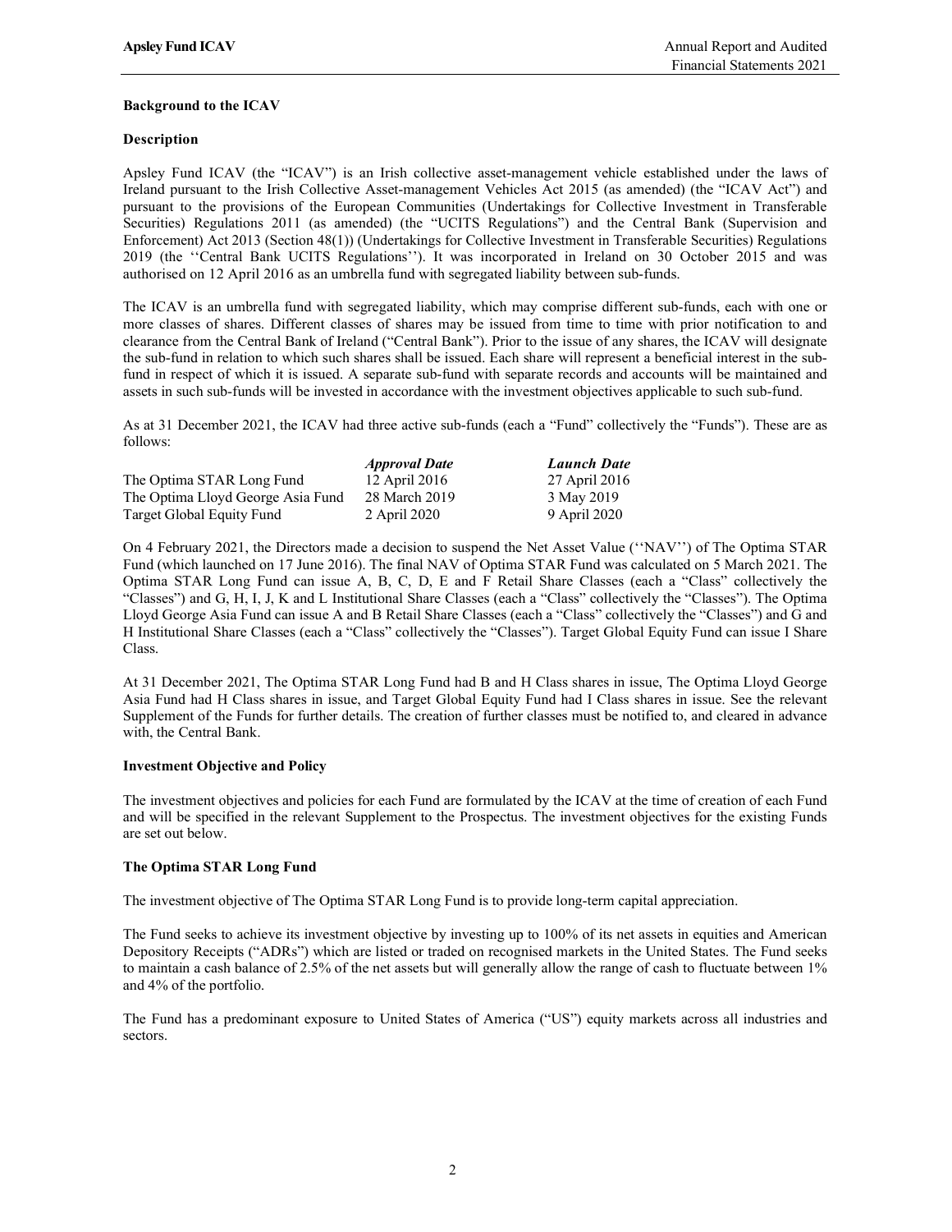### Background to the ICAV

#### Description

Apsley Fund ICAV (the "ICAV") is an Irish collective asset-management vehicle established under the laws of Ireland pursuant to the Irish Collective Asset-management Vehicles Act 2015 (as amended) (the "ICAV Act") and pursuant to the provisions of the European Communities (Undertakings for Collective Investment in Transferable Securities) Regulations 2011 (as amended) (the "UCITS Regulations") and the Central Bank (Supervision and Enforcement) Act 2013 (Section 48(1)) (Undertakings for Collective Investment in Transferable Securities) Regulations 2019 (the ''Central Bank UCITS Regulations''). It was incorporated in Ireland on 30 October 2015 and was authorised on 12 April 2016 as an umbrella fund with segregated liability between sub-funds.

The ICAV is an umbrella fund with segregated liability, which may comprise different sub-funds, each with one or more classes of shares. Different classes of shares may be issued from time to time with prior notification to and clearance from the Central Bank of Ireland ("Central Bank"). Prior to the issue of any shares, the ICAV will designate the sub-fund in relation to which such shares shall be issued. Each share will represent a beneficial interest in the sub-fund in respect of which it is issued. A separate sub-fund with separate records and accounts will be maintained and assets in such sub-funds will be invested in accordance with the investment objectives applicable to such sub-fund.

As at 31 December 2021, the ICAV had three active sub-funds (each a "Fund" collectively the "Funds"). These are as follows:

| | *Approval Date* | *Launch Date* |
|---|---|---|
| The Optima STAR Long Fund | 12 April 2016 | 27 April 2016 |
| The Optima Lloyd George Asia Fund | 28 March 2019 | 3 May 2019 |
| Target Global Equity Fund | 2 April 2020 | 9 April 2020 |

On 4 February 2021, the Directors made a decision to suspend the Net Asset Value (''NAV'') of The Optima STAR Fund (which launched on 17 June 2016). The final NAV of Optima STAR Fund was calculated on 5 March 2021. The Optima STAR Long Fund can issue A, B, C, D, E and F Retail Share Classes (each a "Class" collectively the "Classes") and G, H, I, J, K and L Institutional Share Classes (each a "Class" collectively the "Classes"). The Optima Lloyd George Asia Fund can issue A and B Retail Share Classes (each a "Class" collectively the "Classes") and G and H Institutional Share Classes (each a "Class" collectively the "Classes"). Target Global Equity Fund can issue I Share Class.

At 31 December 2021, The Optima STAR Long Fund had B and H Class shares in issue, The Optima Lloyd George Asia Fund had H Class shares in issue, and Target Global Equity Fund had I Class shares in issue. See the relevant Supplement of the Funds for further details. The creation of further classes must be notified to, and cleared in advance with, the Central Bank.

#### Investment Objective and Policy

The investment objectives and policies for each Fund are formulated by the ICAV at the time of creation of each Fund and will be specified in the relevant Supplement to the Prospectus. The investment objectives for the existing Funds are set out below.

#### The Optima STAR Long Fund

The investment objective of The Optima STAR Long Fund is to provide long-term capital appreciation.

The Fund seeks to achieve its investment objective by investing up to 100% of its net assets in equities and American Depository Receipts ("ADRs") which are listed or traded on recognised markets in the United States. The Fund seeks to maintain a cash balance of 2.5% of the net assets but will generally allow the range of cash to fluctuate between 1% and 4% of the portfolio.

The Fund has a predominant exposure to United States of America ("US") equity markets across all industries and sectors.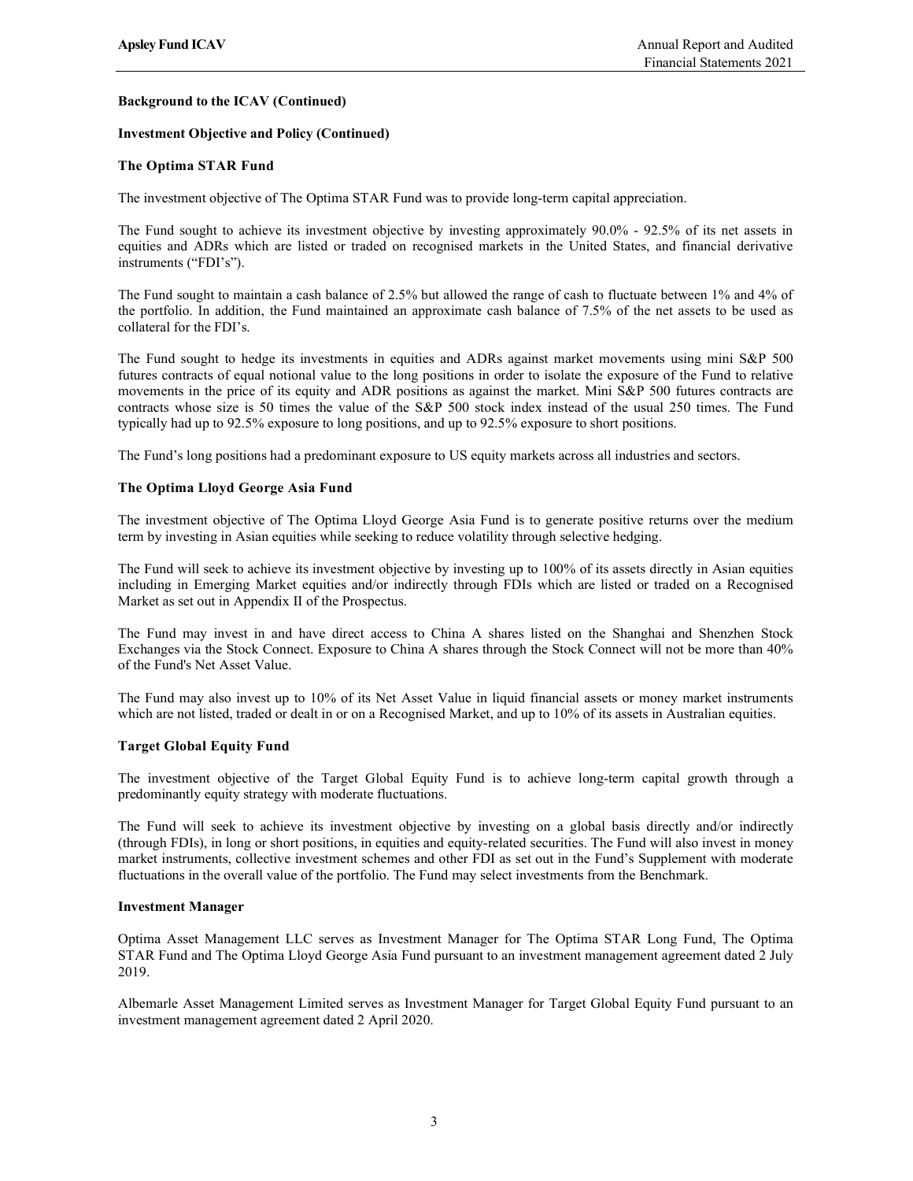**Background to the ICAV (Continued)**

**Investment Objective and Policy (Continued)**

**The Optima STAR Fund**

The investment objective of The Optima STAR Fund was to provide long-term capital appreciation.

The Fund sought to achieve its investment objective by investing approximately 90.0% - 92.5% of its net assets in equities and ADRs which are listed or traded on recognised markets in the United States, and financial derivative instruments ("FDI's").

The Fund sought to maintain a cash balance of 2.5% but allowed the range of cash to fluctuate between 1% and 4% of the portfolio. In addition, the Fund maintained an approximate cash balance of 7.5% of the net assets to be used as collateral for the FDI's.

The Fund sought to hedge its investments in equities and ADRs against market movements using mini S&P 500 futures contracts of equal notional value to the long positions in order to isolate the exposure of the Fund to relative movements in the price of its equity and ADR positions as against the market. Mini S&P 500 futures contracts are contracts whose size is 50 times the value of the S&P 500 stock index instead of the usual 250 times. The Fund typically had up to 92.5% exposure to long positions, and up to 92.5% exposure to short positions.

The Fund's long positions had a predominant exposure to US equity markets across all industries and sectors.

**The Optima Lloyd George Asia Fund**

The investment objective of The Optima Lloyd George Asia Fund is to generate positive returns over the medium term by investing in Asian equities while seeking to reduce volatility through selective hedging.

The Fund will seek to achieve its investment objective by investing up to 100% of its assets directly in Asian equities including in Emerging Market equities and/or indirectly through FDIs which are listed or traded on a Recognised Market as set out in Appendix II of the Prospectus.

The Fund may invest in and have direct access to China A shares listed on the Shanghai and Shenzhen Stock Exchanges via the Stock Connect. Exposure to China A shares through the Stock Connect will not be more than 40% of the Fund's Net Asset Value.

The Fund may also invest up to 10% of its Net Asset Value in liquid financial assets or money market instruments which are not listed, traded or dealt in or on a Recognised Market, and up to 10% of its assets in Australian equities.

**Target Global Equity Fund**

The investment objective of the Target Global Equity Fund is to achieve long-term capital growth through a predominantly equity strategy with moderate fluctuations.

The Fund will seek to achieve its investment objective by investing on a global basis directly and/or indirectly (through FDIs), in long or short positions, in equities and equity-related securities. The Fund will also invest in money market instruments, collective investment schemes and other FDI as set out in the Fund's Supplement with moderate fluctuations in the overall value of the portfolio. The Fund may select investments from the Benchmark.

**Investment Manager**

Optima Asset Management LLC serves as Investment Manager for The Optima STAR Long Fund, The Optima STAR Fund and The Optima Lloyd George Asia Fund pursuant to an investment management agreement dated 2 July 2019.

Albemarle Asset Management Limited serves as Investment Manager for Target Global Equity Fund pursuant to an investment management agreement dated 2 April 2020.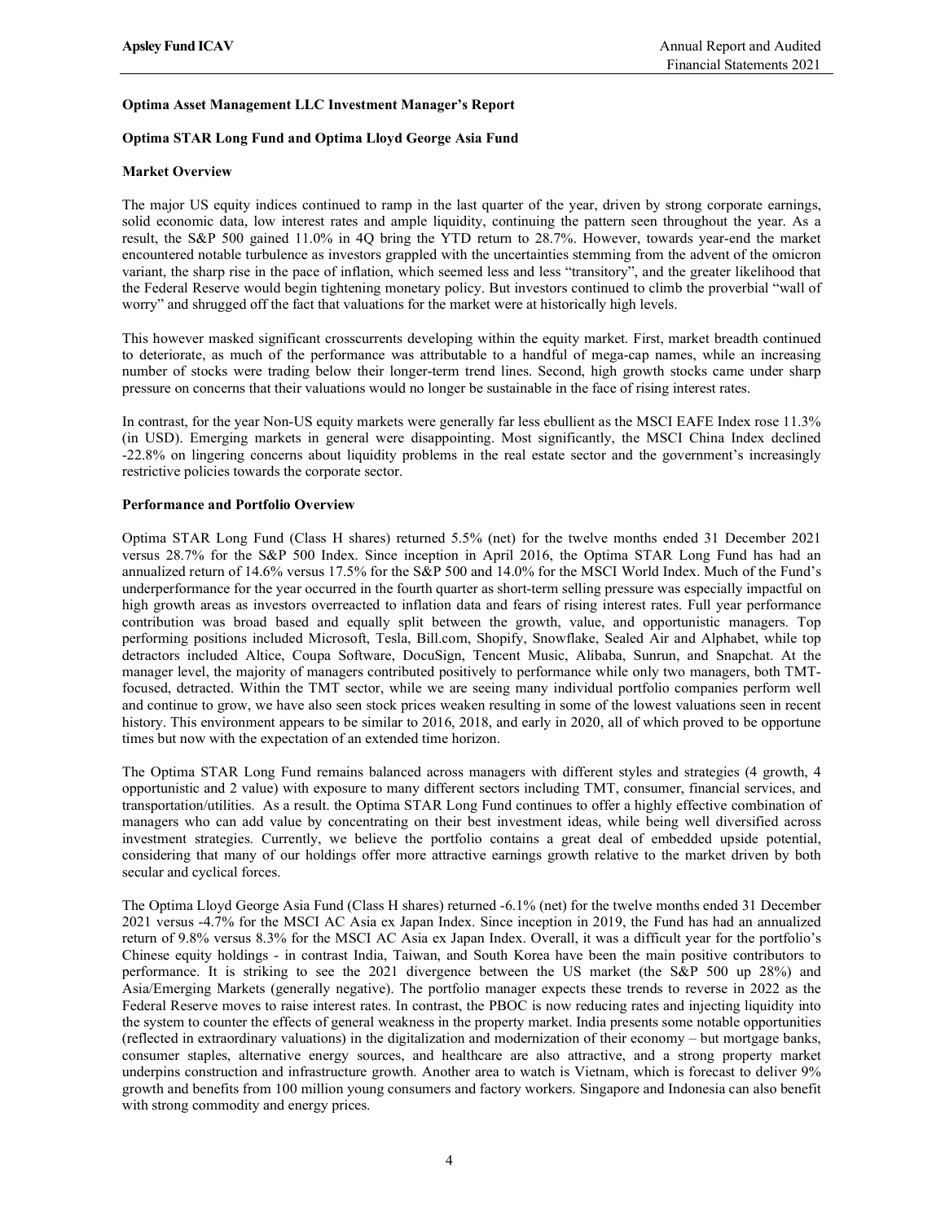**Optima Asset Management LLC Investment Manager's Report**

**Optima STAR Long Fund and Optima Lloyd George Asia Fund**

**Market Overview**

The major US equity indices continued to ramp in the last quarter of the year, driven by strong corporate earnings, solid economic data, low interest rates and ample liquidity, continuing the pattern seen throughout the year. As a result, the S&P 500 gained 11.0% in 4Q bring the YTD return to 28.7%. However, towards year-end the market encountered notable turbulence as investors grappled with the uncertainties stemming from the advent of the omicron variant, the sharp rise in the pace of inflation, which seemed less and less "transitory", and the greater likelihood that the Federal Reserve would begin tightening monetary policy. But investors continued to climb the proverbial "wall of worry" and shrugged off the fact that valuations for the market were at historically high levels.

This however masked significant crosscurrents developing within the equity market. First, market breadth continued to deteriorate, as much of the performance was attributable to a handful of mega-cap names, while an increasing number of stocks were trading below their longer-term trend lines. Second, high growth stocks came under sharp pressure on concerns that their valuations would no longer be sustainable in the face of rising interest rates.

In contrast, for the year Non-US equity markets were generally far less ebullient as the MSCI EAFE Index rose 11.3% (in USD). Emerging markets in general were disappointing. Most significantly, the MSCI China Index declined -22.8% on lingering concerns about liquidity problems in the real estate sector and the government's increasingly restrictive policies towards the corporate sector.

**Performance and Portfolio Overview**

Optima STAR Long Fund (Class H shares) returned 5.5% (net) for the twelve months ended 31 December 2021 versus 28.7% for the S&P 500 Index. Since inception in April 2016, the Optima STAR Long Fund has had an annualized return of 14.6% versus 17.5% for the S&P 500 and 14.0% for the MSCI World Index. Much of the Fund's underperformance for the year occurred in the fourth quarter as short-term selling pressure was especially impactful on high growth areas as investors overreacted to inflation data and fears of rising interest rates. Full year performance contribution was broad based and equally split between the growth, value, and opportunistic managers. Top performing positions included Microsoft, Tesla, Bill.com, Shopify, Snowflake, Sealed Air and Alphabet, while top detractors included Altice, Coupa Software, DocuSign, Tencent Music, Alibaba, Sunrun, and Snapchat. At the manager level, the majority of managers contributed positively to performance while only two managers, both TMT-focused, detracted. Within the TMT sector, while we are seeing many individual portfolio companies perform well and continue to grow, we have also seen stock prices weaken resulting in some of the lowest valuations seen in recent history. This environment appears to be similar to 2016, 2018, and early in 2020, all of which proved to be opportune times but now with the expectation of an extended time horizon.

The Optima STAR Long Fund remains balanced across managers with different styles and strategies (4 growth, 4 opportunistic and 2 value) with exposure to many different sectors including TMT, consumer, financial services, and transportation/utilities. As a result. the Optima STAR Long Fund continues to offer a highly effective combination of managers who can add value by concentrating on their best investment ideas, while being well diversified across investment strategies. Currently, we believe the portfolio contains a great deal of embedded upside potential, considering that many of our holdings offer more attractive earnings growth relative to the market driven by both secular and cyclical forces.

The Optima Lloyd George Asia Fund (Class H shares) returned -6.1% (net) for the twelve months ended 31 December 2021 versus -4.7% for the MSCI AC Asia ex Japan Index. Since inception in 2019, the Fund has had an annualized return of 9.8% versus 8.3% for the MSCI AC Asia ex Japan Index. Overall, it was a difficult year for the portfolio's Chinese equity holdings - in contrast India, Taiwan, and South Korea have been the main positive contributors to performance. It is striking to see the 2021 divergence between the US market (the S&P 500 up 28%) and Asia/Emerging Markets (generally negative). The portfolio manager expects these trends to reverse in 2022 as the Federal Reserve moves to raise interest rates. In contrast, the PBOC is now reducing rates and injecting liquidity into the system to counter the effects of general weakness in the property market. India presents some notable opportunities (reflected in extraordinary valuations) in the digitalization and modernization of their economy – but mortgage banks, consumer staples, alternative energy sources, and healthcare are also attractive, and a strong property market underpins construction and infrastructure growth. Another area to watch is Vietnam, which is forecast to deliver 9% growth and benefits from 100 million young consumers and factory workers. Singapore and Indonesia can also benefit with strong commodity and energy prices.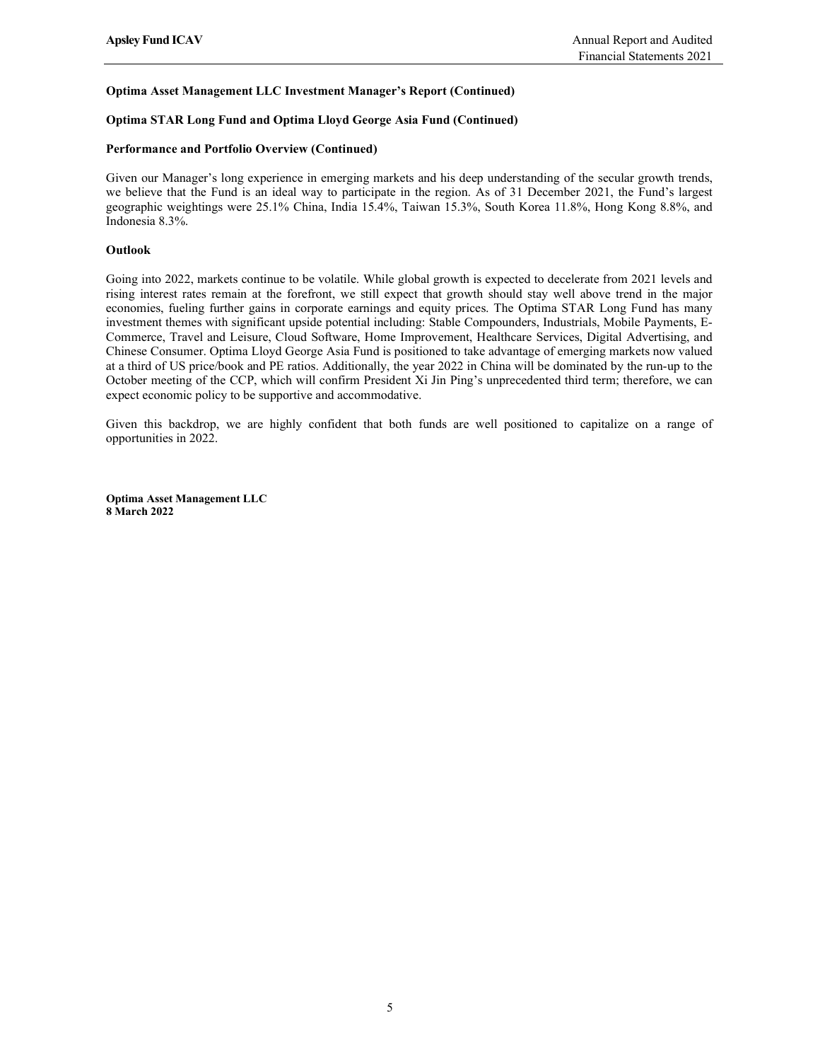**Optima Asset Management LLC Investment Manager's Report (Continued)**

**Optima STAR Long Fund and Optima Lloyd George Asia Fund (Continued)**

**Performance and Portfolio Overview (Continued)**

Given our Manager's long experience in emerging markets and his deep understanding of the secular growth trends, we believe that the Fund is an ideal way to participate in the region. As of 31 December 2021, the Fund's largest geographic weightings were 25.1% China, India 15.4%, Taiwan 15.3%, South Korea 11.8%, Hong Kong 8.8%, and Indonesia 8.3%.

**Outlook**

Going into 2022, markets continue to be volatile. While global growth is expected to decelerate from 2021 levels and rising interest rates remain at the forefront, we still expect that growth should stay well above trend in the major economies, fueling further gains in corporate earnings and equity prices. The Optima STAR Long Fund has many investment themes with significant upside potential including: Stable Compounders, Industrials, Mobile Payments, E-Commerce, Travel and Leisure, Cloud Software, Home Improvement, Healthcare Services, Digital Advertising, and Chinese Consumer. Optima Lloyd George Asia Fund is positioned to take advantage of emerging markets now valued at a third of US price/book and PE ratios. Additionally, the year 2022 in China will be dominated by the run-up to the October meeting of the CCP, which will confirm President Xi Jin Ping's unprecedented third term; therefore, we can expect economic policy to be supportive and accommodative.

Given this backdrop, we are highly confident that both funds are well positioned to capitalize on a range of opportunities in 2022.

**Optima Asset Management LLC**
**8 March 2022**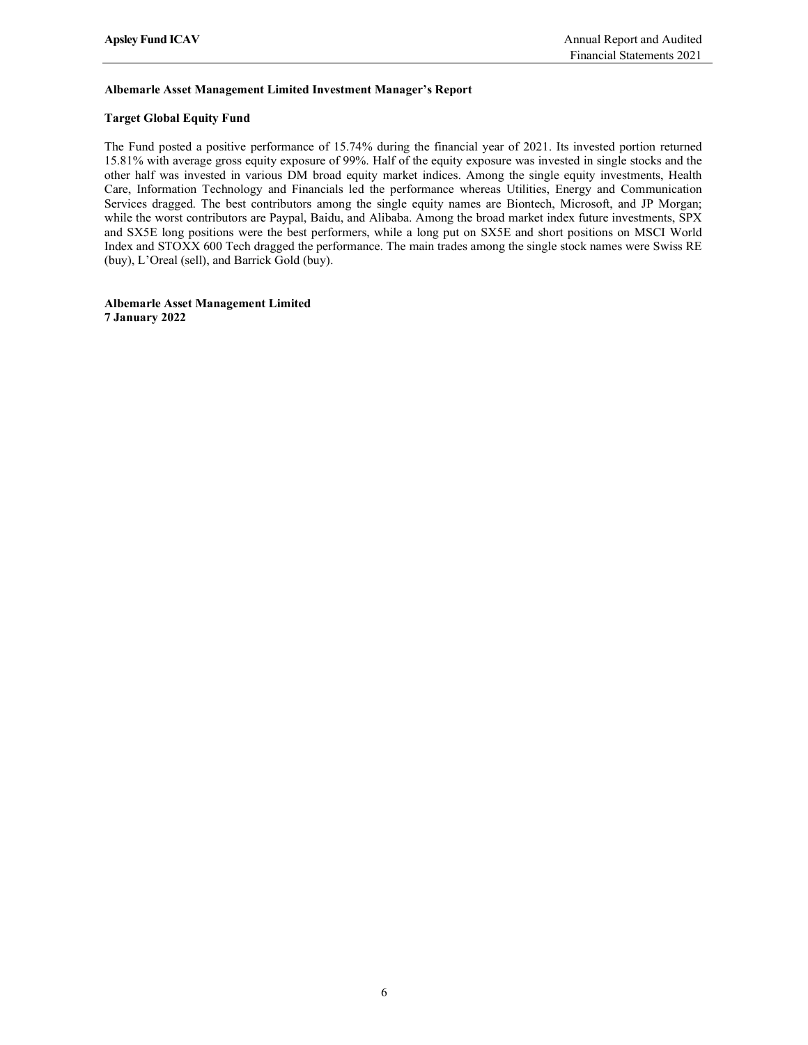**Albemarle Asset Management Limited Investment Manager's Report**

**Target Global Equity Fund**

The Fund posted a positive performance of 15.74% during the financial year of 2021. Its invested portion returned 15.81% with average gross equity exposure of 99%. Half of the equity exposure was invested in single stocks and the other half was invested in various DM broad equity market indices. Among the single equity investments, Health Care, Information Technology and Financials led the performance whereas Utilities, Energy and Communication Services dragged. The best contributors among the single equity names are Biontech, Microsoft, and JP Morgan; while the worst contributors are Paypal, Baidu, and Alibaba. Among the broad market index future investments, SPX and SX5E long positions were the best performers, while a long put on SX5E and short positions on MSCI World Index and STOXX 600 Tech dragged the performance. The main trades among the single stock names were Swiss RE (buy), L'Oreal (sell), and Barrick Gold (buy).

**Albemarle Asset Management Limited**
**7 January 2022**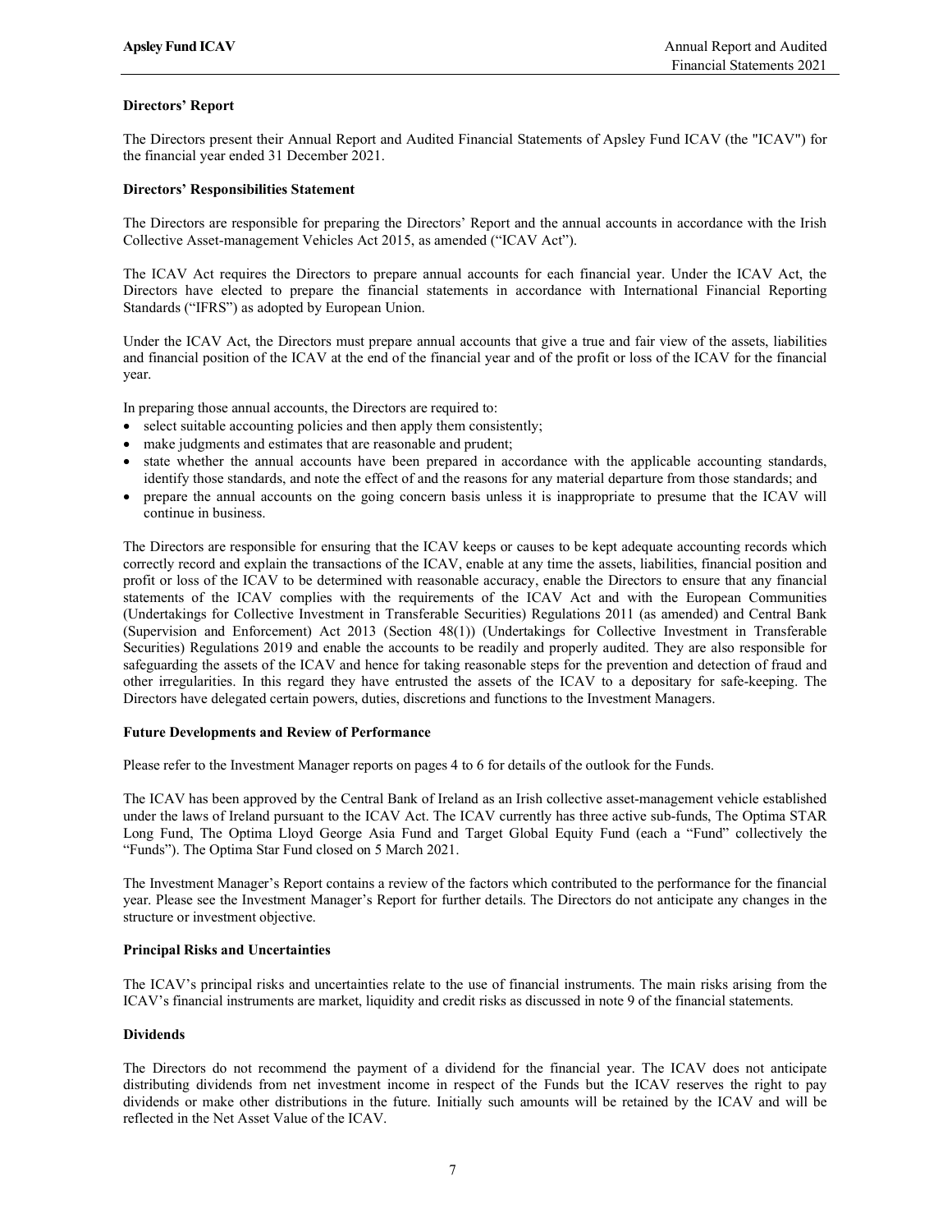## Directors' Report

The Directors present their Annual Report and Audited Financial Statements of Apsley Fund ICAV (the "ICAV") for the financial year ended 31 December 2021.

### Directors' Responsibilities Statement

The Directors are responsible for preparing the Directors' Report and the annual accounts in accordance with the Irish Collective Asset-management Vehicles Act 2015, as amended ("ICAV Act").

The ICAV Act requires the Directors to prepare annual accounts for each financial year. Under the ICAV Act, the Directors have elected to prepare the financial statements in accordance with International Financial Reporting Standards ("IFRS") as adopted by European Union.

Under the ICAV Act, the Directors must prepare annual accounts that give a true and fair view of the assets, liabilities and financial position of the ICAV at the end of the financial year and of the profit or loss of the ICAV for the financial year.

In preparing those annual accounts, the Directors are required to:

- select suitable accounting policies and then apply them consistently;
- make judgments and estimates that are reasonable and prudent;
- state whether the annual accounts have been prepared in accordance with the applicable accounting standards, identify those standards, and note the effect of and the reasons for any material departure from those standards; and
- prepare the annual accounts on the going concern basis unless it is inappropriate to presume that the ICAV will continue in business.

The Directors are responsible for ensuring that the ICAV keeps or causes to be kept adequate accounting records which correctly record and explain the transactions of the ICAV, enable at any time the assets, liabilities, financial position and profit or loss of the ICAV to be determined with reasonable accuracy, enable the Directors to ensure that any financial statements of the ICAV complies with the requirements of the ICAV Act and with the European Communities (Undertakings for Collective Investment in Transferable Securities) Regulations 2011 (as amended) and Central Bank (Supervision and Enforcement) Act 2013 (Section 48(1)) (Undertakings for Collective Investment in Transferable Securities) Regulations 2019 and enable the accounts to be readily and properly audited. They are also responsible for safeguarding the assets of the ICAV and hence for taking reasonable steps for the prevention and detection of fraud and other irregularities. In this regard they have entrusted the assets of the ICAV to a depositary for safe-keeping. The Directors have delegated certain powers, duties, discretions and functions to the Investment Managers.

### Future Developments and Review of Performance

Please refer to the Investment Manager reports on pages 4 to 6 for details of the outlook for the Funds.

The ICAV has been approved by the Central Bank of Ireland as an Irish collective asset-management vehicle established under the laws of Ireland pursuant to the ICAV Act. The ICAV currently has three active sub-funds, The Optima STAR Long Fund, The Optima Lloyd George Asia Fund and Target Global Equity Fund (each a "Fund" collectively the "Funds"). The Optima Star Fund closed on 5 March 2021.

The Investment Manager's Report contains a review of the factors which contributed to the performance for the financial year. Please see the Investment Manager's Report for further details. The Directors do not anticipate any changes in the structure or investment objective.

### Principal Risks and Uncertainties

The ICAV's principal risks and uncertainties relate to the use of financial instruments. The main risks arising from the ICAV's financial instruments are market, liquidity and credit risks as discussed in note 9 of the financial statements.

### Dividends

The Directors do not recommend the payment of a dividend for the financial year. The ICAV does not anticipate distributing dividends from net investment income in respect of the Funds but the ICAV reserves the right to pay dividends or make other distributions in the future. Initially such amounts will be retained by the ICAV and will be reflected in the Net Asset Value of the ICAV.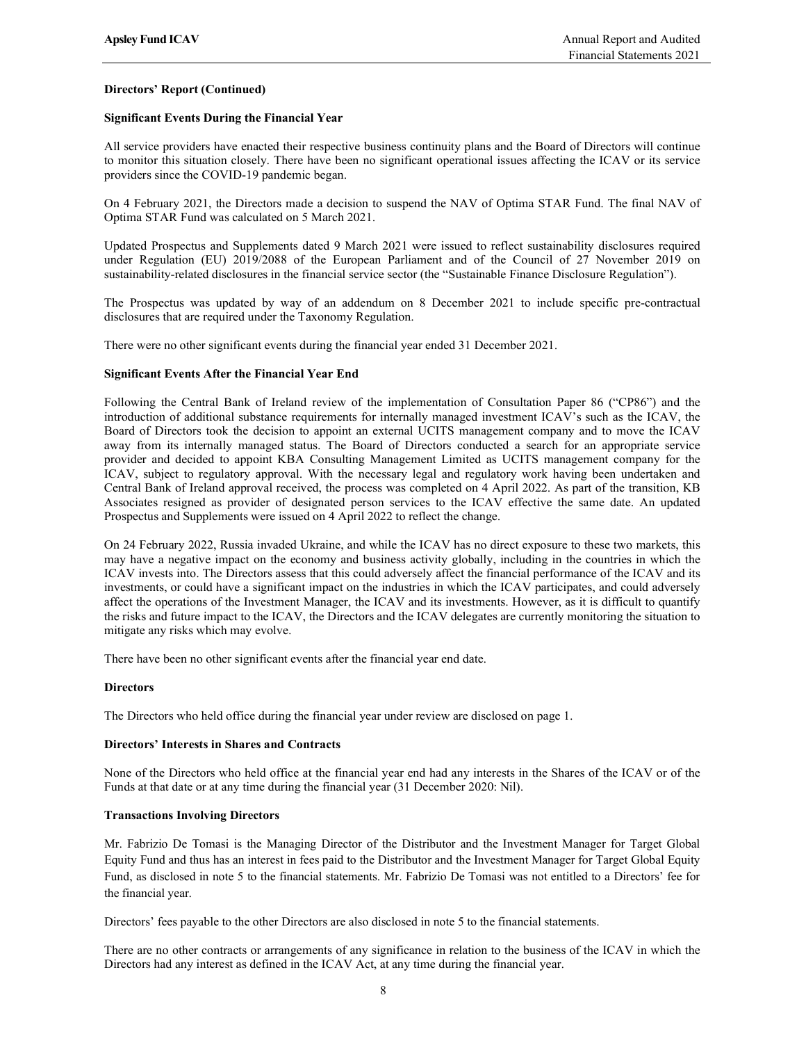## Directors' Report (Continued)

### Significant Events During the Financial Year

All service providers have enacted their respective business continuity plans and the Board of Directors will continue to monitor this situation closely. There have been no significant operational issues affecting the ICAV or its service providers since the COVID-19 pandemic began.

On 4 February 2021, the Directors made a decision to suspend the NAV of Optima STAR Fund. The final NAV of Optima STAR Fund was calculated on 5 March 2021.

Updated Prospectus and Supplements dated 9 March 2021 were issued to reflect sustainability disclosures required under Regulation (EU) 2019/2088 of the European Parliament and of the Council of 27 November 2019 on sustainability-related disclosures in the financial service sector (the "Sustainable Finance Disclosure Regulation").

The Prospectus was updated by way of an addendum on 8 December 2021 to include specific pre-contractual disclosures that are required under the Taxonomy Regulation.

There were no other significant events during the financial year ended 31 December 2021.

### Significant Events After the Financial Year End

Following the Central Bank of Ireland review of the implementation of Consultation Paper 86 ("CP86") and the introduction of additional substance requirements for internally managed investment ICAV's such as the ICAV, the Board of Directors took the decision to appoint an external UCITS management company and to move the ICAV away from its internally managed status. The Board of Directors conducted a search for an appropriate service provider and decided to appoint KBA Consulting Management Limited as UCITS management company for the ICAV, subject to regulatory approval. With the necessary legal and regulatory work having been undertaken and Central Bank of Ireland approval received, the process was completed on 4 April 2022. As part of the transition, KB Associates resigned as provider of designated person services to the ICAV effective the same date. An updated Prospectus and Supplements were issued on 4 April 2022 to reflect the change.

On 24 February 2022, Russia invaded Ukraine, and while the ICAV has no direct exposure to these two markets, this may have a negative impact on the economy and business activity globally, including in the countries in which the ICAV invests into. The Directors assess that this could adversely affect the financial performance of the ICAV and its investments, or could have a significant impact on the industries in which the ICAV participates, and could adversely affect the operations of the Investment Manager, the ICAV and its investments. However, as it is difficult to quantify the risks and future impact to the ICAV, the Directors and the ICAV delegates are currently monitoring the situation to mitigate any risks which may evolve.

There have been no other significant events after the financial year end date.

### Directors

The Directors who held office during the financial year under review are disclosed on page 1.

### Directors' Interests in Shares and Contracts

None of the Directors who held office at the financial year end had any interests in the Shares of the ICAV or of the Funds at that date or at any time during the financial year (31 December 2020: Nil).

### Transactions Involving Directors

Mr. Fabrizio De Tomasi is the Managing Director of the Distributor and the Investment Manager for Target Global Equity Fund and thus has an interest in fees paid to the Distributor and the Investment Manager for Target Global Equity Fund, as disclosed in note 5 to the financial statements. Mr. Fabrizio De Tomasi was not entitled to a Directors' fee for the financial year.

Directors' fees payable to the other Directors are also disclosed in note 5 to the financial statements.

There are no other contracts or arrangements of any significance in relation to the business of the ICAV in which the Directors had any interest as defined in the ICAV Act, at any time during the financial year.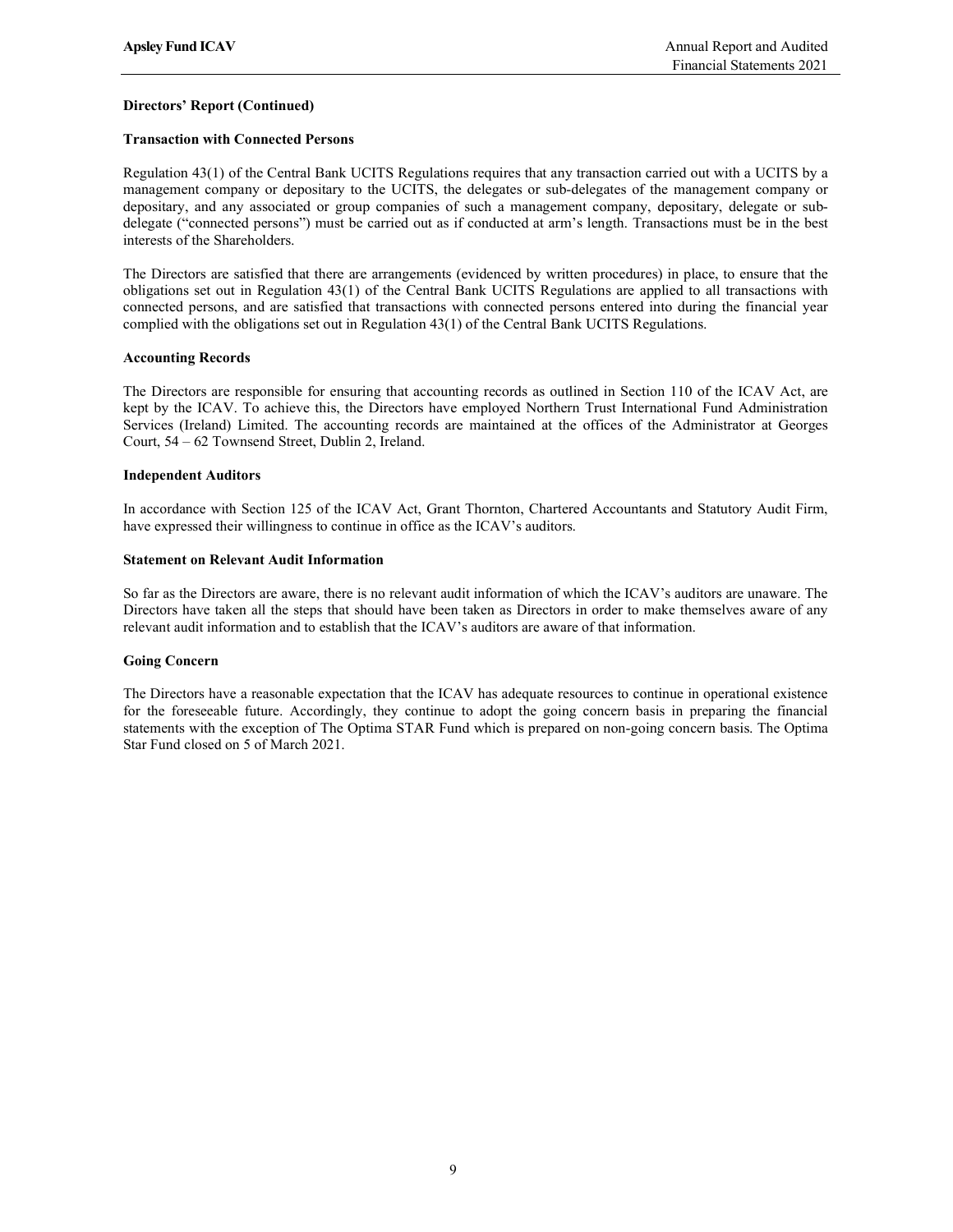**Directors' Report (Continued)**

**Transaction with Connected Persons**

Regulation 43(1) of the Central Bank UCITS Regulations requires that any transaction carried out with a UCITS by a management company or depositary to the UCITS, the delegates or sub-delegates of the management company or depositary, and any associated or group companies of such a management company, depositary, delegate or sub-delegate ("connected persons") must be carried out as if conducted at arm's length. Transactions must be in the best interests of the Shareholders.

The Directors are satisfied that there are arrangements (evidenced by written procedures) in place, to ensure that the obligations set out in Regulation 43(1) of the Central Bank UCITS Regulations are applied to all transactions with connected persons, and are satisfied that transactions with connected persons entered into during the financial year complied with the obligations set out in Regulation 43(1) of the Central Bank UCITS Regulations.

**Accounting Records**

The Directors are responsible for ensuring that accounting records as outlined in Section 110 of the ICAV Act, are kept by the ICAV. To achieve this, the Directors have employed Northern Trust International Fund Administration Services (Ireland) Limited. The accounting records are maintained at the offices of the Administrator at Georges Court, 54 – 62 Townsend Street, Dublin 2, Ireland.

**Independent Auditors**

In accordance with Section 125 of the ICAV Act, Grant Thornton, Chartered Accountants and Statutory Audit Firm, have expressed their willingness to continue in office as the ICAV's auditors.

**Statement on Relevant Audit Information**

So far as the Directors are aware, there is no relevant audit information of which the ICAV's auditors are unaware. The Directors have taken all the steps that should have been taken as Directors in order to make themselves aware of any relevant audit information and to establish that the ICAV's auditors are aware of that information.

**Going Concern**

The Directors have a reasonable expectation that the ICAV has adequate resources to continue in operational existence for the foreseeable future. Accordingly, they continue to adopt the going concern basis in preparing the financial statements with the exception of The Optima STAR Fund which is prepared on non-going concern basis. The Optima Star Fund closed on 5 of March 2021.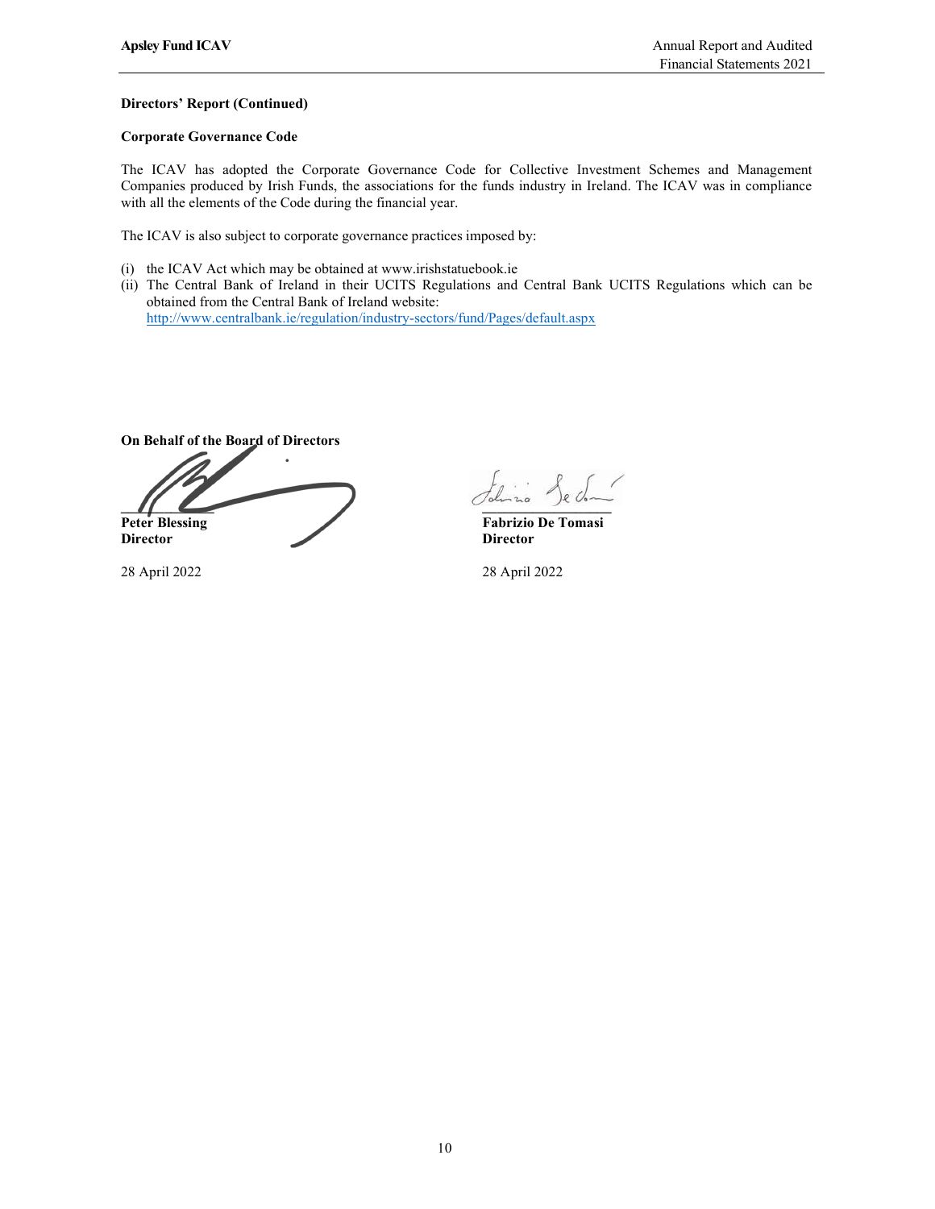**Directors' Report (Continued)**

**Corporate Governance Code**

The ICAV has adopted the Corporate Governance Code for Collective Investment Schemes and Management Companies produced by Irish Funds, the associations for the funds industry in Ireland. The ICAV was in compliance with all the elements of the Code during the financial year.

The ICAV is also subject to corporate governance practices imposed by:

(i) the ICAV Act which may be obtained at www.irishstatuebook.ie
(ii) The Central Bank of Ireland in their UCITS Regulations and Central Bank UCITS Regulations which can be obtained from the Central Bank of Ireland website: http://www.centralbank.ie/regulation/industry-sectors/fund/Pages/default.aspx

**On Behalf of the Board of Directors**

**Peter Blessing**
**Director**

28 April 2022

**Fabrizio De Tomasi**
**Director**

28 April 2022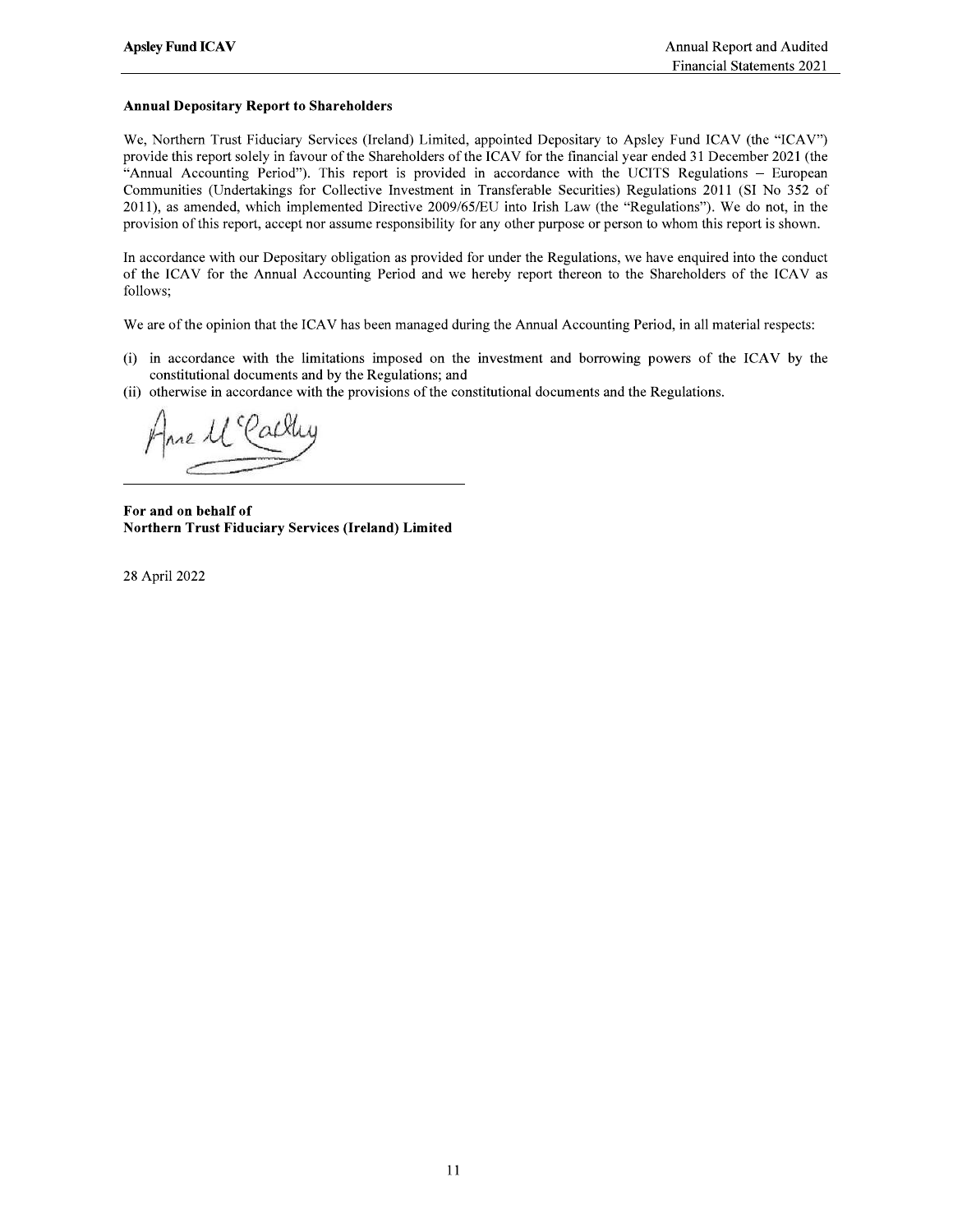## Annual Depositary Report to Shareholders

We, Northern Trust Fiduciary Services (Ireland) Limited, appointed Depositary to Apsley Fund ICAV (the "ICAV") provide this report solely in favour of the Shareholders of the ICAV for the financial year ended 31 December 2021 (the "Annual Accounting Period"). This report is provided in accordance with the UCITS Regulations – European Communities (Undertakings for Collective Investment in Transferable Securities) Regulations 2011 (SI No 352 of 2011), as amended, which implemented Directive 2009/65/EU into Irish Law (the "Regulations"). We do not, in the provision of this report, accept nor assume responsibility for any other purpose or person to whom this report is shown.

In accordance with our Depositary obligation as provided for under the Regulations, we have enquired into the conduct of the ICAV for the Annual Accounting Period and we hereby report thereon to the Shareholders of the ICAV as follows;

We are of the opinion that the ICAV has been managed during the Annual Accounting Period, in all material respects:

(i) in accordance with the limitations imposed on the investment and borrowing powers of the ICAV by the constitutional documents and by the Regulations; and

(ii) otherwise in accordance with the provisions of the constitutional documents and the Regulations.

Anne McCarthy

**For and on behalf of**
**Northern Trust Fiduciary Services (Ireland) Limited**

28 April 2022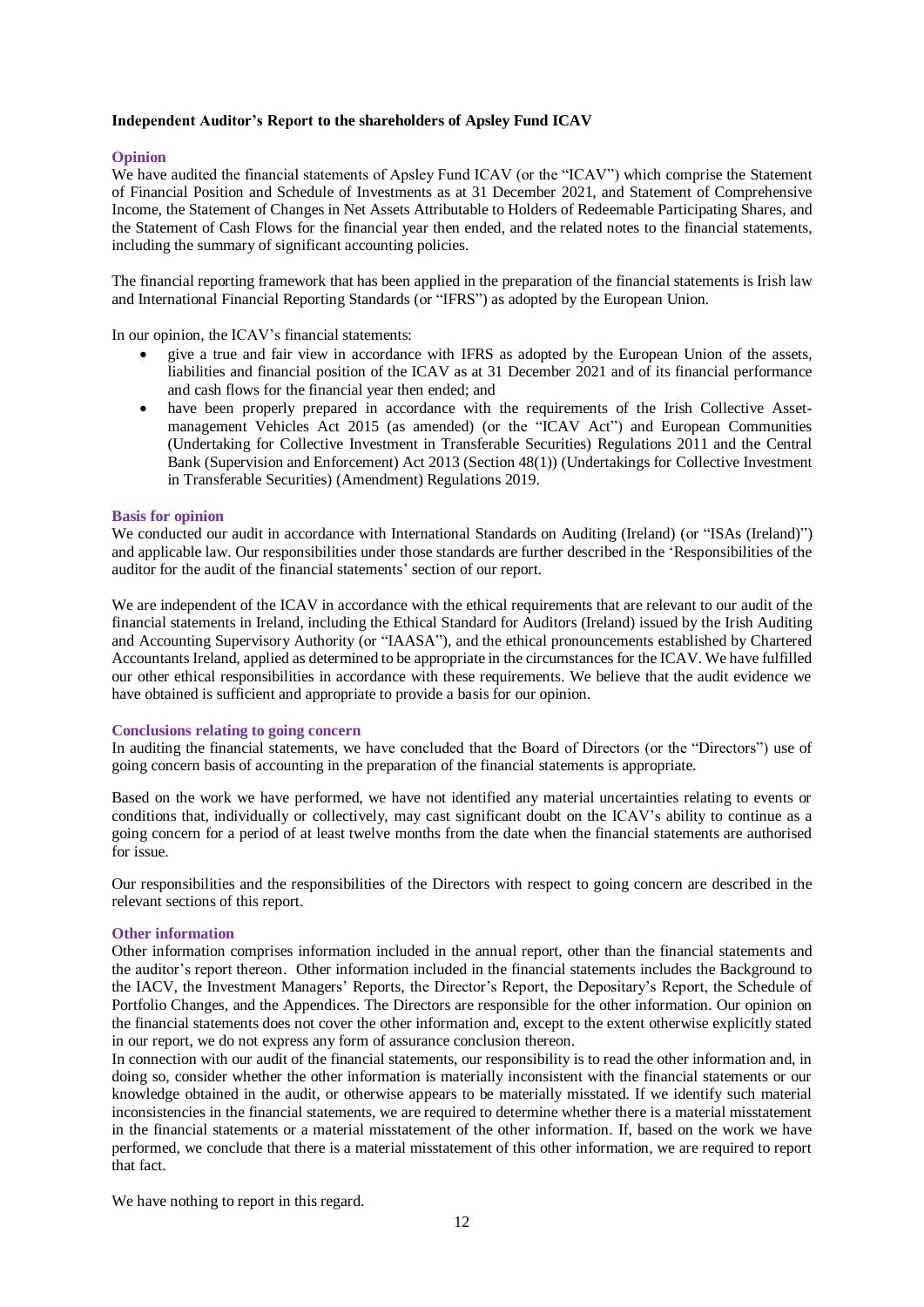**Independent Auditor's Report to the shareholders of Apsley Fund ICAV**

## Opinion

We have audited the financial statements of Apsley Fund ICAV (or the "ICAV") which comprise the Statement of Financial Position and Schedule of Investments as at 31 December 2021, and Statement of Comprehensive Income, the Statement of Changes in Net Assets Attributable to Holders of Redeemable Participating Shares, and the Statement of Cash Flows for the financial year then ended, and the related notes to the financial statements, including the summary of significant accounting policies.

The financial reporting framework that has been applied in the preparation of the financial statements is Irish law and International Financial Reporting Standards (or "IFRS") as adopted by the European Union.

In our opinion, the ICAV's financial statements:

- give a true and fair view in accordance with IFRS as adopted by the European Union of the assets, liabilities and financial position of the ICAV as at 31 December 2021 and of its financial performance and cash flows for the financial year then ended; and
- have been properly prepared in accordance with the requirements of the Irish Collective Asset-management Vehicles Act 2015 (as amended) (or the "ICAV Act") and European Communities (Undertaking for Collective Investment in Transferable Securities) Regulations 2011 and the Central Bank (Supervision and Enforcement) Act 2013 (Section 48(1)) (Undertakings for Collective Investment in Transferable Securities) (Amendment) Regulations 2019.

## Basis for opinion

We conducted our audit in accordance with International Standards on Auditing (Ireland) (or "ISAs (Ireland)") and applicable law. Our responsibilities under those standards are further described in the 'Responsibilities of the auditor for the audit of the financial statements' section of our report.

We are independent of the ICAV in accordance with the ethical requirements that are relevant to our audit of the financial statements in Ireland, including the Ethical Standard for Auditors (Ireland) issued by the Irish Auditing and Accounting Supervisory Authority (or "IAASA"), and the ethical pronouncements established by Chartered Accountants Ireland, applied as determined to be appropriate in the circumstances for the ICAV. We have fulfilled our other ethical responsibilities in accordance with these requirements. We believe that the audit evidence we have obtained is sufficient and appropriate to provide a basis for our opinion.

## Conclusions relating to going concern

In auditing the financial statements, we have concluded that the Board of Directors (or the "Directors") use of going concern basis of accounting in the preparation of the financial statements is appropriate.

Based on the work we have performed, we have not identified any material uncertainties relating to events or conditions that, individually or collectively, may cast significant doubt on the ICAV's ability to continue as a going concern for a period of at least twelve months from the date when the financial statements are authorised for issue.

Our responsibilities and the responsibilities of the Directors with respect to going concern are described in the relevant sections of this report.

## Other information

Other information comprises information included in the annual report, other than the financial statements and the auditor's report thereon. Other information included in the financial statements includes the Background to the IACV, the Investment Managers' Reports, the Director's Report, the Depositary's Report, the Schedule of Portfolio Changes, and the Appendices. The Directors are responsible for the other information. Our opinion on the financial statements does not cover the other information and, except to the extent otherwise explicitly stated in our report, we do not express any form of assurance conclusion thereon.

In connection with our audit of the financial statements, our responsibility is to read the other information and, in doing so, consider whether the other information is materially inconsistent with the financial statements or our knowledge obtained in the audit, or otherwise appears to be materially misstated. If we identify such material inconsistencies in the financial statements, we are required to determine whether there is a material misstatement in the financial statements or a material misstatement of the other information. If, based on the work we have performed, we conclude that there is a material misstatement of this other information, we are required to report that fact.

We have nothing to report in this regard.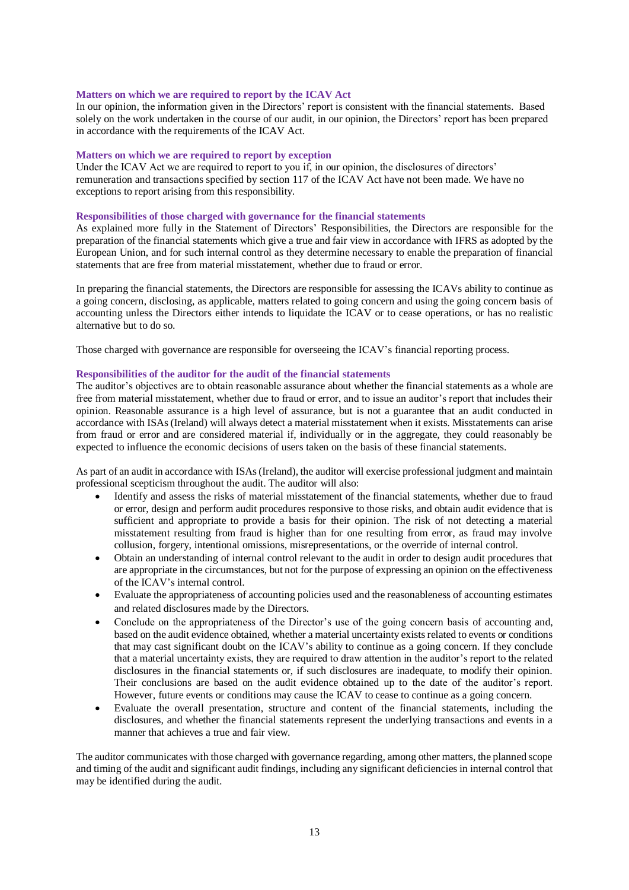### Matters on which we are required to report by the ICAV Act

In our opinion, the information given in the Directors' report is consistent with the financial statements. Based solely on the work undertaken in the course of our audit, in our opinion, the Directors' report has been prepared in accordance with the requirements of the ICAV Act.

### Matters on which we are required to report by exception

Under the ICAV Act we are required to report to you if, in our opinion, the disclosures of directors' remuneration and transactions specified by section 117 of the ICAV Act have not been made. We have no exceptions to report arising from this responsibility.

### Responsibilities of those charged with governance for the financial statements

As explained more fully in the Statement of Directors' Responsibilities, the Directors are responsible for the preparation of the financial statements which give a true and fair view in accordance with IFRS as adopted by the European Union, and for such internal control as they determine necessary to enable the preparation of financial statements that are free from material misstatement, whether due to fraud or error.

In preparing the financial statements, the Directors are responsible for assessing the ICAVs ability to continue as a going concern, disclosing, as applicable, matters related to going concern and using the going concern basis of accounting unless the Directors either intends to liquidate the ICAV or to cease operations, or has no realistic alternative but to do so.

Those charged with governance are responsible for overseeing the ICAV's financial reporting process.

### Responsibilities of the auditor for the audit of the financial statements

The auditor's objectives are to obtain reasonable assurance about whether the financial statements as a whole are free from material misstatement, whether due to fraud or error, and to issue an auditor's report that includes their opinion. Reasonable assurance is a high level of assurance, but is not a guarantee that an audit conducted in accordance with ISAs (Ireland) will always detect a material misstatement when it exists. Misstatements can arise from fraud or error and are considered material if, individually or in the aggregate, they could reasonably be expected to influence the economic decisions of users taken on the basis of these financial statements.

As part of an audit in accordance with ISAs (Ireland), the auditor will exercise professional judgment and maintain professional scepticism throughout the audit. The auditor will also:

- Identify and assess the risks of material misstatement of the financial statements, whether due to fraud or error, design and perform audit procedures responsive to those risks, and obtain audit evidence that is sufficient and appropriate to provide a basis for their opinion. The risk of not detecting a material misstatement resulting from fraud is higher than for one resulting from error, as fraud may involve collusion, forgery, intentional omissions, misrepresentations, or the override of internal control.
- Obtain an understanding of internal control relevant to the audit in order to design audit procedures that are appropriate in the circumstances, but not for the purpose of expressing an opinion on the effectiveness of the ICAV's internal control.
- Evaluate the appropriateness of accounting policies used and the reasonableness of accounting estimates and related disclosures made by the Directors.
- Conclude on the appropriateness of the Director's use of the going concern basis of accounting and, based on the audit evidence obtained, whether a material uncertainty exists related to events or conditions that may cast significant doubt on the ICAV's ability to continue as a going concern. If they conclude that a material uncertainty exists, they are required to draw attention in the auditor's report to the related disclosures in the financial statements or, if such disclosures are inadequate, to modify their opinion. Their conclusions are based on the audit evidence obtained up to the date of the auditor's report. However, future events or conditions may cause the ICAV to cease to continue as a going concern.
- Evaluate the overall presentation, structure and content of the financial statements, including the disclosures, and whether the financial statements represent the underlying transactions and events in a manner that achieves a true and fair view.

The auditor communicates with those charged with governance regarding, among other matters, the planned scope and timing of the audit and significant audit findings, including any significant deficiencies in internal control that may be identified during the audit.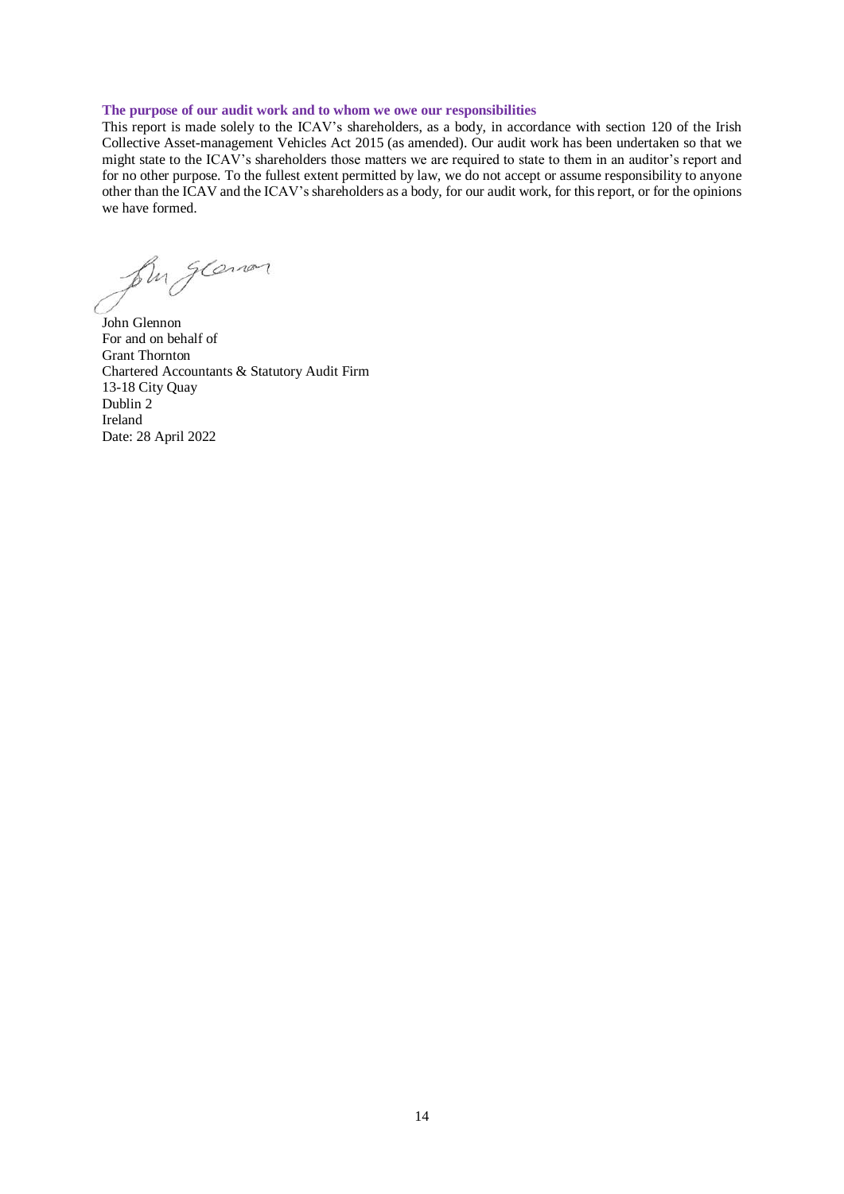### The purpose of our audit work and to whom we owe our responsibilities

This report is made solely to the ICAV's shareholders, as a body, in accordance with section 120 of the Irish Collective Asset-management Vehicles Act 2015 (as amended). Our audit work has been undertaken so that we might state to the ICAV's shareholders those matters we are required to state to them in an auditor's report and for no other purpose. To the fullest extent permitted by law, we do not accept or assume responsibility to anyone other than the ICAV and the ICAV's shareholders as a body, for our audit work, for this report, or for the opinions we have formed.

John Glennon
For and on behalf of
Grant Thornton
Chartered Accountants & Statutory Audit Firm
13-18 City Quay
Dublin 2
Ireland
Date: 28 April 2022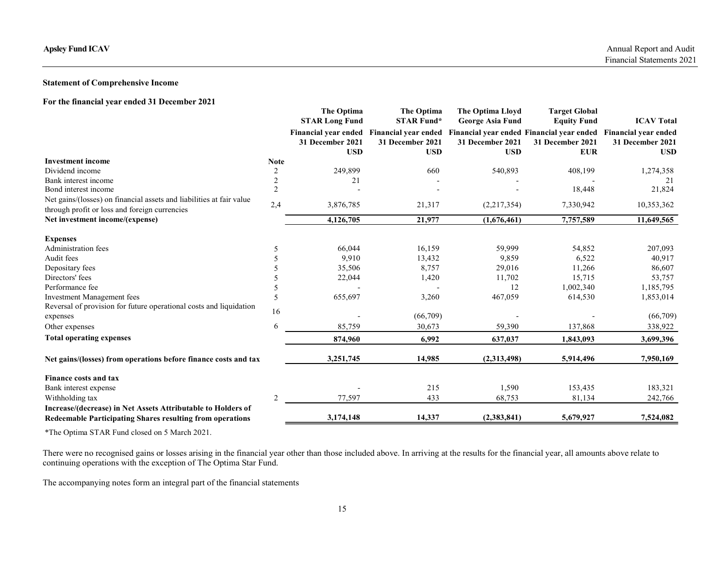**Statement of Comprehensive Income**

**For the financial year ended 31 December 2021**

| | Note | The Optima STAR Long Fund<br>Financial year ended 31 December 2021<br>USD | The Optima STAR Fund*<br>Financial year ended 31 December 2021<br>USD | The Optima Lloyd George Asia Fund<br>Financial year ended 31 December 2021<br>USD | Target Global Equity Fund<br>Financial year ended 31 December 2021<br>EUR | ICAV Total<br>Financial year ended 31 December 2021<br>USD |
|---|---|---|---|---|---|---|
| **Investment income** | | | | | | |
| Dividend income | 2 | 249,899 | 660 | 540,893 | 408,199 | 1,274,358 |
| Bank interest income | 2 | 21 | - | - | - | 21 |
| Bond interest income | 2 | - | - | - | 18,448 | 21,824 |
| Net gains/(losses) on financial assets and liabilities at fair value through profit or loss and foreign currencies | 2,4 | 3,876,785 | 21,317 | (2,217,354) | 7,330,942 | 10,353,362 |
| **Net investment income/(expense)** | | **4,126,705** | **21,977** | **(1,676,461)** | **7,757,589** | **11,649,565** |
| **Expenses** | | | | | | |
| Administration fees | 5 | 66,044 | 16,159 | 59,999 | 54,852 | 207,093 |
| Audit fees | 5 | 9,910 | 13,432 | 9,859 | 6,522 | 40,917 |
| Depositary fees | 5 | 35,506 | 8,757 | 29,016 | 11,266 | 86,607 |
| Directors' fees | 5 | 22,044 | 1,420 | 11,702 | 15,715 | 53,757 |
| Performance fee | 5 | - | - | 12 | 1,002,340 | 1,185,795 |
| Investment Management fees | 5 | 655,697 | 3,260 | 467,059 | 614,530 | 1,853,014 |
| Reversal of provision for future operational costs and liquidation expenses | 16 | - | (66,709) | - | - | (66,709) |
| Other expenses | 6 | 85,759 | 30,673 | 59,390 | 137,868 | 338,922 |
| **Total operating expenses** | | **874,960** | **6,992** | **637,037** | **1,843,093** | **3,699,396** |
| **Net gains/(losses) from operations before finance costs and tax** | | **3,251,745** | **14,985** | **(2,313,498)** | **5,914,496** | **7,950,169** |
| **Finance costs and tax** | | | | | | |
| Bank interest expense | | - | 215 | 1,590 | 153,435 | 183,321 |
| Withholding tax | 2 | 77,597 | 433 | 68,753 | 81,134 | 242,766 |
| **Increase/(decrease) in Net Assets Attributable to Holders of Redeemable Participating Shares resulting from operations** | | **3,174,148** | **14,337** | **(2,383,841)** | **5,679,927** | **7,524,082** |

*The Optima STAR Fund closed on 5 March 2021.

There were no recognised gains or losses arising in the financial year other than those included above. In arriving at the results for the financial year, all amounts above relate to continuing operations with the exception of The Optima Star Fund.

The accompanying notes form an integral part of the financial statements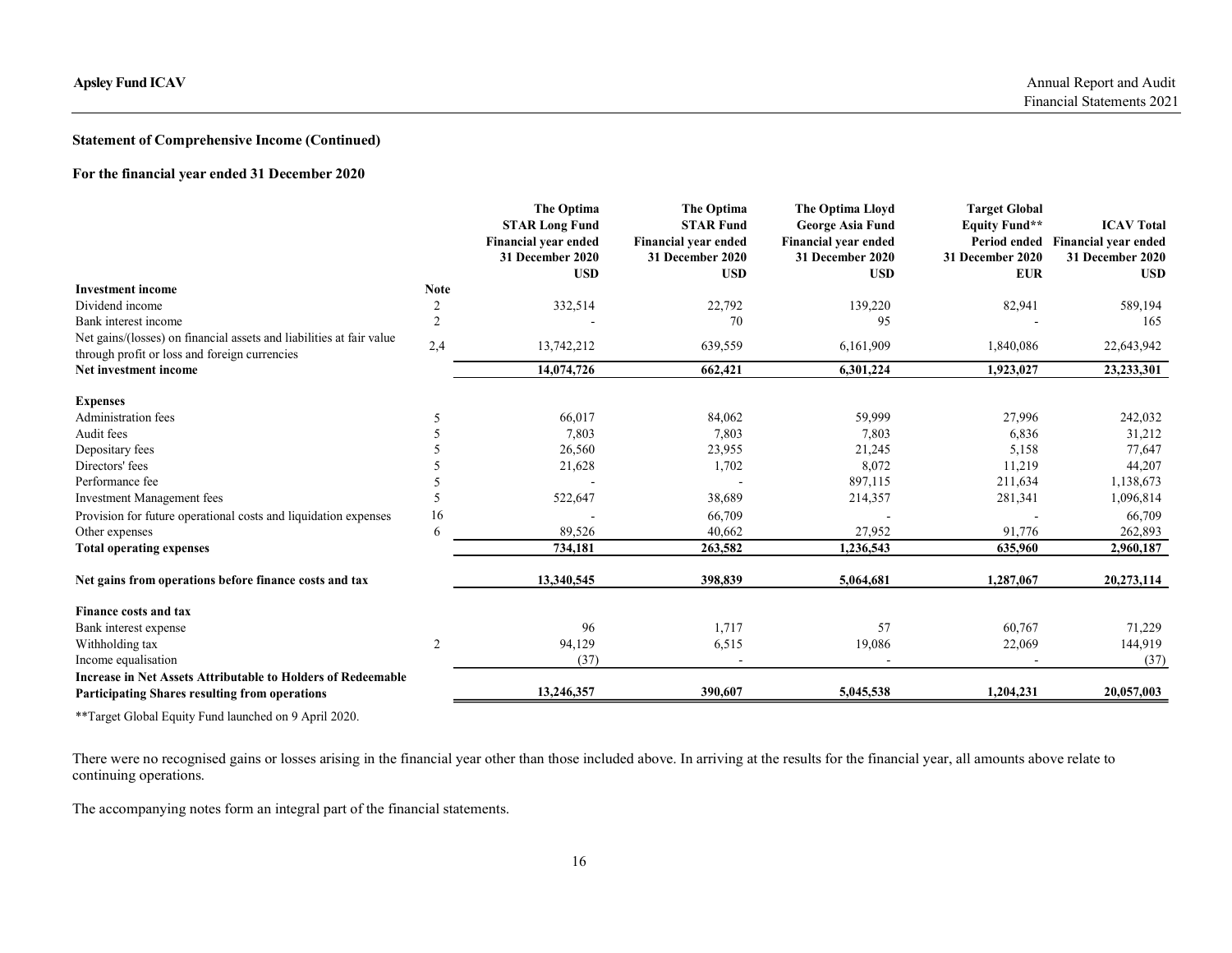**Statement of Comprehensive Income (Continued)**

**For the financial year ended 31 December 2020**

| | Note | The Optima STAR Long Fund Financial year ended 31 December 2020 USD | The Optima STAR Fund Financial year ended 31 December 2020 USD | The Optima Lloyd George Asia Fund Financial year ended 31 December 2020 USD | Target Global Equity Fund** Period ended 31 December 2020 EUR | ICAV Total Financial year ended 31 December 2020 USD |
|---|---|---|---|---|---|---|
| **Investment income** | | | | | | |
| Dividend income | 2 | 332,514 | 22,792 | 139,220 | 82,941 | 589,194 |
| Bank interest income | 2 | - | 70 | 95 | - | 165 |
| Net gains/(losses) on financial assets and liabilities at fair value through profit or loss and foreign currencies | 2,4 | 13,742,212 | 639,559 | 6,161,909 | 1,840,086 | 22,643,942 |
| **Net investment income** | | **14,074,726** | **662,421** | **6,301,224** | **1,923,027** | **23,233,301** |
| **Expenses** | | | | | | |
| Administration fees | 5 | 66,017 | 84,062 | 59,999 | 27,996 | 242,032 |
| Audit fees | 5 | 7,803 | 7,803 | 7,803 | 6,836 | 31,212 |
| Depositary fees | 5 | 26,560 | 23,955 | 21,245 | 5,158 | 77,647 |
| Directors' fees | 5 | 21,628 | 1,702 | 8,072 | 11,219 | 44,207 |
| Performance fee | 5 | - | - | 897,115 | 211,634 | 1,138,673 |
| Investment Management fees | 5 | 522,647 | 38,689 | 214,357 | 281,341 | 1,096,814 |
| Provision for future operational costs and liquidation expenses | 16 | - | 66,709 | - | - | 66,709 |
| Other expenses | 6 | 89,526 | 40,662 | 27,952 | 91,776 | 262,893 |
| **Total operating expenses** | | **734,181** | **263,582** | **1,236,543** | **635,960** | **2,960,187** |
| **Net gains from operations before finance costs and tax** | | **13,340,545** | **398,839** | **5,064,681** | **1,287,067** | **20,273,114** |
| **Finance costs and tax** | | | | | | |
| Bank interest expense | | 96 | 1,717 | 57 | 60,767 | 71,229 |
| Withholding tax | 2 | 94,129 | 6,515 | 19,086 | 22,069 | 144,919 |
| Income equalisation | | (37) | - | - | - | (37) |
| **Increase in Net Assets Attributable to Holders of Redeemable Participating Shares resulting from operations** | | **13,246,357** | **390,607** | **5,045,538** | **1,204,231** | **20,057,003** |

**Target Global Equity Fund launched on 9 April 2020.

There were no recognised gains or losses arising in the financial year other than those included above. In arriving at the results for the financial year, all amounts above relate to continuing operations.

The accompanying notes form an integral part of the financial statements.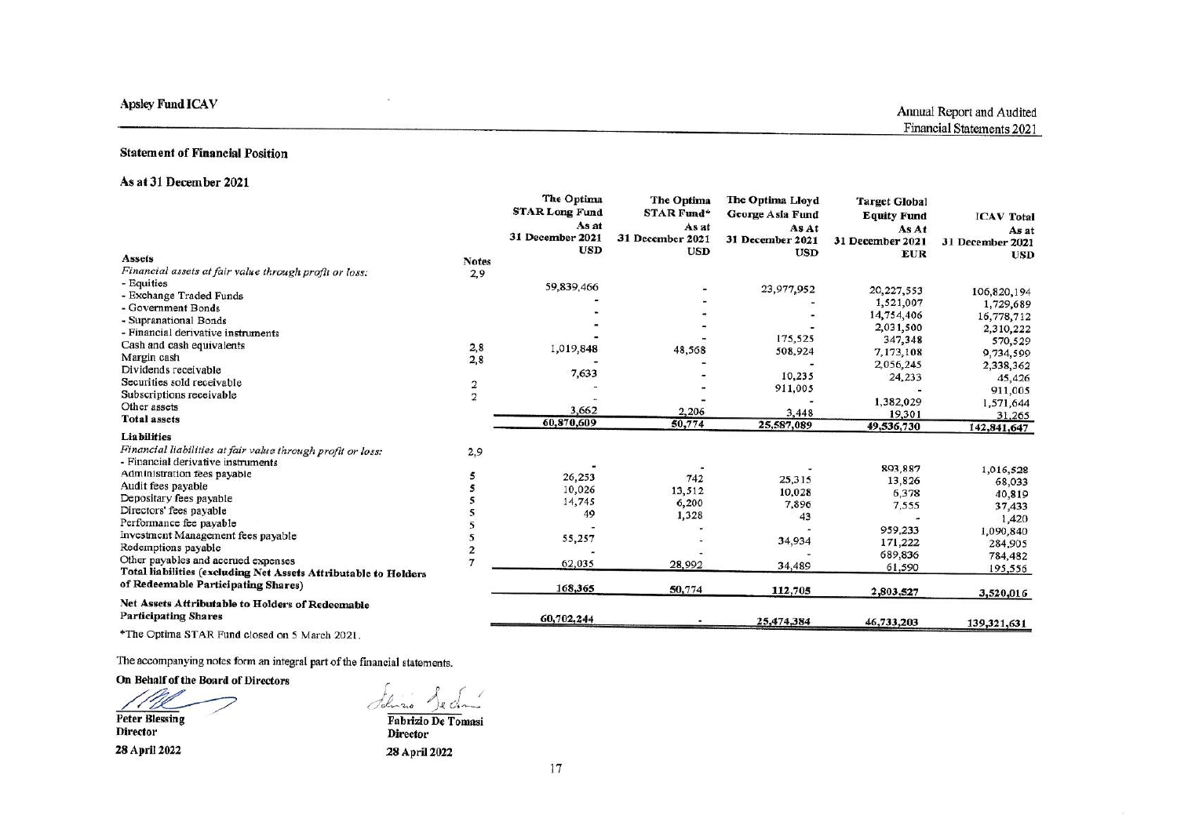## Statement of Financial Position

### As at 31 December 2021

| | Notes | The Optima STAR Long Fund As at 31 December 2021 USD | The Optima STAR Fund* As at 31 December 2021 USD | The Optima Lloyd George Asia Fund As At 31 December 2021 USD | Target Global Equity Fund As At 31 December 2021 EUR | ICAV Total As at 31 December 2021 USD |
|---|---|---|---|---|---|---|
| **Assets** | | | | | | |
| *Financial assets at fair value through profit or loss:* | 2,9 | | | | | |
| - Equities | | 59,839,466 | - | 23,977,952 | 20,227,553 | 106,820,194 |
| - Exchange Traded Funds | | - | - | - | 1,521,007 | 1,729,689 |
| - Government Bonds | | - | - | - | 14,754,406 | 16,778,712 |
| - Supranational Bonds | | - | - | - | 2,031,500 | 2,310,222 |
| - Financial derivative instruments | | - | - | 175,525 | 347,348 | 570,529 |
| Cash and cash equivalents | 2,8 | 1,019,848 | 48,568 | 508,924 | 7,173,108 | 9,734,599 |
| Margin cash | 2,8 | - | - | - | 2,056,245 | 2,338,362 |
| Dividends receivable | | 7,633 | - | 10,235 | 24,233 | 45,426 |
| Securities sold receivable | 2 | - | - | 911,005 | - | 911,005 |
| Subscriptions receivable | 2 | - | - | - | 1,382,029 | 1,571,644 |
| Other assets | | 3,662 | 2,206 | 3,448 | 19,301 | 31,265 |
| **Total assets** | | 60,870,609 | 50,774 | 25,587,089 | 49,536,730 | 142,841,647 |
| **Liabilities** | | | | | | |
| *Financial liabilities at fair value through profit or loss:* | 2,9 | | | | | |
| - Financial derivative instruments | | - | - | - | 893,887 | 1,016,528 |
| Administration fees payable | 5 | 26,253 | 742 | 25,315 | 13,826 | 68,033 |
| Audit fees payable | 5 | 10,026 | 13,512 | 10,028 | 6,378 | 40,819 |
| Depositary fees payable | 5 | 14,745 | 6,200 | 7,896 | 7,555 | 37,433 |
| Directors' fees payable | 5 | 49 | 1,328 | 43 | - | 1,420 |
| Performance fee payable | 5 | - | - | - | 959,233 | 1,090,840 |
| Investment Management fees payable | 5 | 55,257 | - | 34,934 | 171,222 | 284,905 |
| Redemptions payable | 2 | - | - | - | 689,836 | 784,482 |
| Other payables and accrued expenses | 7 | 62,035 | 28,992 | 34,489 | 61,590 | 195,556 |
| **Total liabilities (excluding Net Assets Attributable to Holders of Redeemable Participating Shares)** | | 168,365 | 50,774 | 112,705 | 2,803,527 | 3,520,016 |
| **Net Assets Attributable to Holders of Redeemable Participating Shares** | | 60,702,244 | - | 25,474,384 | 46,733,203 | 139,321,631 |

*The Optima STAR Fund closed on 5 March 2021.

The accompanying notes form an integral part of the financial statements.

**On Behalf of the Board of Directors**

**Peter Blessing**
**Director**
**28 April 2022**

**Fabrizio De Tomasi**
**Director**
**28 April 2022**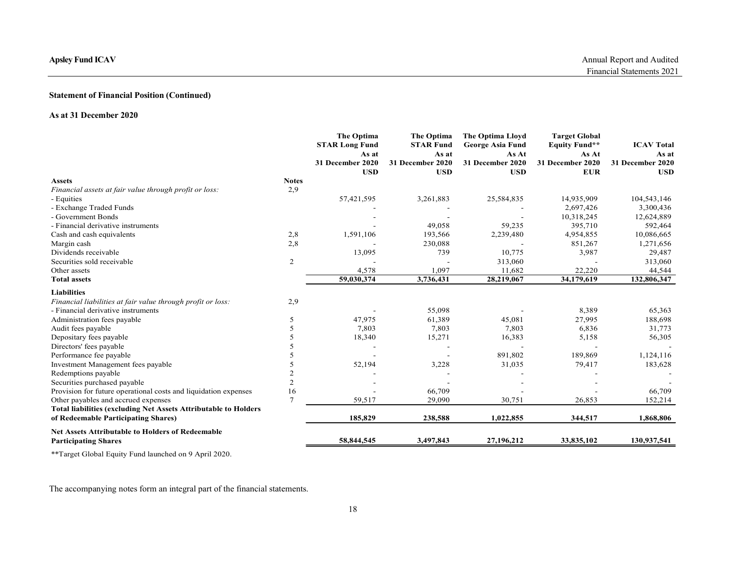### Statement of Financial Position (Continued)

**As at 31 December 2020**

| | Notes | The Optima STAR Long Fund As at 31 December 2020 USD | The Optima STAR Fund As at 31 December 2020 USD | The Optima Lloyd George Asia Fund As At 31 December 2020 USD | Target Global Equity Fund** As At 31 December 2020 EUR | ICAV Total As at 31 December 2020 USD |
|---|---|---|---|---|---|---|
| **Assets** | | | | | | |
| *Financial assets at fair value through profit or loss:* | 2,9 | | | | | |
| - Equities | | 57,421,595 | 3,261,883 | 25,584,835 | 14,935,909 | 104,543,146 |
| - Exchange Traded Funds | | - | - | - | 2,697,426 | 3,300,436 |
| - Government Bonds | | - | - | - | 10,318,245 | 12,624,889 |
| - Financial derivative instruments | | - | 49,058 | 59,235 | 395,710 | 592,464 |
| Cash and cash equivalents | 2,8 | 1,591,106 | 193,566 | 2,239,480 | 4,954,855 | 10,086,665 |
| Margin cash | 2,8 | - | 230,088 | - | 851,267 | 1,271,656 |
| Dividends receivable | | 13,095 | 739 | 10,775 | 3,987 | 29,487 |
| Securities sold receivable | 2 | - | - | 313,060 | - | 313,060 |
| Other assets | | 4,578 | 1,097 | 11,682 | 22,220 | 44,544 |
| **Total assets** | | **59,030,374** | **3,736,431** | **28,219,067** | **34,179,619** | **132,806,347** |
| **Liabilities** | | | | | | |
| *Financial liabilities at fair value through profit or loss:* | 2,9 | | | | | |
| - Financial derivative instruments | | - | 55,098 | - | 8,389 | 65,363 |
| Administration fees payable | 5 | 47,975 | 61,389 | 45,081 | 27,995 | 188,698 |
| Audit fees payable | 5 | 7,803 | 7,803 | 7,803 | 6,836 | 31,773 |
| Depositary fees payable | 5 | 18,340 | 15,271 | 16,383 | 5,158 | 56,305 |
| Directors' fees payable | 5 | - | - | - | - | - |
| Performance fee payable | 5 | - | - | 891,802 | 189,869 | 1,124,116 |
| Investment Management fees payable | 5 | 52,194 | 3,228 | 31,035 | 79,417 | 183,628 |
| Redemptions payable | 2 | - | - | - | - | - |
| Securities purchased payable | 2 | - | - | - | - | - |
| Provision for future operational costs and liquidation expenses | 16 | - | 66,709 | - | - | 66,709 |
| Other payables and accrued expenses | 7 | 59,517 | 29,090 | 30,751 | 26,853 | 152,214 |
| **Total liabilities (excluding Net Assets Attributable to Holders of Redeemable Participating Shares)** | | **185,829** | **238,588** | **1,022,855** | **344,517** | **1,868,806** |
| **Net Assets Attributable to Holders of Redeemable Participating Shares** | | **58,844,545** | **3,497,843** | **27,196,212** | **33,835,102** | **130,937,541** |

**Target Global Equity Fund launched on 9 April 2020.

The accompanying notes form an integral part of the financial statements.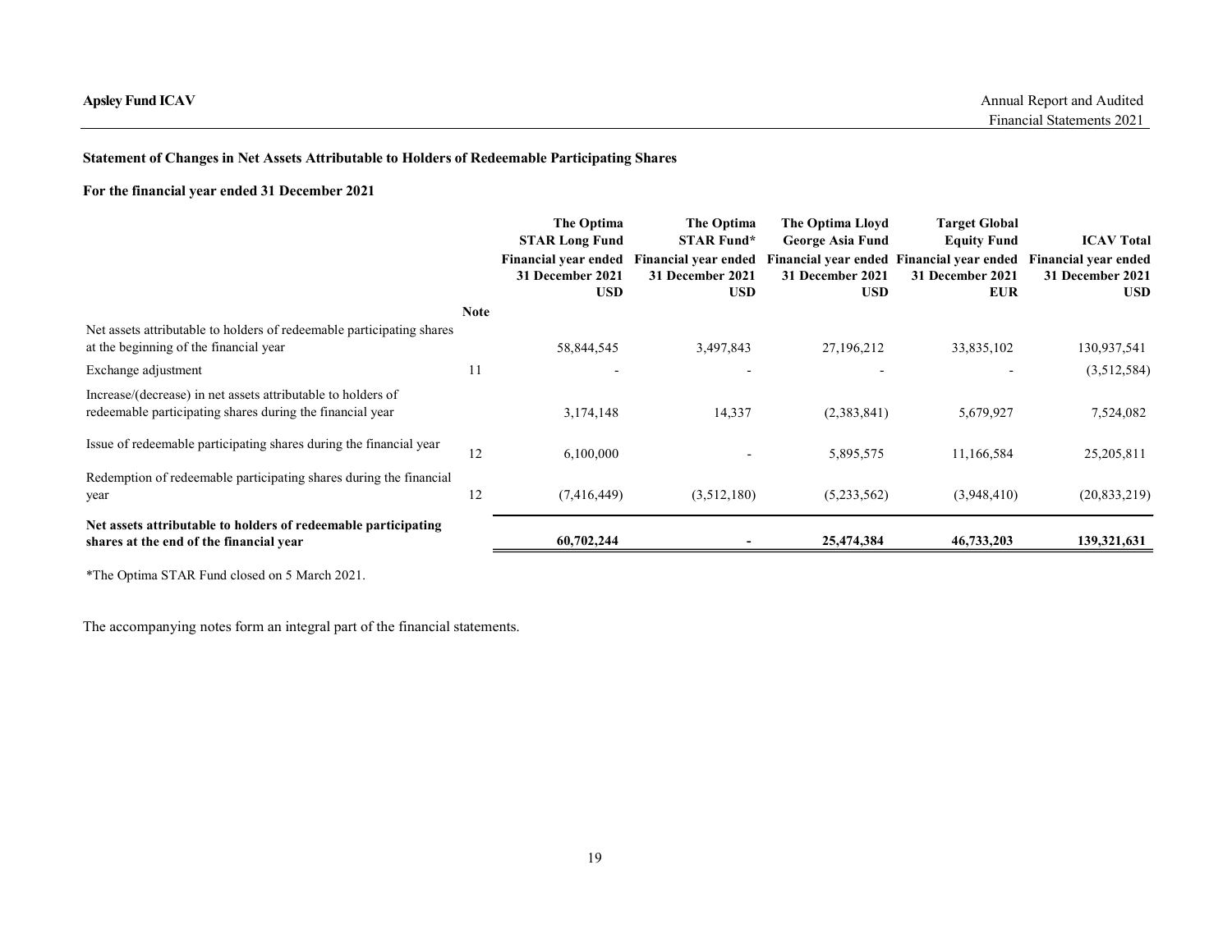**Statement of Changes in Net Assets Attributable to Holders of Redeemable Participating Shares**

**For the financial year ended 31 December 2021**

| | Note | The Optima STAR Long Fund Financial year ended 31 December 2021 USD | The Optima STAR Fund* Financial year ended 31 December 2021 USD | The Optima Lloyd George Asia Fund Financial year ended 31 December 2021 USD | Target Global Equity Fund Financial year ended 31 December 2021 EUR | ICAV Total Financial year ended 31 December 2021 USD |
|---|---|---|---|---|---|---|
| Net assets attributable to holders of redeemable participating shares at the beginning of the financial year | | 58,844,545 | 3,497,843 | 27,196,212 | 33,835,102 | 130,937,541 |
| Exchange adjustment | 11 | - | - | - | - | (3,512,584) |
| Increase/(decrease) in net assets attributable to holders of redeemable participating shares during the financial year | | 3,174,148 | 14,337 | (2,383,841) | 5,679,927 | 7,524,082 |
| Issue of redeemable participating shares during the financial year | 12 | 6,100,000 | - | 5,895,575 | 11,166,584 | 25,205,811 |
| Redemption of redeemable participating shares during the financial year | 12 | (7,416,449) | (3,512,180) | (5,233,562) | (3,948,410) | (20,833,219) |
| **Net assets attributable to holders of redeemable participating shares at the end of the financial year** | | **60,702,244** | **-** | **25,474,384** | **46,733,203** | **139,321,631** |

*The Optima STAR Fund closed on 5 March 2021.

The accompanying notes form an integral part of the financial statements.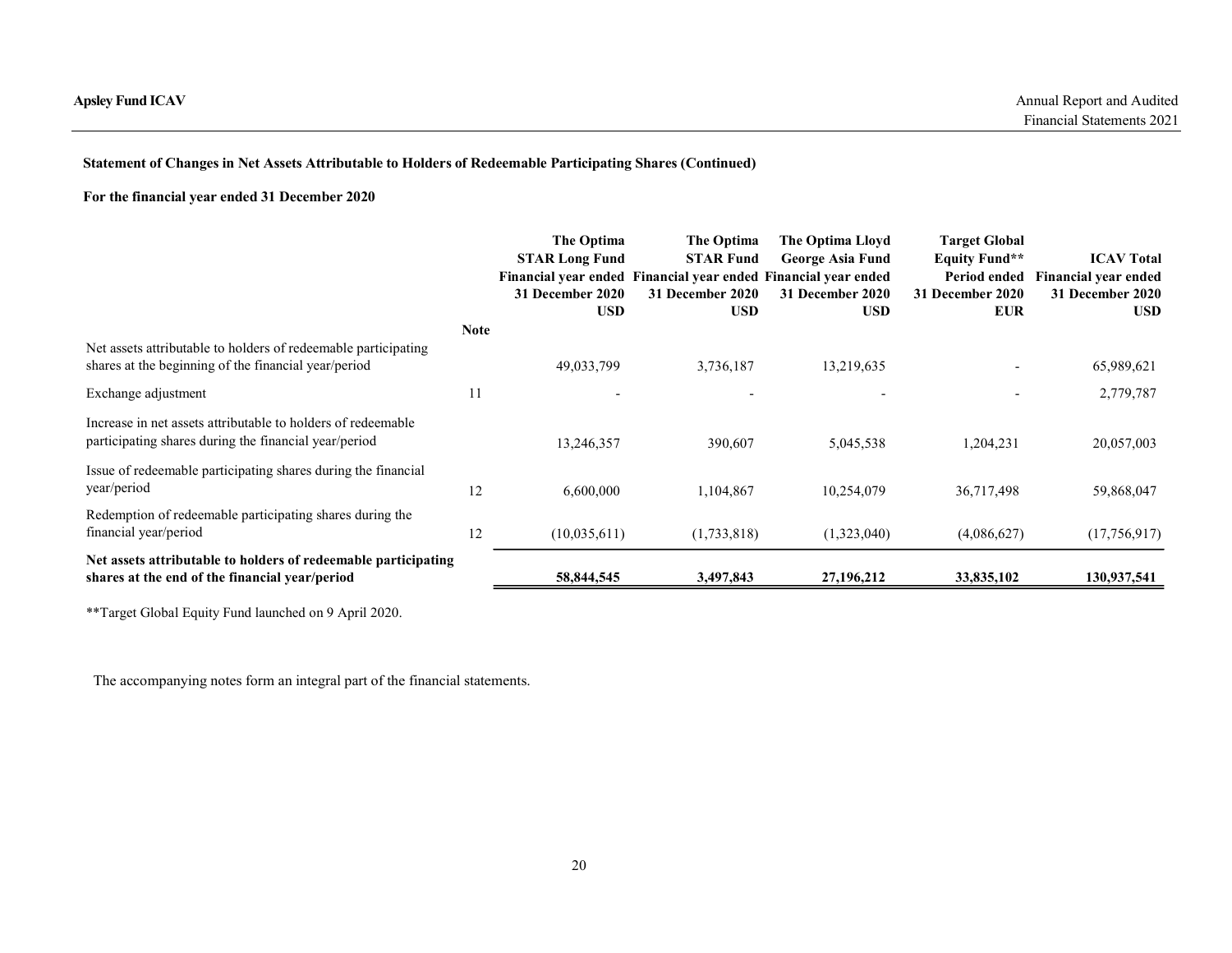**Statement of Changes in Net Assets Attributable to Holders of Redeemable Participating Shares (Continued)**

**For the financial year ended 31 December 2020**

| | Note | The Optima STAR Long Fund Financial year ended 31 December 2020 USD | The Optima STAR Fund Financial year ended 31 December 2020 USD | The Optima Lloyd George Asia Fund Financial year ended 31 December 2020 USD | Target Global Equity Fund** Period ended 31 December 2020 EUR | ICAV Total Financial year ended 31 December 2020 USD |
|---|---|---|---|---|---|---|
| Net assets attributable to holders of redeemable participating shares at the beginning of the financial year/period | | 49,033,799 | 3,736,187 | 13,219,635 | - | 65,989,621 |
| Exchange adjustment | 11 | - | - | - | - | 2,779,787 |
| Increase in net assets attributable to holders of redeemable participating shares during the financial year/period | | 13,246,357 | 390,607 | 5,045,538 | 1,204,231 | 20,057,003 |
| Issue of redeemable participating shares during the financial year/period | 12 | 6,600,000 | 1,104,867 | 10,254,079 | 36,717,498 | 59,868,047 |
| Redemption of redeemable participating shares during the financial year/period | 12 | (10,035,611) | (1,733,818) | (1,323,040) | (4,086,627) | (17,756,917) |
| **Net assets attributable to holders of redeemable participating shares at the end of the financial year/period** | | **58,844,545** | **3,497,843** | **27,196,212** | **33,835,102** | **130,937,541** |

**Target Global Equity Fund launched on 9 April 2020.

The accompanying notes form an integral part of the financial statements.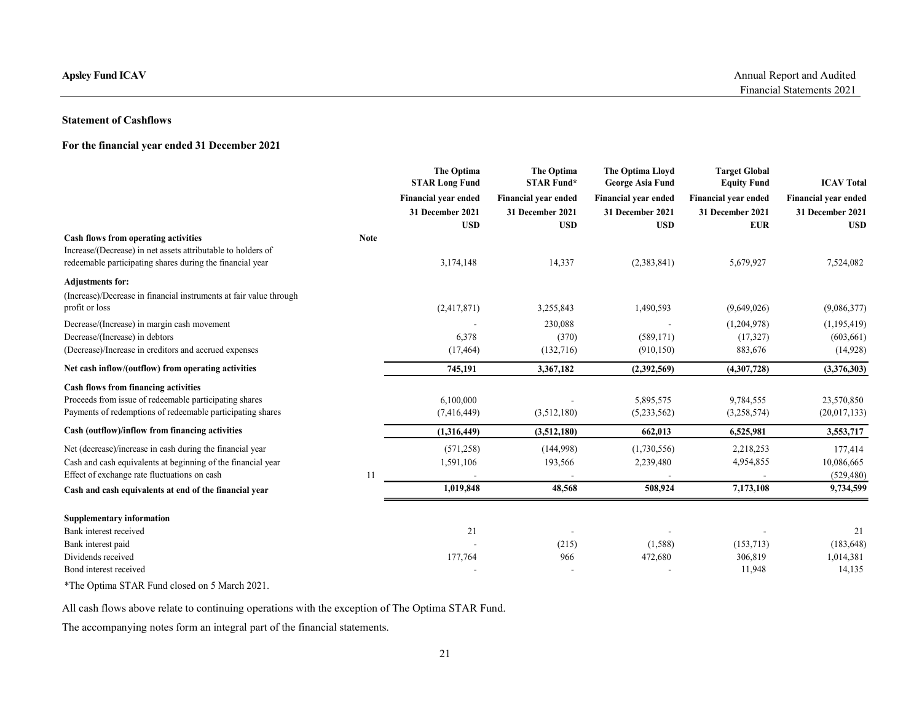## Statement of Cashflows

### For the financial year ended 31 December 2021

| | Note | The Optima STAR Long Fund<br>Financial year ended<br>31 December 2021<br>USD | The Optima STAR Fund*<br>Financial year ended<br>31 December 2021<br>USD | The Optima Lloyd George Asia Fund<br>Financial year ended<br>31 December 2021<br>USD | Target Global Equity Fund<br>Financial year ended<br>31 December 2021<br>EUR | ICAV Total<br>Financial year ended<br>31 December 2021<br>USD |
|---|---|---|---|---|---|---|
| **Cash flows from operating activities** | | | | | | |
| Increase/(Decrease) in net assets attributable to holders of redeemable participating shares during the financial year | | 3,174,148 | 14,337 | (2,383,841) | 5,679,927 | 7,524,082 |
| **Adjustments for:** | | | | | | |
| (Increase)/Decrease in financial instruments at fair value through profit or loss | | (2,417,871) | 3,255,843 | 1,490,593 | (9,649,026) | (9,086,377) |
| Decrease/(Increase) in margin cash movement | | - | 230,088 | - | (1,204,978) | (1,195,419) |
| Decrease/(Increase) in debtors | | 6,378 | (370) | (589,171) | (17,327) | (603,661) |
| (Decrease)/Increase in creditors and accrued expenses | | (17,464) | (132,716) | (910,150) | 883,676 | (14,928) |
| **Net cash inflow/(outflow) from operating activities** | | **745,191** | **3,367,182** | **(2,392,569)** | **(4,307,728)** | **(3,376,303)** |
| **Cash flows from financing activities** | | | | | | |
| Proceeds from issue of redeemable participating shares | | 6,100,000 | - | 5,895,575 | 9,784,555 | 23,570,850 |
| Payments of redemptions of redeemable participating shares | | (7,416,449) | (3,512,180) | (5,233,562) | (3,258,574) | (20,017,133) |
| **Cash (outflow)/inflow from financing activities** | | **(1,316,449)** | **(3,512,180)** | **662,013** | **6,525,981** | **3,553,717** |
| Net (decrease)/increase in cash during the financial year | | (571,258) | (144,998) | (1,730,556) | 2,218,253 | 177,414 |
| Cash and cash equivalents at beginning of the financial year | | 1,591,106 | 193,566 | 2,239,480 | 4,954,855 | 10,086,665 |
| Effect of exchange rate fluctuations on cash | 11 | - | - | - | - | (529,480) |
| **Cash and cash equivalents at end of the financial year** | | **1,019,848** | **48,568** | **508,924** | **7,173,108** | **9,734,599** |
| **Supplementary information** | | | | | | |
| Bank interest received | | 21 | - | - | - | 21 |
| Bank interest paid | | - | (215) | (1,588) | (153,713) | (183,648) |
| Dividends received | | 177,764 | 966 | 472,680 | 306,819 | 1,014,381 |
| Bond interest received | | - | - | - | 11,948 | 14,135 |

*The Optima STAR Fund closed on 5 March 2021.

All cash flows above relate to continuing operations with the exception of The Optima STAR Fund.

The accompanying notes form an integral part of the financial statements.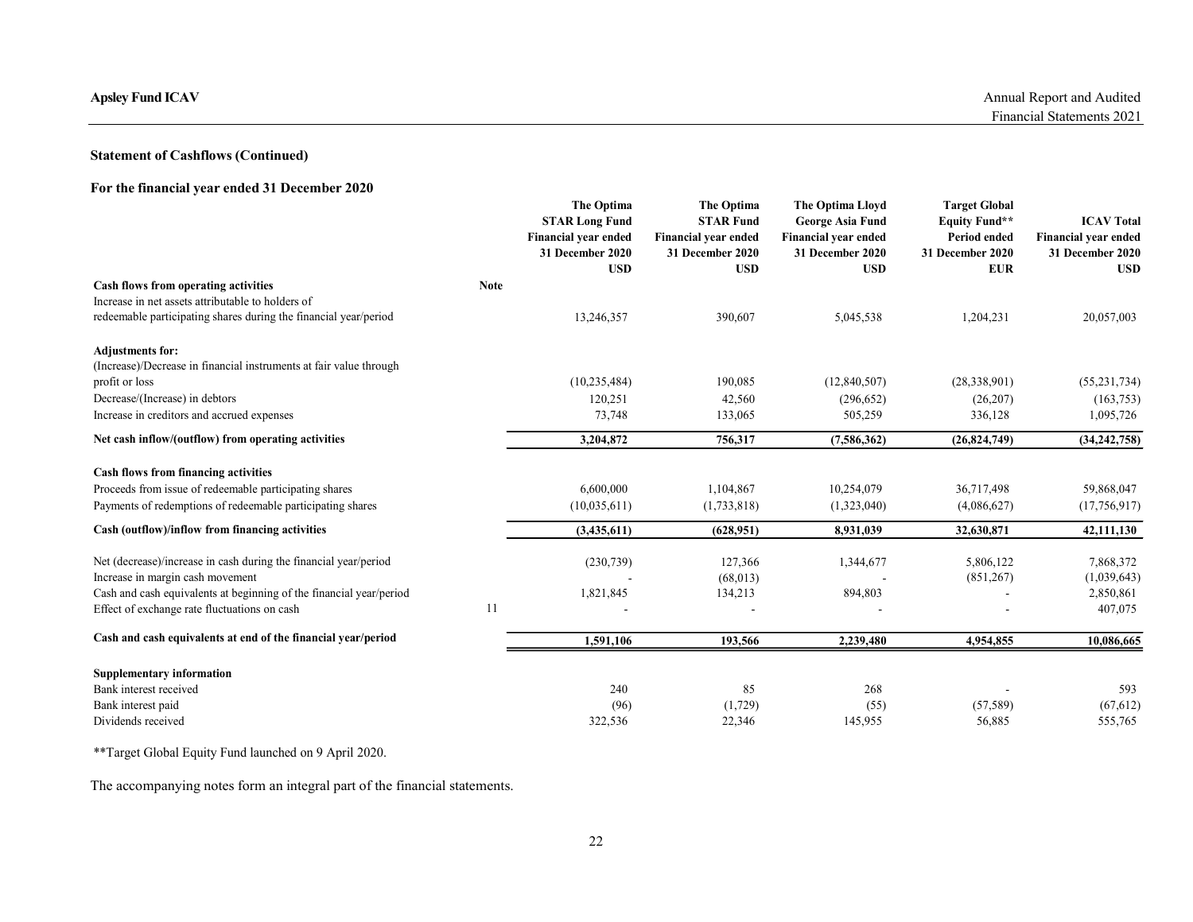## Statement of Cashflows (Continued)

### For the financial year ended 31 December 2020

| | Note | The Optima STAR Long Fund Financial year ended 31 December 2020 USD | The Optima STAR Fund Financial year ended 31 December 2020 USD | The Optima Lloyd George Asia Fund Financial year ended 31 December 2020 USD | Target Global Equity Fund** Period ended 31 December 2020 EUR | ICAV Total Financial year ended 31 December 2020 USD |
|---|---|---|---|---|---|---|
| **Cash flows from operating activities** | | | | | | |
| Increase in net assets attributable to holders of redeemable participating shares during the financial year/period | | 13,246,357 | 390,607 | 5,045,538 | 1,204,231 | 20,057,003 |
| **Adjustments for:** | | | | | | |
| (Increase)/Decrease in financial instruments at fair value through profit or loss | | (10,235,484) | 190,085 | (12,840,507) | (28,338,901) | (55,231,734) |
| Decrease/(Increase) in debtors | | 120,251 | 42,560 | (296,652) | (26,207) | (163,753) |
| Increase in creditors and accrued expenses | | 73,748 | 133,065 | 505,259 | 336,128 | 1,095,726 |
| **Net cash inflow/(outflow) from operating activities** | | **3,204,872** | **756,317** | **(7,586,362)** | **(26,824,749)** | **(34,242,758)** |
| **Cash flows from financing activities** | | | | | | |
| Proceeds from issue of redeemable participating shares | | 6,600,000 | 1,104,867 | 10,254,079 | 36,717,498 | 59,868,047 |
| Payments of redemptions of redeemable participating shares | | (10,035,611) | (1,733,818) | (1,323,040) | (4,086,627) | (17,756,917) |
| **Cash (outflow)/inflow from financing activities** | | **(3,435,611)** | **(628,951)** | **8,931,039** | **32,630,871** | **42,111,130** |
| Net (decrease)/increase in cash during the financial year/period | | (230,739) | 127,366 | 1,344,677 | 5,806,122 | 7,868,372 |
| Increase in margin cash movement | | - | (68,013) | - | (851,267) | (1,039,643) |
| Cash and cash equivalents at beginning of the financial year/period | | 1,821,845 | 134,213 | 894,803 | - | 2,850,861 |
| Effect of exchange rate fluctuations on cash | 11 | - | - | - | - | 407,075 |
| **Cash and cash equivalents at end of the financial year/period** | | **1,591,106** | **193,566** | **2,239,480** | **4,954,855** | **10,086,665** |
| **Supplementary information** | | | | | | |
| Bank interest received | | 240 | 85 | 268 | - | 593 |
| Bank interest paid | | (96) | (1,729) | (55) | (57,589) | (67,612) |
| Dividends received | | 322,536 | 22,346 | 145,955 | 56,885 | 555,765 |

**Target Global Equity Fund launched on 9 April 2020.

The accompanying notes form an integral part of the financial statements.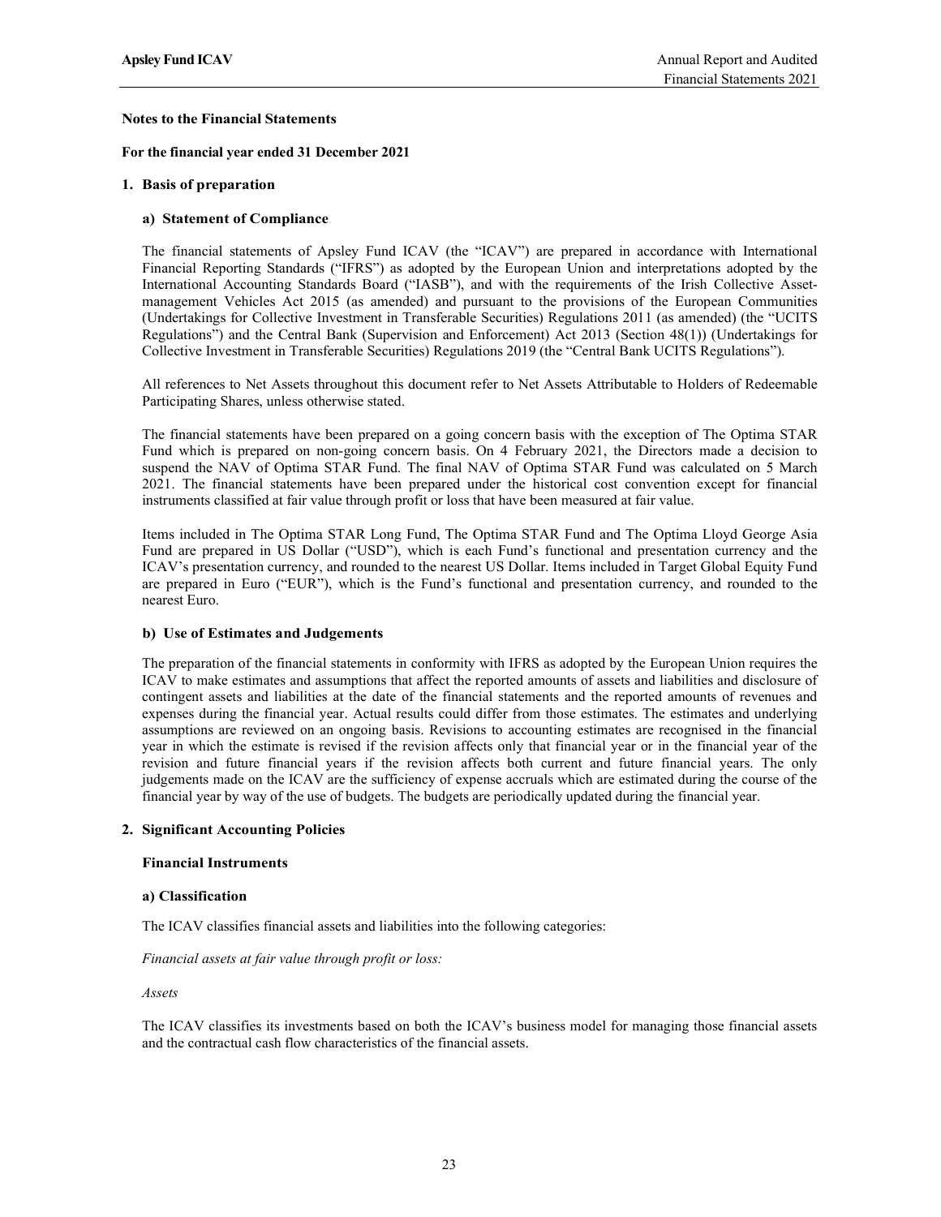## Notes to the Financial Statements

**For the financial year ended 31 December 2021**

### 1. Basis of preparation

#### a) Statement of Compliance

The financial statements of Apsley Fund ICAV (the "ICAV") are prepared in accordance with International Financial Reporting Standards ("IFRS") as adopted by the European Union and interpretations adopted by the International Accounting Standards Board ("IASB"), and with the requirements of the Irish Collective Asset-management Vehicles Act 2015 (as amended) and pursuant to the provisions of the European Communities (Undertakings for Collective Investment in Transferable Securities) Regulations 2011 (as amended) (the "UCITS Regulations") and the Central Bank (Supervision and Enforcement) Act 2013 (Section 48(1)) (Undertakings for Collective Investment in Transferable Securities) Regulations 2019 (the "Central Bank UCITS Regulations").

All references to Net Assets throughout this document refer to Net Assets Attributable to Holders of Redeemable Participating Shares, unless otherwise stated.

The financial statements have been prepared on a going concern basis with the exception of The Optima STAR Fund which is prepared on non-going concern basis. On 4 February 2021, the Directors made a decision to suspend the NAV of Optima STAR Fund. The final NAV of Optima STAR Fund was calculated on 5 March 2021. The financial statements have been prepared under the historical cost convention except for financial instruments classified at fair value through profit or loss that have been measured at fair value.

Items included in The Optima STAR Long Fund, The Optima STAR Fund and The Optima Lloyd George Asia Fund are prepared in US Dollar ("USD"), which is each Fund's functional and presentation currency and the ICAV's presentation currency, and rounded to the nearest US Dollar. Items included in Target Global Equity Fund are prepared in Euro ("EUR"), which is the Fund's functional and presentation currency, and rounded to the nearest Euro.

#### b) Use of Estimates and Judgements

The preparation of the financial statements in conformity with IFRS as adopted by the European Union requires the ICAV to make estimates and assumptions that affect the reported amounts of assets and liabilities and disclosure of contingent assets and liabilities at the date of the financial statements and the reported amounts of revenues and expenses during the financial year. Actual results could differ from those estimates. The estimates and underlying assumptions are reviewed on an ongoing basis. Revisions to accounting estimates are recognised in the financial year in which the estimate is revised if the revision affects only that financial year or in the financial year of the revision and future financial years if the revision affects both current and future financial years. The only judgements made on the ICAV are the sufficiency of expense accruals which are estimated during the course of the financial year by way of the use of budgets. The budgets are periodically updated during the financial year.

### 2. Significant Accounting Policies

#### Financial Instruments

#### a) Classification

The ICAV classifies financial assets and liabilities into the following categories:

*Financial assets at fair value through profit or loss:*

*Assets*

The ICAV classifies its investments based on both the ICAV's business model for managing those financial assets and the contractual cash flow characteristics of the financial assets.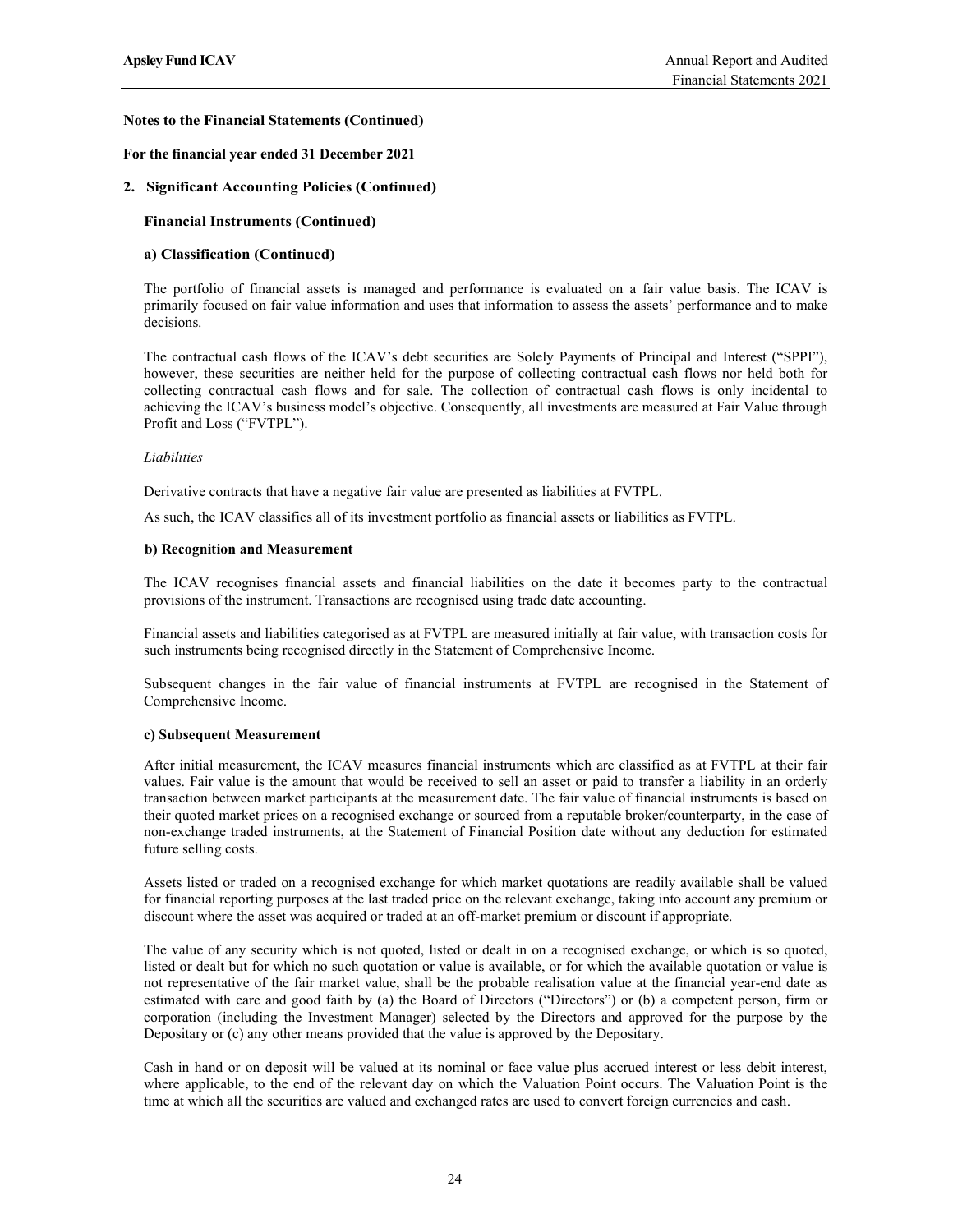**Notes to the Financial Statements (Continued)**

**For the financial year ended 31 December 2021**

## 2. Significant Accounting Policies (Continued)

### Financial Instruments (Continued)

#### a) Classification (Continued)

The portfolio of financial assets is managed and performance is evaluated on a fair value basis. The ICAV is primarily focused on fair value information and uses that information to assess the assets' performance and to make decisions.

The contractual cash flows of the ICAV's debt securities are Solely Payments of Principal and Interest ("SPPI"), however, these securities are neither held for the purpose of collecting contractual cash flows nor held both for collecting contractual cash flows and for sale. The collection of contractual cash flows is only incidental to achieving the ICAV's business model's objective. Consequently, all investments are measured at Fair Value through Profit and Loss ("FVTPL").

*Liabilities*

Derivative contracts that have a negative fair value are presented as liabilities at FVTPL.

As such, the ICAV classifies all of its investment portfolio as financial assets or liabilities as FVTPL.

#### b) Recognition and Measurement

The ICAV recognises financial assets and financial liabilities on the date it becomes party to the contractual provisions of the instrument. Transactions are recognised using trade date accounting.

Financial assets and liabilities categorised as at FVTPL are measured initially at fair value, with transaction costs for such instruments being recognised directly in the Statement of Comprehensive Income.

Subsequent changes in the fair value of financial instruments at FVTPL are recognised in the Statement of Comprehensive Income.

#### c) Subsequent Measurement

After initial measurement, the ICAV measures financial instruments which are classified as at FVTPL at their fair values. Fair value is the amount that would be received to sell an asset or paid to transfer a liability in an orderly transaction between market participants at the measurement date. The fair value of financial instruments is based on their quoted market prices on a recognised exchange or sourced from a reputable broker/counterparty, in the case of non-exchange traded instruments, at the Statement of Financial Position date without any deduction for estimated future selling costs.

Assets listed or traded on a recognised exchange for which market quotations are readily available shall be valued for financial reporting purposes at the last traded price on the relevant exchange, taking into account any premium or discount where the asset was acquired or traded at an off-market premium or discount if appropriate.

The value of any security which is not quoted, listed or dealt in on a recognised exchange, or which is so quoted, listed or dealt but for which no such quotation or value is available, or for which the available quotation or value is not representative of the fair market value, shall be the probable realisation value at the financial year-end date as estimated with care and good faith by (a) the Board of Directors ("Directors") or (b) a competent person, firm or corporation (including the Investment Manager) selected by the Directors and approved for the purpose by the Depositary or (c) any other means provided that the value is approved by the Depositary.

Cash in hand or on deposit will be valued at its nominal or face value plus accrued interest or less debit interest, where applicable, to the end of the relevant day on which the Valuation Point occurs. The Valuation Point is the time at which all the securities are valued and exchanged rates are used to convert foreign currencies and cash.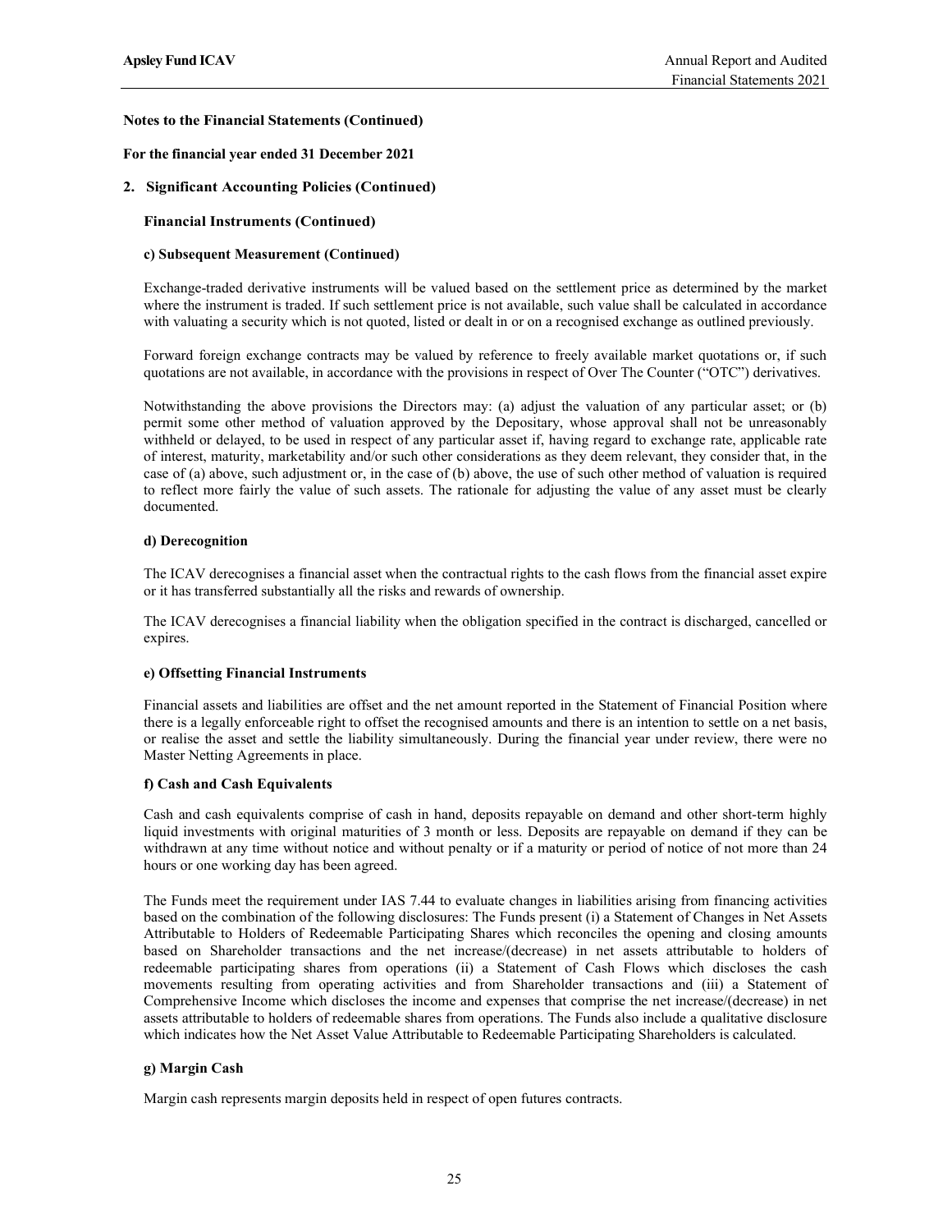**Notes to the Financial Statements (Continued)**

**For the financial year ended 31 December 2021**

## 2. Significant Accounting Policies (Continued)

### Financial Instruments (Continued)

#### c) Subsequent Measurement (Continued)

Exchange-traded derivative instruments will be valued based on the settlement price as determined by the market where the instrument is traded. If such settlement price is not available, such value shall be calculated in accordance with valuating a security which is not quoted, listed or dealt in or on a recognised exchange as outlined previously.

Forward foreign exchange contracts may be valued by reference to freely available market quotations or, if such quotations are not available, in accordance with the provisions in respect of Over The Counter ("OTC") derivatives.

Notwithstanding the above provisions the Directors may: (a) adjust the valuation of any particular asset; or (b) permit some other method of valuation approved by the Depositary, whose approval shall not be unreasonably withheld or delayed, to be used in respect of any particular asset if, having regard to exchange rate, applicable rate of interest, maturity, marketability and/or such other considerations as they deem relevant, they consider that, in the case of (a) above, such adjustment or, in the case of (b) above, the use of such other method of valuation is required to reflect more fairly the value of such assets. The rationale for adjusting the value of any asset must be clearly documented.

#### d) Derecognition

The ICAV derecognises a financial asset when the contractual rights to the cash flows from the financial asset expire or it has transferred substantially all the risks and rewards of ownership.

The ICAV derecognises a financial liability when the obligation specified in the contract is discharged, cancelled or expires.

#### e) Offsetting Financial Instruments

Financial assets and liabilities are offset and the net amount reported in the Statement of Financial Position where there is a legally enforceable right to offset the recognised amounts and there is an intention to settle on a net basis, or realise the asset and settle the liability simultaneously. During the financial year under review, there were no Master Netting Agreements in place.

#### f) Cash and Cash Equivalents

Cash and cash equivalents comprise of cash in hand, deposits repayable on demand and other short-term highly liquid investments with original maturities of 3 month or less. Deposits are repayable on demand if they can be withdrawn at any time without notice and without penalty or if a maturity or period of notice of not more than 24 hours or one working day has been agreed.

The Funds meet the requirement under IAS 7.44 to evaluate changes in liabilities arising from financing activities based on the combination of the following disclosures: The Funds present (i) a Statement of Changes in Net Assets Attributable to Holders of Redeemable Participating Shares which reconciles the opening and closing amounts based on Shareholder transactions and the net increase/(decrease) in net assets attributable to holders of redeemable participating shares from operations (ii) a Statement of Cash Flows which discloses the cash movements resulting from operating activities and from Shareholder transactions and (iii) a Statement of Comprehensive Income which discloses the income and expenses that comprise the net increase/(decrease) in net assets attributable to holders of redeemable shares from operations. The Funds also include a qualitative disclosure which indicates how the Net Asset Value Attributable to Redeemable Participating Shareholders is calculated.

#### g) Margin Cash

Margin cash represents margin deposits held in respect of open futures contracts.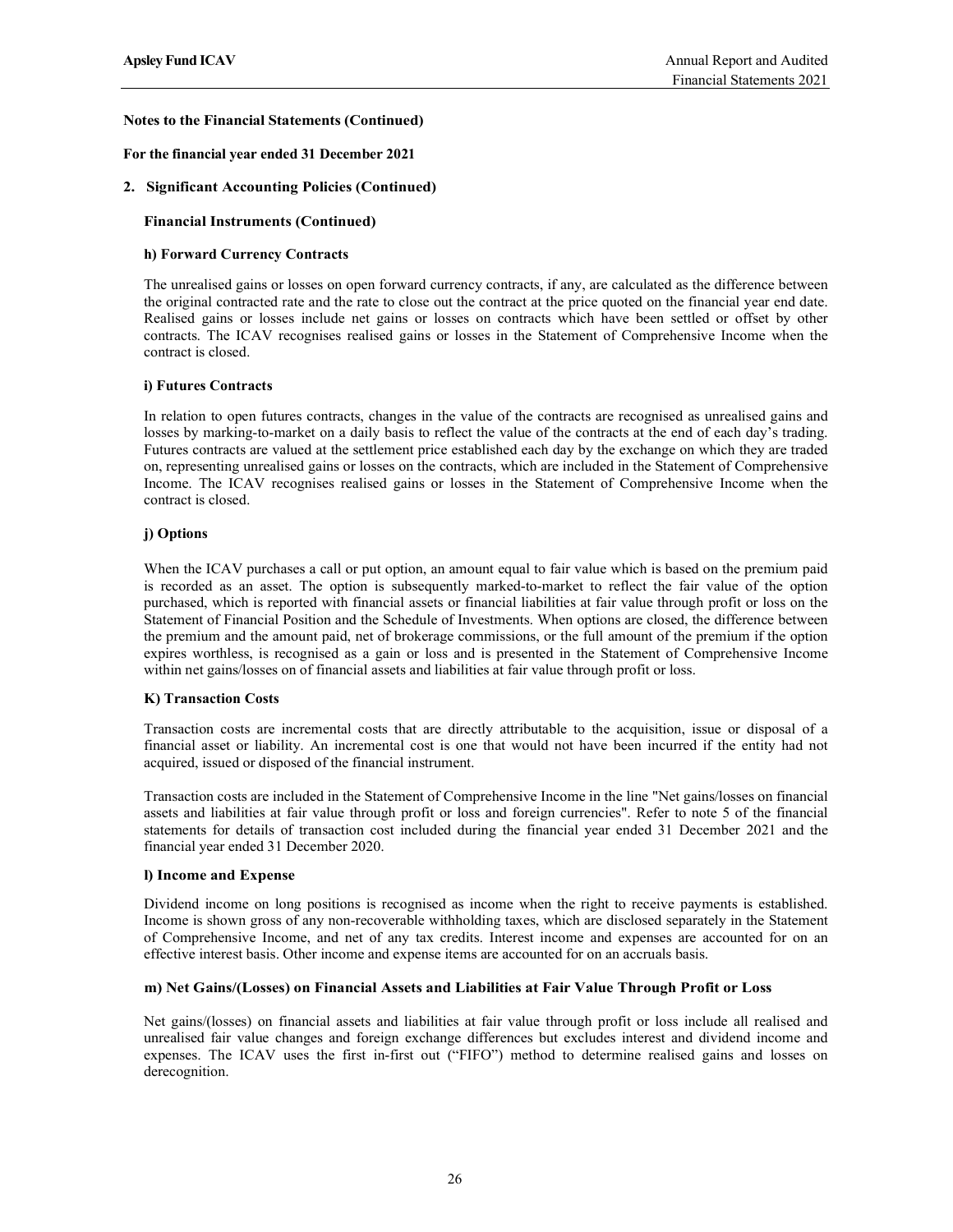**Notes to the Financial Statements (Continued)**

**For the financial year ended 31 December 2021**

## 2. Significant Accounting Policies (Continued)

### Financial Instruments (Continued)

#### h) Forward Currency Contracts

The unrealised gains or losses on open forward currency contracts, if any, are calculated as the difference between the original contracted rate and the rate to close out the contract at the price quoted on the financial year end date. Realised gains or losses include net gains or losses on contracts which have been settled or offset by other contracts. The ICAV recognises realised gains or losses in the Statement of Comprehensive Income when the contract is closed.

#### i) Futures Contracts

In relation to open futures contracts, changes in the value of the contracts are recognised as unrealised gains and losses by marking-to-market on a daily basis to reflect the value of the contracts at the end of each day's trading. Futures contracts are valued at the settlement price established each day by the exchange on which they are traded on, representing unrealised gains or losses on the contracts, which are included in the Statement of Comprehensive Income. The ICAV recognises realised gains or losses in the Statement of Comprehensive Income when the contract is closed.

#### j) Options

When the ICAV purchases a call or put option, an amount equal to fair value which is based on the premium paid is recorded as an asset. The option is subsequently marked-to-market to reflect the fair value of the option purchased, which is reported with financial assets or financial liabilities at fair value through profit or loss on the Statement of Financial Position and the Schedule of Investments. When options are closed, the difference between the premium and the amount paid, net of brokerage commissions, or the full amount of the premium if the option expires worthless, is recognised as a gain or loss and is presented in the Statement of Comprehensive Income within net gains/losses on of financial assets and liabilities at fair value through profit or loss.

#### K) Transaction Costs

Transaction costs are incremental costs that are directly attributable to the acquisition, issue or disposal of a financial asset or liability. An incremental cost is one that would not have been incurred if the entity had not acquired, issued or disposed of the financial instrument.

Transaction costs are included in the Statement of Comprehensive Income in the line "Net gains/losses on financial assets and liabilities at fair value through profit or loss and foreign currencies". Refer to note 5 of the financial statements for details of transaction cost included during the financial year ended 31 December 2021 and the financial year ended 31 December 2020.

#### l) Income and Expense

Dividend income on long positions is recognised as income when the right to receive payments is established. Income is shown gross of any non-recoverable withholding taxes, which are disclosed separately in the Statement of Comprehensive Income, and net of any tax credits. Interest income and expenses are accounted for on an effective interest basis. Other income and expense items are accounted for on an accruals basis.

#### m) Net Gains/(Losses) on Financial Assets and Liabilities at Fair Value Through Profit or Loss

Net gains/(losses) on financial assets and liabilities at fair value through profit or loss include all realised and unrealised fair value changes and foreign exchange differences but excludes interest and dividend income and expenses. The ICAV uses the first in-first out ("FIFO") method to determine realised gains and losses on derecognition.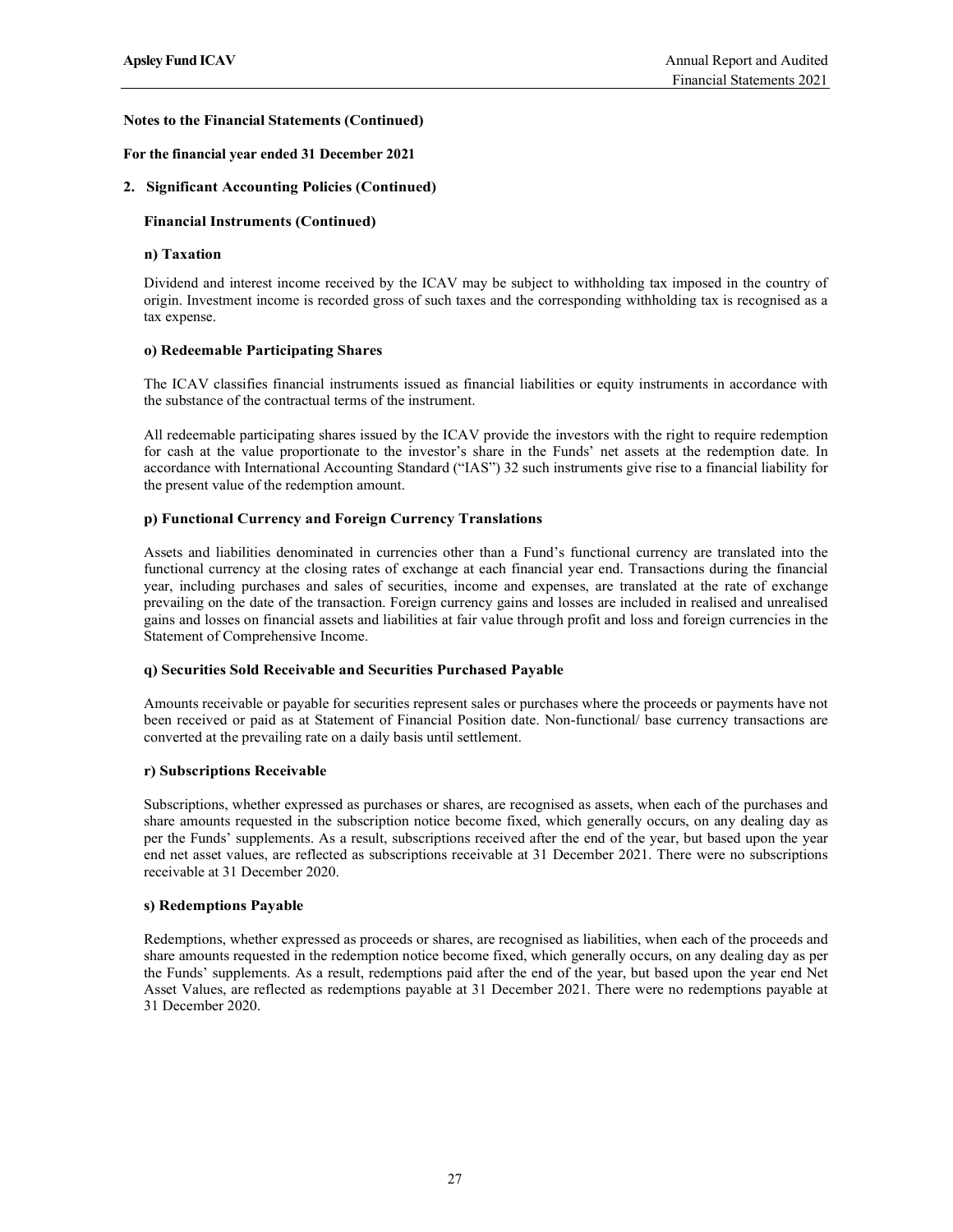**Notes to the Financial Statements (Continued)**

**For the financial year ended 31 December 2021**

## 2. Significant Accounting Policies (Continued)

### Financial Instruments (Continued)

#### n) Taxation

Dividend and interest income received by the ICAV may be subject to withholding tax imposed in the country of origin. Investment income is recorded gross of such taxes and the corresponding withholding tax is recognised as a tax expense.

#### o) Redeemable Participating Shares

The ICAV classifies financial instruments issued as financial liabilities or equity instruments in accordance with the substance of the contractual terms of the instrument.

All redeemable participating shares issued by the ICAV provide the investors with the right to require redemption for cash at the value proportionate to the investor's share in the Funds' net assets at the redemption date. In accordance with International Accounting Standard ("IAS") 32 such instruments give rise to a financial liability for the present value of the redemption amount.

#### p) Functional Currency and Foreign Currency Translations

Assets and liabilities denominated in currencies other than a Fund's functional currency are translated into the functional currency at the closing rates of exchange at each financial year end. Transactions during the financial year, including purchases and sales of securities, income and expenses, are translated at the rate of exchange prevailing on the date of the transaction. Foreign currency gains and losses are included in realised and unrealised gains and losses on financial assets and liabilities at fair value through profit and loss and foreign currencies in the Statement of Comprehensive Income.

#### q) Securities Sold Receivable and Securities Purchased Payable

Amounts receivable or payable for securities represent sales or purchases where the proceeds or payments have not been received or paid as at Statement of Financial Position date. Non-functional/ base currency transactions are converted at the prevailing rate on a daily basis until settlement.

#### r) Subscriptions Receivable

Subscriptions, whether expressed as purchases or shares, are recognised as assets, when each of the purchases and share amounts requested in the subscription notice become fixed, which generally occurs, on any dealing day as per the Funds' supplements. As a result, subscriptions received after the end of the year, but based upon the year end net asset values, are reflected as subscriptions receivable at 31 December 2021. There were no subscriptions receivable at 31 December 2020.

#### s) Redemptions Payable

Redemptions, whether expressed as proceeds or shares, are recognised as liabilities, when each of the proceeds and share amounts requested in the redemption notice become fixed, which generally occurs, on any dealing day as per the Funds' supplements. As a result, redemptions paid after the end of the year, but based upon the year end Net Asset Values, are reflected as redemptions payable at 31 December 2021. There were no redemptions payable at 31 December 2020.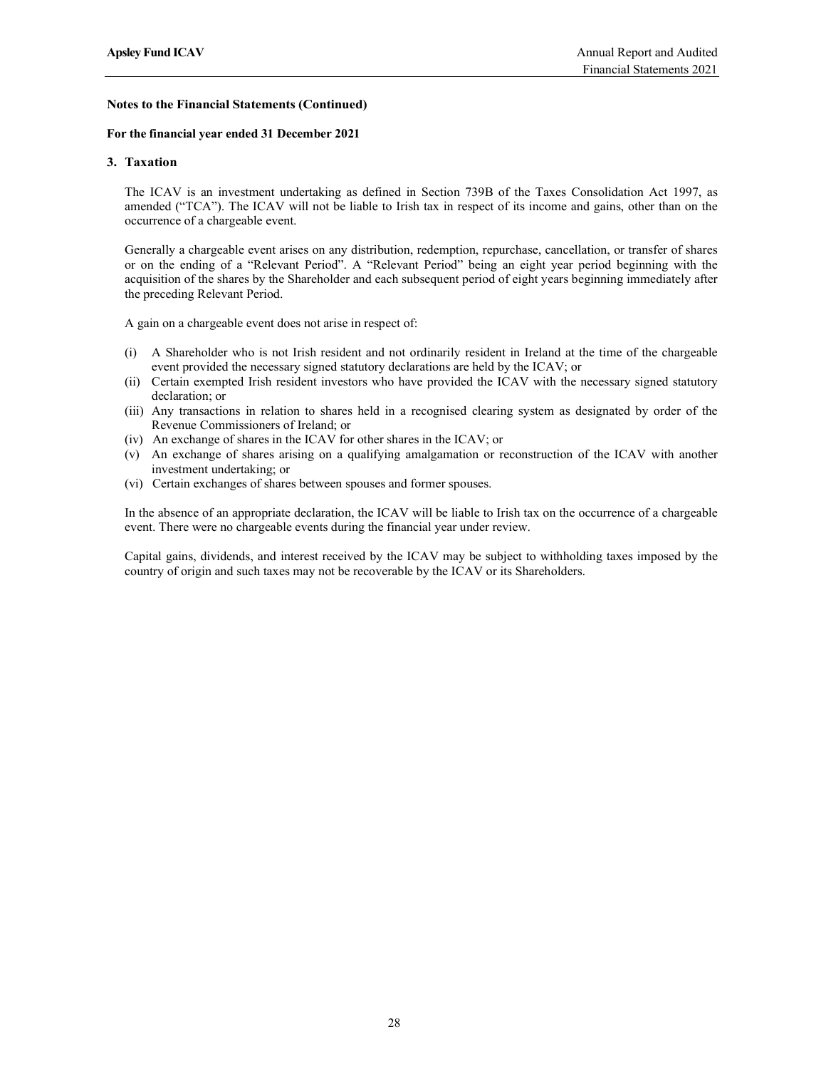**Notes to the Financial Statements (Continued)**

**For the financial year ended 31 December 2021**

## 3. Taxation

The ICAV is an investment undertaking as defined in Section 739B of the Taxes Consolidation Act 1997, as amended ("TCA"). The ICAV will not be liable to Irish tax in respect of its income and gains, other than on the occurrence of a chargeable event.

Generally a chargeable event arises on any distribution, redemption, repurchase, cancellation, or transfer of shares or on the ending of a "Relevant Period". A "Relevant Period" being an eight year period beginning with the acquisition of the shares by the Shareholder and each subsequent period of eight years beginning immediately after the preceding Relevant Period.

A gain on a chargeable event does not arise in respect of:

(i) A Shareholder who is not Irish resident and not ordinarily resident in Ireland at the time of the chargeable event provided the necessary signed statutory declarations are held by the ICAV; or
(ii) Certain exempted Irish resident investors who have provided the ICAV with the necessary signed statutory declaration; or
(iii) Any transactions in relation to shares held in a recognised clearing system as designated by order of the Revenue Commissioners of Ireland; or
(iv) An exchange of shares in the ICAV for other shares in the ICAV; or
(v) An exchange of shares arising on a qualifying amalgamation or reconstruction of the ICAV with another investment undertaking; or
(vi) Certain exchanges of shares between spouses and former spouses.

In the absence of an appropriate declaration, the ICAV will be liable to Irish tax on the occurrence of a chargeable event. There were no chargeable events during the financial year under review.

Capital gains, dividends, and interest received by the ICAV may be subject to withholding taxes imposed by the country of origin and such taxes may not be recoverable by the ICAV or its Shareholders.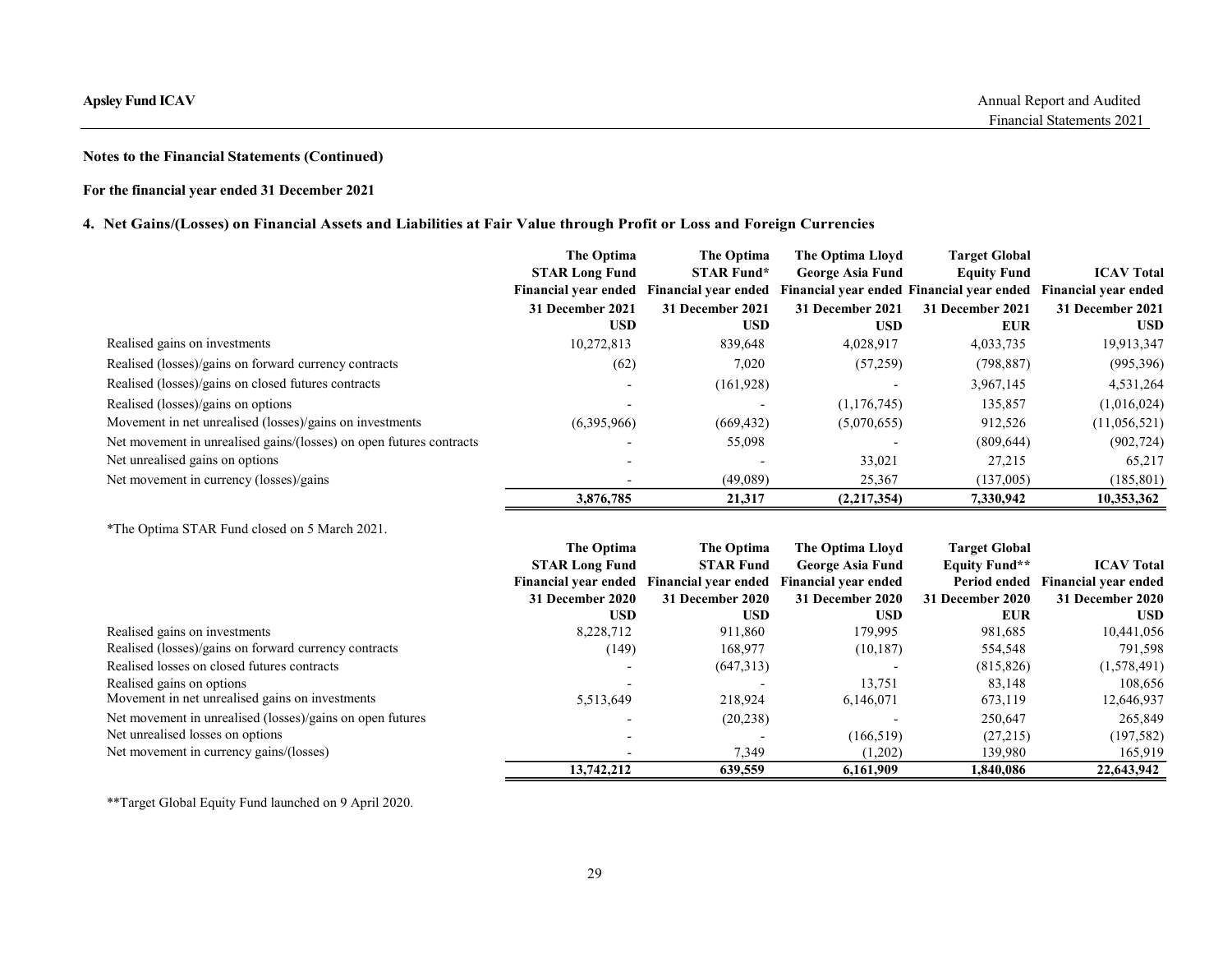**Notes to the Financial Statements (Continued)**

**For the financial year ended 31 December 2021**

## 4. Net Gains/(Losses) on Financial Assets and Liabilities at Fair Value through Profit or Loss and Foreign Currencies

| | The Optima STAR Long Fund Financial year ended 31 December 2021 USD | The Optima STAR Fund* Financial year ended 31 December 2021 USD | The Optima Lloyd George Asia Fund Financial year ended 31 December 2021 USD | Target Global Equity Fund Financial year ended 31 December 2021 EUR | ICAV Total Financial year ended 31 December 2021 USD |
|---|---|---|---|---|---|
| Realised gains on investments | 10,272,813 | 839,648 | 4,028,917 | 4,033,735 | 19,913,347 |
| Realised (losses)/gains on forward currency contracts | (62) | 7,020 | (57,259) | (798,887) | (995,396) |
| Realised (losses)/gains on closed futures contracts | - | (161,928) | - | 3,967,145 | 4,531,264 |
| Realised (losses)/gains on options | - | - | (1,176,745) | 135,857 | (1,016,024) |
| Movement in net unrealised (losses)/gains on investments | (6,395,966) | (669,432) | (5,070,655) | 912,526 | (11,056,521) |
| Net movement in unrealised gains/(losses) on open futures contracts | - | 55,098 | - | (809,644) | (902,724) |
| Net unrealised gains on options | - | - | 33,021 | 27,215 | 65,217 |
| Net movement in currency (losses)/gains | - | (49,089) | 25,367 | (137,005) | (185,801) |
| | **3,876,785** | **21,317** | **(2,217,354)** | **7,330,942** | **10,353,362** |

*The Optima STAR Fund closed on 5 March 2021.

| | The Optima STAR Long Fund Financial year ended 31 December 2020 USD | The Optima STAR Fund Financial year ended 31 December 2020 USD | The Optima Lloyd George Asia Fund Financial year ended 31 December 2020 USD | Target Global Equity Fund** Period ended 31 December 2020 EUR | ICAV Total Financial year ended 31 December 2020 USD |
|---|---|---|---|---|---|
| Realised gains on investments | 8,228,712 | 911,860 | 179,995 | 981,685 | 10,441,056 |
| Realised (losses)/gains on forward currency contracts | (149) | 168,977 | (10,187) | 554,548 | 791,598 |
| Realised losses on closed futures contracts | - | (647,313) | - | (815,826) | (1,578,491) |
| Realised gains on options | - | - | 13,751 | 83,148 | 108,656 |
| Movement in net unrealised gains on investments | 5,513,649 | 218,924 | 6,146,071 | 673,119 | 12,646,937 |
| Net movement in unrealised (losses)/gains on open futures | - | (20,238) | - | 250,647 | 265,849 |
| Net unrealised losses on options | - | - | (166,519) | (27,215) | (197,582) |
| Net movement in currency gains/(losses) | - | 7,349 | (1,202) | 139,980 | 165,919 |
| | **13,742,212** | **639,559** | **6,161,909** | **1,840,086** | **22,643,942** |

**Target Global Equity Fund launched on 9 April 2020.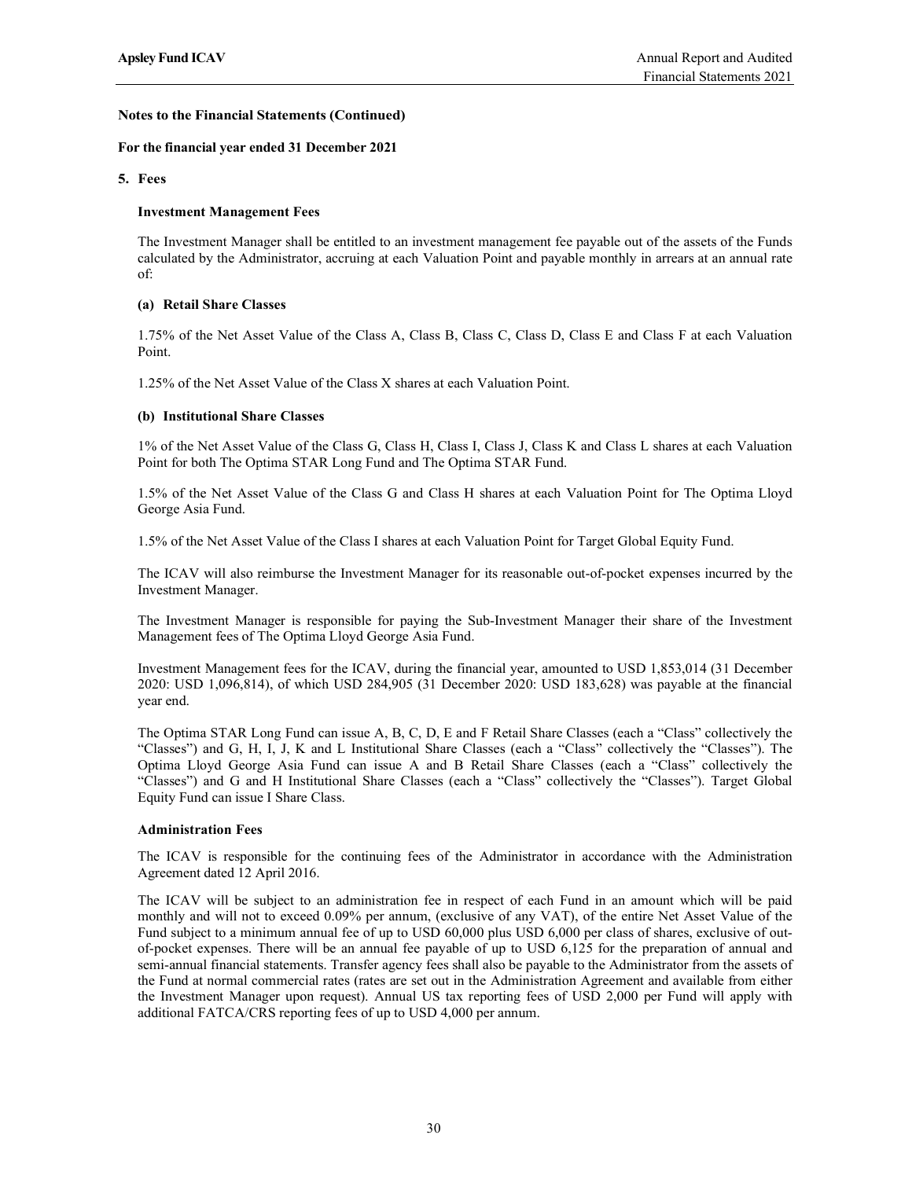**Notes to the Financial Statements (Continued)**

**For the financial year ended 31 December 2021**

**5. Fees**

**Investment Management Fees**

The Investment Manager shall be entitled to an investment management fee payable out of the assets of the Funds calculated by the Administrator, accruing at each Valuation Point and payable monthly in arrears at an annual rate of:

**(a) Retail Share Classes**

1.75% of the Net Asset Value of the Class A, Class B, Class C, Class D, Class E and Class F at each Valuation Point.

1.25% of the Net Asset Value of the Class X shares at each Valuation Point.

**(b) Institutional Share Classes**

1% of the Net Asset Value of the Class G, Class H, Class I, Class J, Class K and Class L shares at each Valuation Point for both The Optima STAR Long Fund and The Optima STAR Fund.

1.5% of the Net Asset Value of the Class G and Class H shares at each Valuation Point for The Optima Lloyd George Asia Fund.

1.5% of the Net Asset Value of the Class I shares at each Valuation Point for Target Global Equity Fund.

The ICAV will also reimburse the Investment Manager for its reasonable out-of-pocket expenses incurred by the Investment Manager.

The Investment Manager is responsible for paying the Sub-Investment Manager their share of the Investment Management fees of The Optima Lloyd George Asia Fund.

Investment Management fees for the ICAV, during the financial year, amounted to USD 1,853,014 (31 December 2020: USD 1,096,814), of which USD 284,905 (31 December 2020: USD 183,628) was payable at the financial year end.

The Optima STAR Long Fund can issue A, B, C, D, E and F Retail Share Classes (each a "Class" collectively the "Classes") and G, H, I, J, K and L Institutional Share Classes (each a "Class" collectively the "Classes"). The Optima Lloyd George Asia Fund can issue A and B Retail Share Classes (each a "Class" collectively the "Classes") and G and H Institutional Share Classes (each a "Class" collectively the "Classes"). Target Global Equity Fund can issue I Share Class.

**Administration Fees**

The ICAV is responsible for the continuing fees of the Administrator in accordance with the Administration Agreement dated 12 April 2016.

The ICAV will be subject to an administration fee in respect of each Fund in an amount which will be paid monthly and will not to exceed 0.09% per annum, (exclusive of any VAT), of the entire Net Asset Value of the Fund subject to a minimum annual fee of up to USD 60,000 plus USD 6,000 per class of shares, exclusive of out-of-pocket expenses. There will be an annual fee payable of up to USD 6,125 for the preparation of annual and semi-annual financial statements. Transfer agency fees shall also be payable to the Administrator from the assets of the Fund at normal commercial rates (rates are set out in the Administration Agreement and available from either the Investment Manager upon request). Annual US tax reporting fees of USD 2,000 per Fund will apply with additional FATCA/CRS reporting fees of up to USD 4,000 per annum.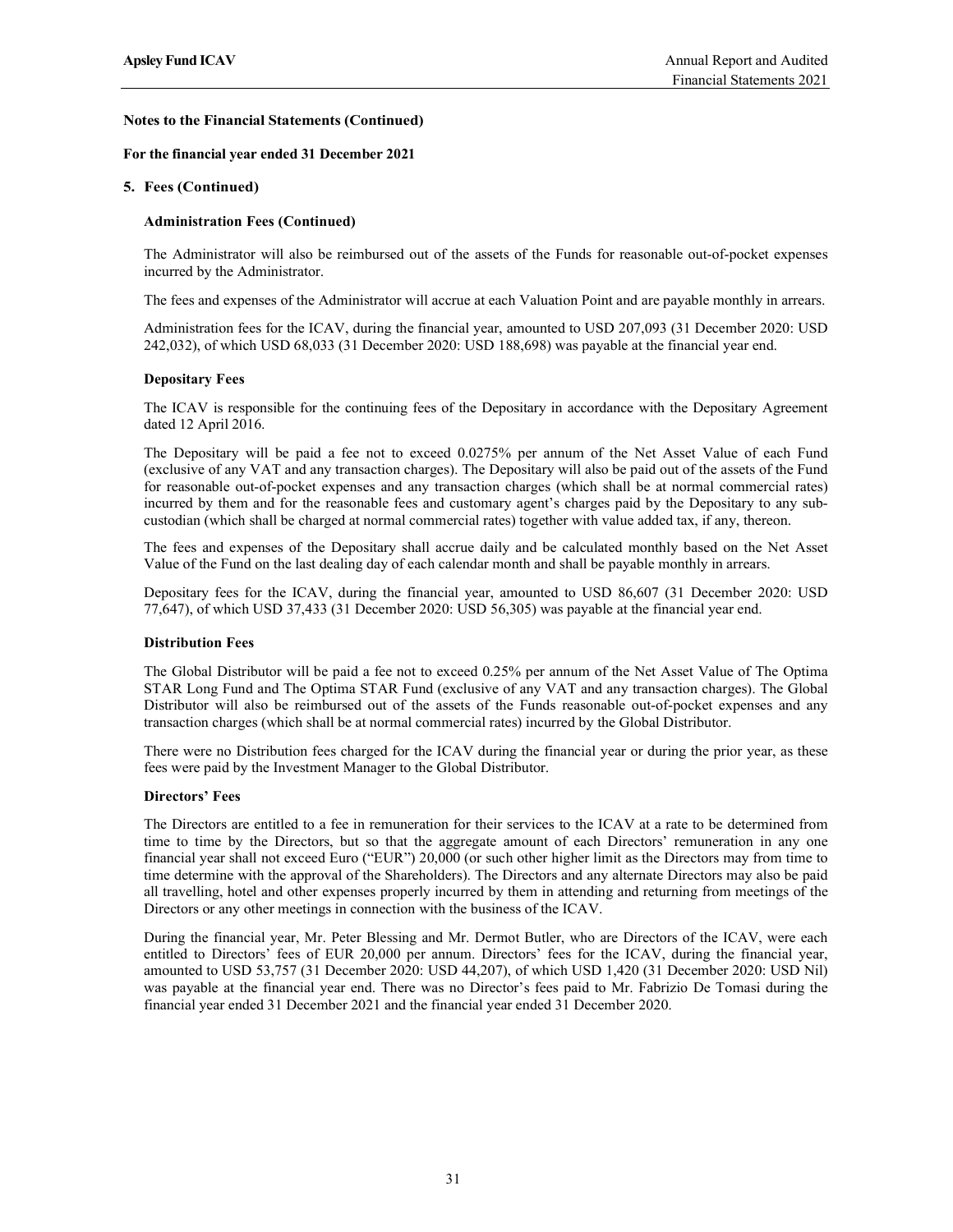**Notes to the Financial Statements (Continued)**

**For the financial year ended 31 December 2021**

**5. Fees (Continued)**

**Administration Fees (Continued)**

The Administrator will also be reimbursed out of the assets of the Funds for reasonable out-of-pocket expenses incurred by the Administrator.

The fees and expenses of the Administrator will accrue at each Valuation Point and are payable monthly in arrears.

Administration fees for the ICAV, during the financial year, amounted to USD 207,093 (31 December 2020: USD 242,032), of which USD 68,033 (31 December 2020: USD 188,698) was payable at the financial year end.

**Depositary Fees**

The ICAV is responsible for the continuing fees of the Depositary in accordance with the Depositary Agreement dated 12 April 2016.

The Depositary will be paid a fee not to exceed 0.0275% per annum of the Net Asset Value of each Fund (exclusive of any VAT and any transaction charges). The Depositary will also be paid out of the assets of the Fund for reasonable out-of-pocket expenses and any transaction charges (which shall be at normal commercial rates) incurred by them and for the reasonable fees and customary agent's charges paid by the Depositary to any sub-custodian (which shall be charged at normal commercial rates) together with value added tax, if any, thereon.

The fees and expenses of the Depositary shall accrue daily and be calculated monthly based on the Net Asset Value of the Fund on the last dealing day of each calendar month and shall be payable monthly in arrears.

Depositary fees for the ICAV, during the financial year, amounted to USD 86,607 (31 December 2020: USD 77,647), of which USD 37,433 (31 December 2020: USD 56,305) was payable at the financial year end.

**Distribution Fees**

The Global Distributor will be paid a fee not to exceed 0.25% per annum of the Net Asset Value of The Optima STAR Long Fund and The Optima STAR Fund (exclusive of any VAT and any transaction charges). The Global Distributor will also be reimbursed out of the assets of the Funds reasonable out-of-pocket expenses and any transaction charges (which shall be at normal commercial rates) incurred by the Global Distributor.

There were no Distribution fees charged for the ICAV during the financial year or during the prior year, as these fees were paid by the Investment Manager to the Global Distributor.

**Directors' Fees**

The Directors are entitled to a fee in remuneration for their services to the ICAV at a rate to be determined from time to time by the Directors, but so that the aggregate amount of each Directors' remuneration in any one financial year shall not exceed Euro ("EUR") 20,000 (or such other higher limit as the Directors may from time to time determine with the approval of the Shareholders). The Directors and any alternate Directors may also be paid all travelling, hotel and other expenses properly incurred by them in attending and returning from meetings of the Directors or any other meetings in connection with the business of the ICAV.

During the financial year, Mr. Peter Blessing and Mr. Dermot Butler, who are Directors of the ICAV, were each entitled to Directors' fees of EUR 20,000 per annum. Directors' fees for the ICAV, during the financial year, amounted to USD 53,757 (31 December 2020: USD 44,207), of which USD 1,420 (31 December 2020: USD Nil) was payable at the financial year end. There was no Director's fees paid to Mr. Fabrizio De Tomasi during the financial year ended 31 December 2021 and the financial year ended 31 December 2020.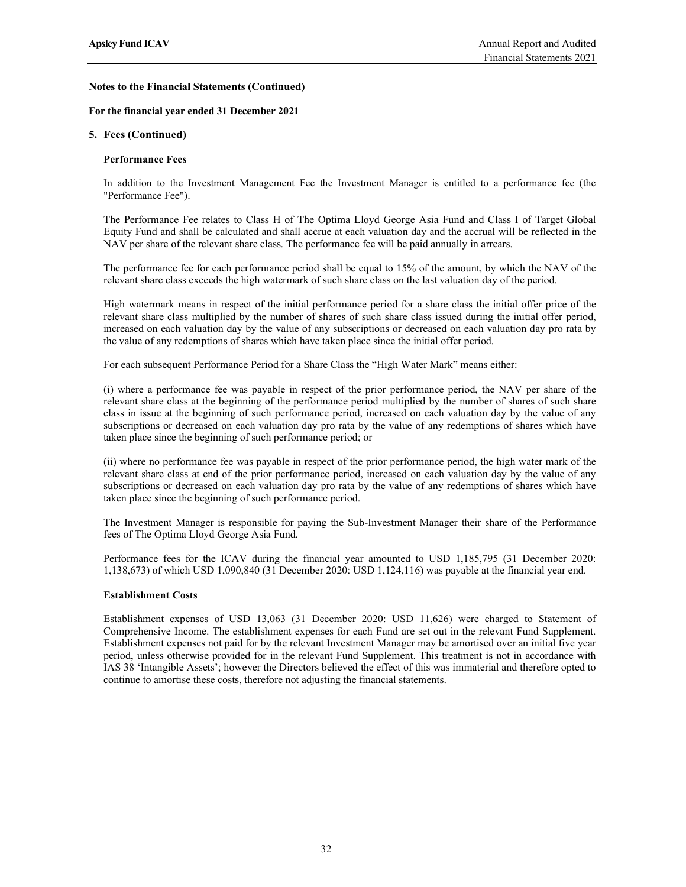**Notes to the Financial Statements (Continued)**

**For the financial year ended 31 December 2021**

**5. Fees (Continued)**

**Performance Fees**

In addition to the Investment Management Fee the Investment Manager is entitled to a performance fee (the "Performance Fee").

The Performance Fee relates to Class H of The Optima Lloyd George Asia Fund and Class I of Target Global Equity Fund and shall be calculated and shall accrue at each valuation day and the accrual will be reflected in the NAV per share of the relevant share class. The performance fee will be paid annually in arrears.

The performance fee for each performance period shall be equal to 15% of the amount, by which the NAV of the relevant share class exceeds the high watermark of such share class on the last valuation day of the period.

High watermark means in respect of the initial performance period for a share class the initial offer price of the relevant share class multiplied by the number of shares of such share class issued during the initial offer period, increased on each valuation day by the value of any subscriptions or decreased on each valuation day pro rata by the value of any redemptions of shares which have taken place since the initial offer period.

For each subsequent Performance Period for a Share Class the "High Water Mark" means either:

(i) where a performance fee was payable in respect of the prior performance period, the NAV per share of the relevant share class at the beginning of the performance period multiplied by the number of shares of such share class in issue at the beginning of such performance period, increased on each valuation day by the value of any subscriptions or decreased on each valuation day pro rata by the value of any redemptions of shares which have taken place since the beginning of such performance period; or

(ii) where no performance fee was payable in respect of the prior performance period, the high water mark of the relevant share class at end of the prior performance period, increased on each valuation day by the value of any subscriptions or decreased on each valuation day pro rata by the value of any redemptions of shares which have taken place since the beginning of such performance period.

The Investment Manager is responsible for paying the Sub-Investment Manager their share of the Performance fees of The Optima Lloyd George Asia Fund.

Performance fees for the ICAV during the financial year amounted to USD 1,185,795 (31 December 2020: 1,138,673) of which USD 1,090,840 (31 December 2020: USD 1,124,116) was payable at the financial year end.

**Establishment Costs**

Establishment expenses of USD 13,063 (31 December 2020: USD 11,626) were charged to Statement of Comprehensive Income. The establishment expenses for each Fund are set out in the relevant Fund Supplement. Establishment expenses not paid for by the relevant Investment Manager may be amortised over an initial five year period, unless otherwise provided for in the relevant Fund Supplement. This treatment is not in accordance with IAS 38 'Intangible Assets'; however the Directors believed the effect of this was immaterial and therefore opted to continue to amortise these costs, therefore not adjusting the financial statements.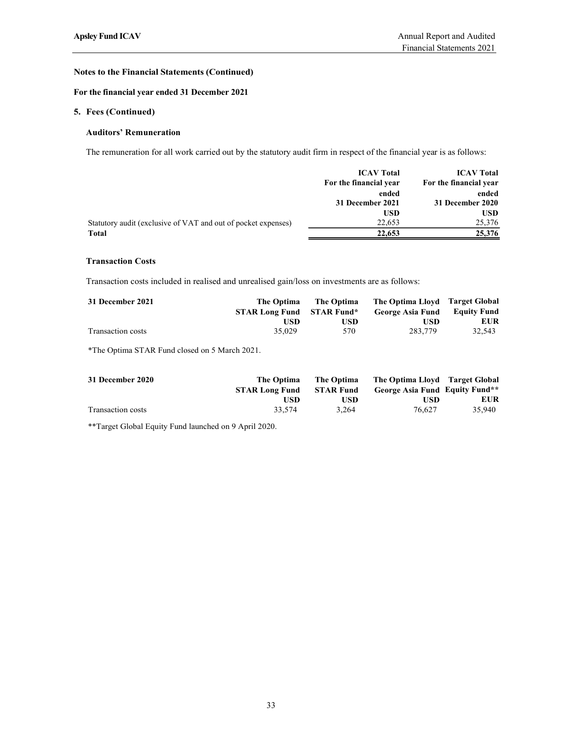## Notes to the Financial Statements (Continued)

**For the financial year ended 31 December 2021**

### 5. Fees (Continued)

#### Auditors' Remuneration

The remuneration for all work carried out by the statutory audit firm in respect of the financial year is as follows:

| | ICAV Total For the financial year ended 31 December 2021 | ICAV Total For the financial year ended 31 December 2020 |
|---|---|---|
| | USD | USD |
| Statutory audit (exclusive of VAT and out of pocket expenses) | 22,653 | 25,376 |
| **Total** | **22,653** | **25,376** |

#### Transaction Costs

Transaction costs included in realised and unrealised gain/loss on investments are as follows:

| 31 December 2021 | The Optima STAR Long Fund | The Optima STAR Fund* | The Optima Lloyd George Asia Fund | Target Global Equity Fund |
|---|---|---|---|---|
| | USD | USD | USD | EUR |
| Transaction costs | 35,029 | 570 | 283,779 | 32,543 |

*The Optima STAR Fund closed on 5 March 2021.

| 31 December 2020 | The Optima STAR Long Fund | The Optima STAR Fund | The Optima Lloyd George Asia Fund | Target Global Equity Fund** |
|---|---|---|---|---|
| | USD | USD | USD | EUR |
| Transaction costs | 33,574 | 3,264 | 76,627 | 35,940 |

**Target Global Equity Fund launched on 9 April 2020.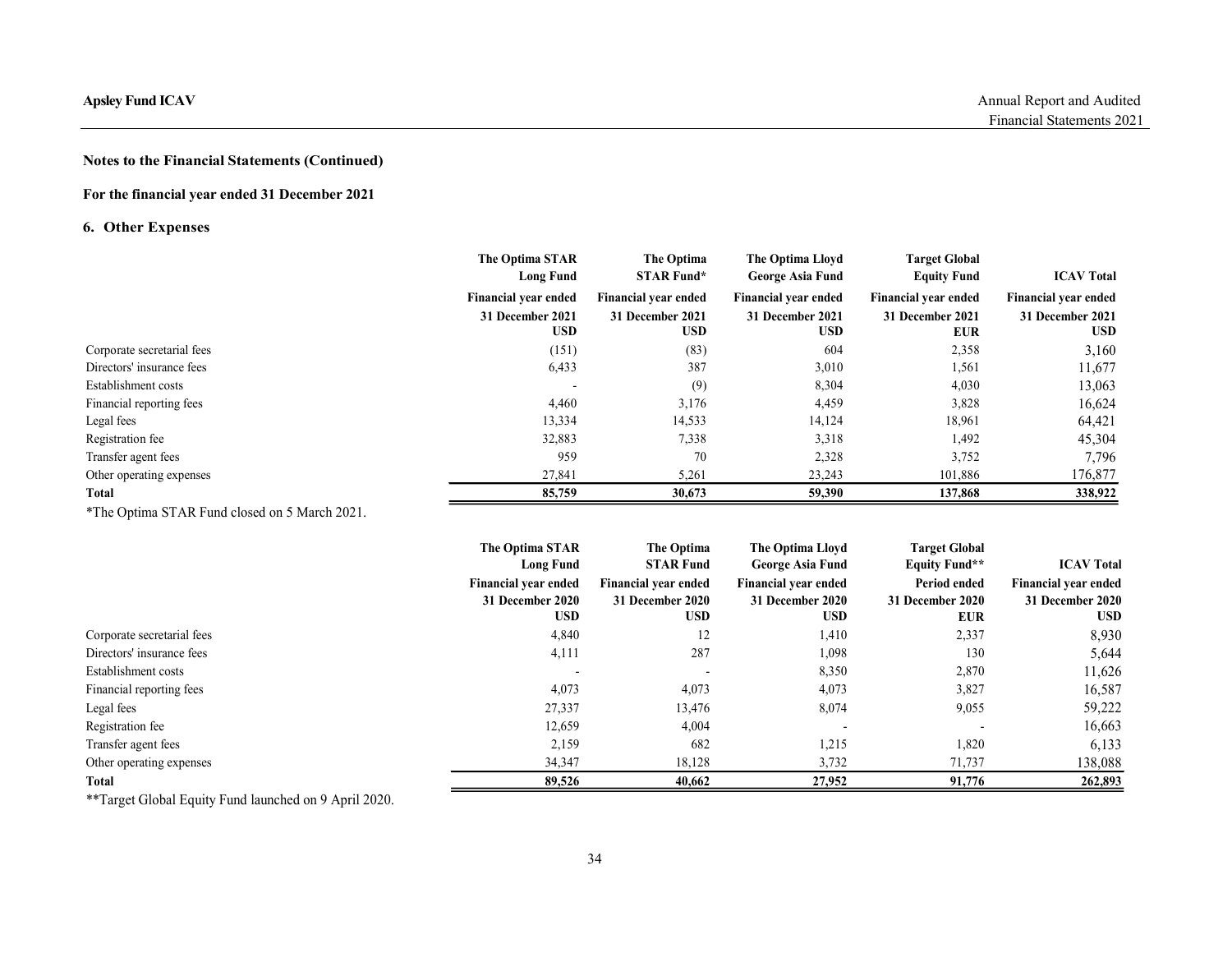## Notes to the Financial Statements (Continued)

### For the financial year ended 31 December 2021

### 6. Other Expenses

| | The Optima STAR Long Fund | The Optima STAR Fund* | The Optima Lloyd George Asia Fund | Target Global Equity Fund | ICAV Total |
|---|---|---|---|---|---|
| | Financial year ended 31 December 2021 | Financial year ended 31 December 2021 | Financial year ended 31 December 2021 | Financial year ended 31 December 2021 | Financial year ended 31 December 2021 |
| | USD | USD | USD | EUR | USD |
| Corporate secretarial fees | (151) | (83) | 604 | 2,358 | 3,160 |
| Directors' insurance fees | 6,433 | 387 | 3,010 | 1,561 | 11,677 |
| Establishment costs | - | (9) | 8,304 | 4,030 | 13,063 |
| Financial reporting fees | 4,460 | 3,176 | 4,459 | 3,828 | 16,624 |
| Legal fees | 13,334 | 14,533 | 14,124 | 18,961 | 64,421 |
| Registration fee | 32,883 | 7,338 | 3,318 | 1,492 | 45,304 |
| Transfer agent fees | 959 | 70 | 2,328 | 3,752 | 7,796 |
| Other operating expenses | 27,841 | 5,261 | 23,243 | 101,886 | 176,877 |
| **Total** | **85,759** | **30,673** | **59,390** | **137,868** | **338,922** |

*The Optima STAR Fund closed on 5 March 2021.

| | The Optima STAR Long Fund | The Optima STAR Fund | The Optima Lloyd George Asia Fund | Target Global Equity Fund** | ICAV Total |
|---|---|---|---|---|---|
| | Financial year ended 31 December 2020 | Financial year ended 31 December 2020 | Financial year ended 31 December 2020 | Period ended 31 December 2020 | Financial year ended 31 December 2020 |
| | USD | USD | USD | EUR | USD |
| Corporate secretarial fees | 4,840 | 12 | 1,410 | 2,337 | 8,930 |
| Directors' insurance fees | 4,111 | 287 | 1,098 | 130 | 5,644 |
| Establishment costs | - | - | 8,350 | 2,870 | 11,626 |
| Financial reporting fees | 4,073 | 4,073 | 4,073 | 3,827 | 16,587 |
| Legal fees | 27,337 | 13,476 | 8,074 | 9,055 | 59,222 |
| Registration fee | 12,659 | 4,004 | - | - | 16,663 |
| Transfer agent fees | 2,159 | 682 | 1,215 | 1,820 | 6,133 |
| Other operating expenses | 34,347 | 18,128 | 3,732 | 71,737 | 138,088 |
| **Total** | **89,526** | **40,662** | **27,952** | **91,776** | **262,893** |

**Target Global Equity Fund launched on 9 April 2020.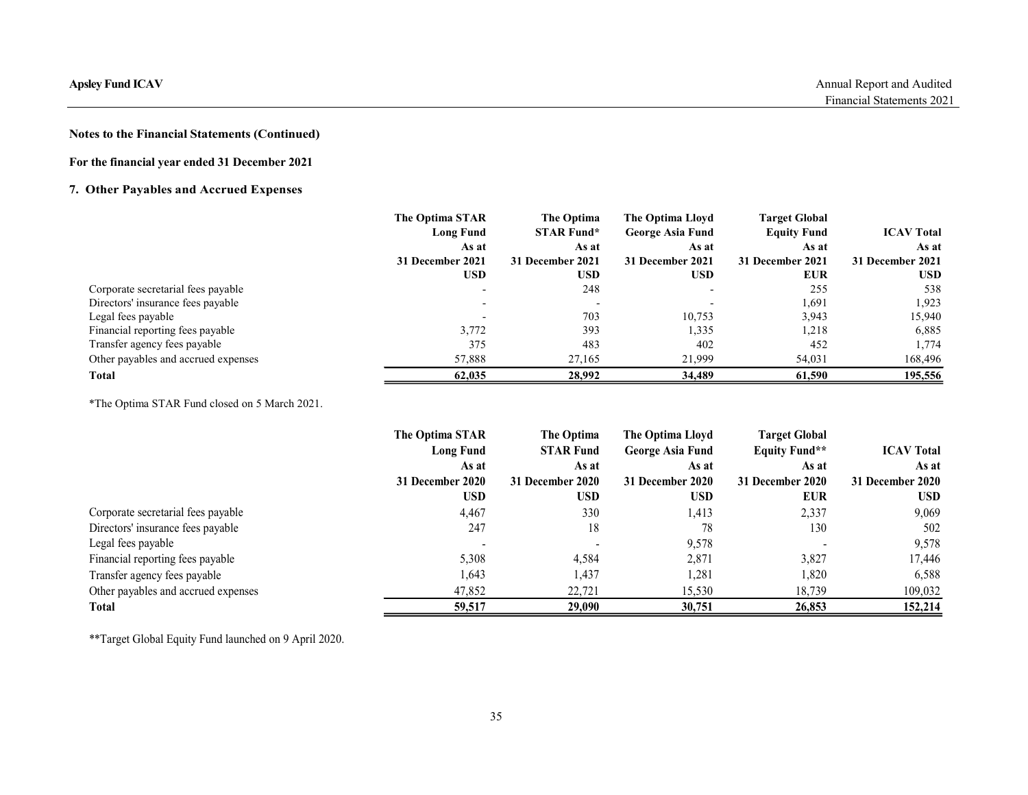**Notes to the Financial Statements (Continued)**

**For the financial year ended 31 December 2021**

### 7. Other Payables and Accrued Expenses

| | The Optima STAR Long Fund As at 31 December 2021 USD | The Optima STAR Fund* As at 31 December 2021 USD | The Optima Lloyd George Asia Fund As at 31 December 2021 USD | Target Global Equity Fund As at 31 December 2021 EUR | ICAV Total As at 31 December 2021 USD |
|---|---|---|---|---|---|
| Corporate secretarial fees payable | - | 248 | - | 255 | 538 |
| Directors' insurance fees payable | - | - | - | 1,691 | 1,923 |
| Legal fees payable | - | 703 | 10,753 | 3,943 | 15,940 |
| Financial reporting fees payable | 3,772 | 393 | 1,335 | 1,218 | 6,885 |
| Transfer agency fees payable | 375 | 483 | 402 | 452 | 1,774 |
| Other payables and accrued expenses | 57,888 | 27,165 | 21,999 | 54,031 | 168,496 |
| **Total** | **62,035** | **28,992** | **34,489** | **61,590** | **195,556** |

*The Optima STAR Fund closed on 5 March 2021.

| | The Optima STAR Long Fund As at 31 December 2020 USD | The Optima STAR Fund As at 31 December 2020 USD | The Optima Lloyd George Asia Fund As at 31 December 2020 USD | Target Global Equity Fund** As at 31 December 2020 EUR | ICAV Total As at 31 December 2020 USD |
|---|---|---|---|---|---|
| Corporate secretarial fees payable | 4,467 | 330 | 1,413 | 2,337 | 9,069 |
| Directors' insurance fees payable | 247 | 18 | 78 | 130 | 502 |
| Legal fees payable | - | - | 9,578 | - | 9,578 |
| Financial reporting fees payable | 5,308 | 4,584 | 2,871 | 3,827 | 17,446 |
| Transfer agency fees payable | 1,643 | 1,437 | 1,281 | 1,820 | 6,588 |
| Other payables and accrued expenses | 47,852 | 22,721 | 15,530 | 18,739 | 109,032 |
| **Total** | **59,517** | **29,090** | **30,751** | **26,853** | **152,214** |

**Target Global Equity Fund launched on 9 April 2020.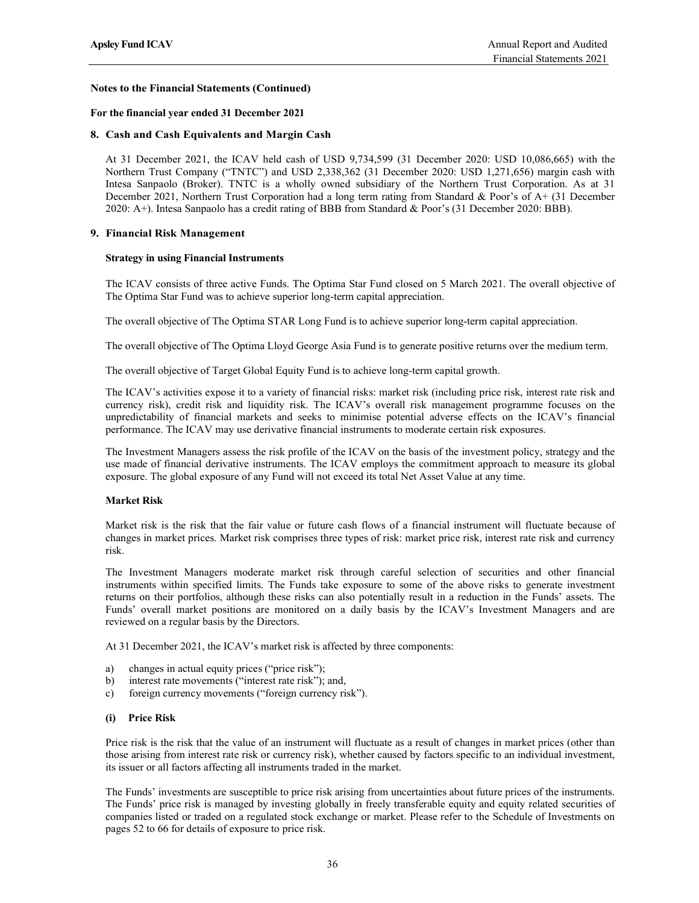**Notes to the Financial Statements (Continued)**

**For the financial year ended 31 December 2021**

## 8. Cash and Cash Equivalents and Margin Cash

At 31 December 2021, the ICAV held cash of USD 9,734,599 (31 December 2020: USD 10,086,665) with the Northern Trust Company ("TNTC") and USD 2,338,362 (31 December 2020: USD 1,271,656) margin cash with Intesa Sanpaolo (Broker). TNTC is a wholly owned subsidiary of the Northern Trust Corporation. As at 31 December 2021, Northern Trust Corporation had a long term rating from Standard & Poor's of A+ (31 December 2020: A+). Intesa Sanpaolo has a credit rating of BBB from Standard & Poor's (31 December 2020: BBB).

## 9. Financial Risk Management

### Strategy in using Financial Instruments

The ICAV consists of three active Funds. The Optima Star Fund closed on 5 March 2021. The overall objective of The Optima Star Fund was to achieve superior long-term capital appreciation.

The overall objective of The Optima STAR Long Fund is to achieve superior long-term capital appreciation.

The overall objective of The Optima Lloyd George Asia Fund is to generate positive returns over the medium term.

The overall objective of Target Global Equity Fund is to achieve long-term capital growth.

The ICAV's activities expose it to a variety of financial risks: market risk (including price risk, interest rate risk and currency risk), credit risk and liquidity risk. The ICAV's overall risk management programme focuses on the unpredictability of financial markets and seeks to minimise potential adverse effects on the ICAV's financial performance. The ICAV may use derivative financial instruments to moderate certain risk exposures.

The Investment Managers assess the risk profile of the ICAV on the basis of the investment policy, strategy and the use made of financial derivative instruments. The ICAV employs the commitment approach to measure its global exposure. The global exposure of any Fund will not exceed its total Net Asset Value at any time.

### Market Risk

Market risk is the risk that the fair value or future cash flows of a financial instrument will fluctuate because of changes in market prices. Market risk comprises three types of risk: market price risk, interest rate risk and currency risk.

The Investment Managers moderate market risk through careful selection of securities and other financial instruments within specified limits. The Funds take exposure to some of the above risks to generate investment returns on their portfolios, although these risks can also potentially result in a reduction in the Funds' assets. The Funds' overall market positions are monitored on a daily basis by the ICAV's Investment Managers and are reviewed on a regular basis by the Directors.

At 31 December 2021, the ICAV's market risk is affected by three components:

a) changes in actual equity prices ("price risk");
b) interest rate movements ("interest rate risk"); and,
c) foreign currency movements ("foreign currency risk").

#### (i) Price Risk

Price risk is the risk that the value of an instrument will fluctuate as a result of changes in market prices (other than those arising from interest rate risk or currency risk), whether caused by factors specific to an individual investment, its issuer or all factors affecting all instruments traded in the market.

The Funds' investments are susceptible to price risk arising from uncertainties about future prices of the instruments. The Funds' price risk is managed by investing globally in freely transferable equity and equity related securities of companies listed or traded on a regulated stock exchange or market. Please refer to the Schedule of Investments on pages 52 to 66 for details of exposure to price risk.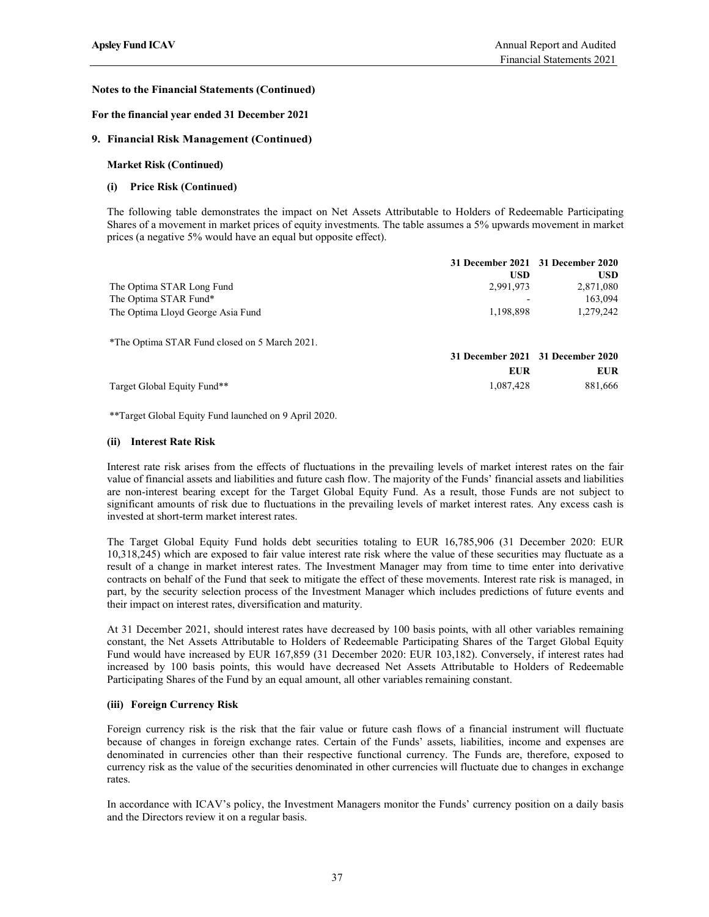**Notes to the Financial Statements (Continued)**

**For the financial year ended 31 December 2021**

## 9. Financial Risk Management (Continued)

**Market Risk (Continued)**

**(i) Price Risk (Continued)**

The following table demonstrates the impact on Net Assets Attributable to Holders of Redeemable Participating Shares of a movement in market prices of equity investments. The table assumes a 5% upwards movement in market prices (a negative 5% would have an equal but opposite effect).

| | 31 December 2021 | 31 December 2020 |
|---|---|---|
| | USD | USD |
| The Optima STAR Long Fund | 2,991,973 | 2,871,080 |
| The Optima STAR Fund* | - | 163,094 |
| The Optima Lloyd George Asia Fund | 1,198,898 | 1,279,242 |

*The Optima STAR Fund closed on 5 March 2021.

| | 31 December 2021 | 31 December 2020 |
|---|---|---|
| | EUR | EUR |
| Target Global Equity Fund** | 1,087,428 | 881,666 |

**Target Global Equity Fund launched on 9 April 2020.

**(ii) Interest Rate Risk**

Interest rate risk arises from the effects of fluctuations in the prevailing levels of market interest rates on the fair value of financial assets and liabilities and future cash flow. The majority of the Funds' financial assets and liabilities are non-interest bearing except for the Target Global Equity Fund. As a result, those Funds are not subject to significant amounts of risk due to fluctuations in the prevailing levels of market interest rates. Any excess cash is invested at short-term market interest rates.

The Target Global Equity Fund holds debt securities totaling to EUR 16,785,906 (31 December 2020: EUR 10,318,245) which are exposed to fair value interest rate risk where the value of these securities may fluctuate as a result of a change in market interest rates. The Investment Manager may from time to time enter into derivative contracts on behalf of the Fund that seek to mitigate the effect of these movements. Interest rate risk is managed, in part, by the security selection process of the Investment Manager which includes predictions of future events and their impact on interest rates, diversification and maturity.

At 31 December 2021, should interest rates have decreased by 100 basis points, with all other variables remaining constant, the Net Assets Attributable to Holders of Redeemable Participating Shares of the Target Global Equity Fund would have increased by EUR 167,859 (31 December 2020: EUR 103,182). Conversely, if interest rates had increased by 100 basis points, this would have decreased Net Assets Attributable to Holders of Redeemable Participating Shares of the Fund by an equal amount, all other variables remaining constant.

**(iii) Foreign Currency Risk**

Foreign currency risk is the risk that the fair value or future cash flows of a financial instrument will fluctuate because of changes in foreign exchange rates. Certain of the Funds' assets, liabilities, income and expenses are denominated in currencies other than their respective functional currency. The Funds are, therefore, exposed to currency risk as the value of the securities denominated in other currencies will fluctuate due to changes in exchange rates.

In accordance with ICAV's policy, the Investment Managers monitor the Funds' currency position on a daily basis and the Directors review it on a regular basis.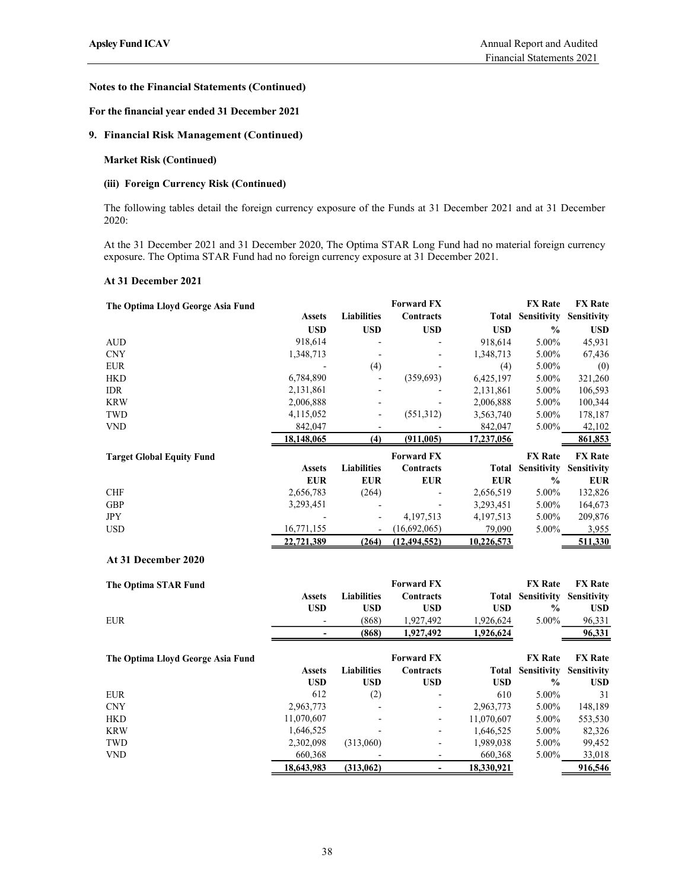**Notes to the Financial Statements (Continued)**

**For the financial year ended 31 December 2021**

**9. Financial Risk Management (Continued)**

**Market Risk (Continued)**

**(iii) Foreign Currency Risk (Continued)**

The following tables detail the foreign currency exposure of the Funds at 31 December 2021 and at 31 December 2020:

At the 31 December 2021 and 31 December 2020, The Optima STAR Long Fund had no material foreign currency exposure. The Optima STAR Fund had no foreign currency exposure at 31 December 2021.

**At 31 December 2021**

| The Optima Lloyd George Asia Fund | Assets | Liabilities | Forward FX Contracts | Total | FX Rate Sensitivity | FX Rate Sensitivity |
|---|---|---|---|---|---|---|
| | USD | USD | USD | USD | % | USD |
| AUD | 918,614 | - | - | 918,614 | 5.00% | 45,931 |
| CNY | 1,348,713 | - | - | 1,348,713 | 5.00% | 67,436 |
| EUR | - | (4) | - | (4) | 5.00% | (0) |
| HKD | 6,784,890 | - | (359,693) | 6,425,197 | 5.00% | 321,260 |
| IDR | 2,131,861 | - | - | 2,131,861 | 5.00% | 106,593 |
| KRW | 2,006,888 | - | - | 2,006,888 | 5.00% | 100,344 |
| TWD | 4,115,052 | - | (551,312) | 3,563,740 | 5.00% | 178,187 |
| VND | 842,047 | - | - | 842,047 | 5.00% | 42,102 |
| | **18,148,065** | **(4)** | **(911,005)** | **17,237,056** | | **861,853** |

| Target Global Equity Fund | Assets | Liabilities | Forward FX Contracts | Total | FX Rate Sensitivity | FX Rate Sensitivity |
|---|---|---|---|---|---|---|
| | EUR | EUR | EUR | EUR | % | EUR |
| CHF | 2,656,783 | (264) | - | 2,656,519 | 5.00% | 132,826 |
| GBP | 3,293,451 | - | - | 3,293,451 | 5.00% | 164,673 |
| JPY | - | - | 4,197,513 | 4,197,513 | 5.00% | 209,876 |
| USD | 16,771,155 | - | (16,692,065) | 79,090 | 5.00% | 3,955 |
| | **22,721,389** | **(264)** | **(12,494,552)** | **10,226,573** | | **511,330** |

**At 31 December 2020**

| The Optima STAR Fund | Assets | Liabilities | Forward FX Contracts | Total | FX Rate Sensitivity | FX Rate Sensitivity |
|---|---|---|---|---|---|---|
| | USD | USD | USD | USD | % | USD |
| EUR | - | (868) | 1,927,492 | 1,926,624 | 5.00% | 96,331 |
| | **-** | **(868)** | **1,927,492** | **1,926,624** | | **96,331** |

| The Optima Lloyd George Asia Fund | Assets | Liabilities | Forward FX Contracts | Total | FX Rate Sensitivity | FX Rate Sensitivity |
|---|---|---|---|---|---|---|
| | USD | USD | USD | USD | % | USD |
| EUR | 612 | (2) | - | 610 | 5.00% | 31 |
| CNY | 2,963,773 | - | - | 2,963,773 | 5.00% | 148,189 |
| HKD | 11,070,607 | - | - | 11,070,607 | 5.00% | 553,530 |
| KRW | 1,646,525 | - | - | 1,646,525 | 5.00% | 82,326 |
| TWD | 2,302,098 | (313,060) | - | 1,989,038 | 5.00% | 99,452 |
| VND | 660,368 | - | - | 660,368 | 5.00% | 33,018 |
| | **18,643,983** | **(313,062)** | **-** | **18,330,921** | | **916,546** |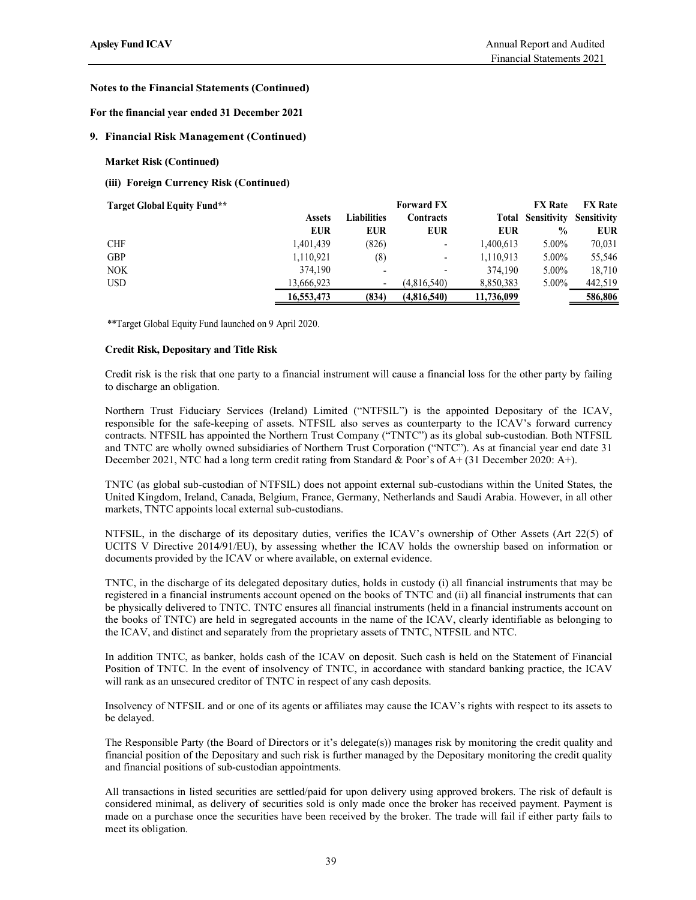**Notes to the Financial Statements (Continued)**

**For the financial year ended 31 December 2021**

## 9. Financial Risk Management (Continued)

**Market Risk (Continued)**

**(iii) Foreign Currency Risk (Continued)**

| Target Global Equity Fund** | Assets | Liabilities | Forward FX Contracts | Total | FX Rate Sensitivity | FX Rate Sensitivity |
|---|---|---|---|---|---|---|
| | EUR | EUR | EUR | EUR | % | EUR |
| CHF | 1,401,439 | (826) | - | 1,400,613 | 5.00% | 70,031 |
| GBP | 1,110,921 | (8) | - | 1,110,913 | 5.00% | 55,546 |
| NOK | 374,190 | - | - | 374,190 | 5.00% | 18,710 |
| USD | 13,666,923 | - | (4,816,540) | 8,850,383 | 5.00% | 442,519 |
| | **16,553,473** | **(834)** | **(4,816,540)** | **11,736,099** | | **586,806** |

**Target Global Equity Fund launched on 9 April 2020.

**Credit Risk, Depositary and Title Risk**

Credit risk is the risk that one party to a financial instrument will cause a financial loss for the other party by failing to discharge an obligation.

Northern Trust Fiduciary Services (Ireland) Limited ("NTFSIL") is the appointed Depositary of the ICAV, responsible for the safe-keeping of assets. NTFSIL also serves as counterparty to the ICAV's forward currency contracts. NTFSIL has appointed the Northern Trust Company ("TNTC") as its global sub-custodian. Both NTFSIL and TNTC are wholly owned subsidiaries of Northern Trust Corporation ("NTC"). As at financial year end date 31 December 2021, NTC had a long term credit rating from Standard & Poor's of A+ (31 December 2020: A+).

TNTC (as global sub-custodian of NTFSIL) does not appoint external sub-custodians within the United States, the United Kingdom, Ireland, Canada, Belgium, France, Germany, Netherlands and Saudi Arabia. However, in all other markets, TNTC appoints local external sub-custodians.

NTFSIL, in the discharge of its depositary duties, verifies the ICAV's ownership of Other Assets (Art 22(5) of UCITS V Directive 2014/91/EU), by assessing whether the ICAV holds the ownership based on information or documents provided by the ICAV or where available, on external evidence.

TNTC, in the discharge of its delegated depositary duties, holds in custody (i) all financial instruments that may be registered in a financial instruments account opened on the books of TNTC and (ii) all financial instruments that can be physically delivered to TNTC. TNTC ensures all financial instruments (held in a financial instruments account on the books of TNTC) are held in segregated accounts in the name of the ICAV, clearly identifiable as belonging to the ICAV, and distinct and separately from the proprietary assets of TNTC, NTFSIL and NTC.

In addition TNTC, as banker, holds cash of the ICAV on deposit. Such cash is held on the Statement of Financial Position of TNTC. In the event of insolvency of TNTC, in accordance with standard banking practice, the ICAV will rank as an unsecured creditor of TNTC in respect of any cash deposits.

Insolvency of NTFSIL and or one of its agents or affiliates may cause the ICAV's rights with respect to its assets to be delayed.

The Responsible Party (the Board of Directors or it's delegate(s)) manages risk by monitoring the credit quality and financial position of the Depositary and such risk is further managed by the Depositary monitoring the credit quality and financial positions of sub-custodian appointments.

All transactions in listed securities are settled/paid for upon delivery using approved brokers. The risk of default is considered minimal, as delivery of securities sold is only made once the broker has received payment. Payment is made on a purchase once the securities have been received by the broker. The trade will fail if either party fails to meet its obligation.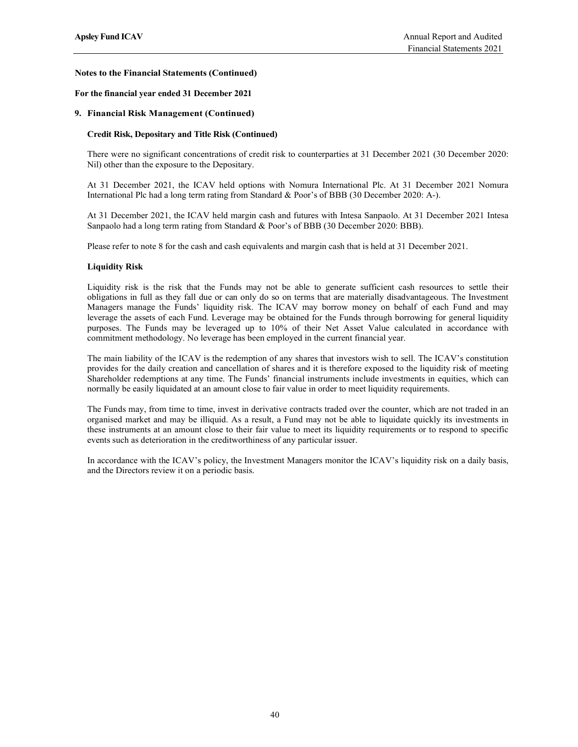**Notes to the Financial Statements (Continued)**

**For the financial year ended 31 December 2021**

## 9. Financial Risk Management (Continued)

**Credit Risk, Depositary and Title Risk (Continued)**

There were no significant concentrations of credit risk to counterparties at 31 December 2021 (30 December 2020: Nil) other than the exposure to the Depositary.

At 31 December 2021, the ICAV held options with Nomura International Plc. At 31 December 2021 Nomura International Plc had a long term rating from Standard & Poor's of BBB (30 December 2020: A-).

At 31 December 2021, the ICAV held margin cash and futures with Intesa Sanpaolo. At 31 December 2021 Intesa Sanpaolo had a long term rating from Standard & Poor's of BBB (30 December 2020: BBB).

Please refer to note 8 for the cash and cash equivalents and margin cash that is held at 31 December 2021.

**Liquidity Risk**

Liquidity risk is the risk that the Funds may not be able to generate sufficient cash resources to settle their obligations in full as they fall due or can only do so on terms that are materially disadvantageous. The Investment Managers manage the Funds' liquidity risk. The ICAV may borrow money on behalf of each Fund and may leverage the assets of each Fund. Leverage may be obtained for the Funds through borrowing for general liquidity purposes. The Funds may be leveraged up to 10% of their Net Asset Value calculated in accordance with commitment methodology. No leverage has been employed in the current financial year.

The main liability of the ICAV is the redemption of any shares that investors wish to sell. The ICAV's constitution provides for the daily creation and cancellation of shares and it is therefore exposed to the liquidity risk of meeting Shareholder redemptions at any time. The Funds' financial instruments include investments in equities, which can normally be easily liquidated at an amount close to fair value in order to meet liquidity requirements.

The Funds may, from time to time, invest in derivative contracts traded over the counter, which are not traded in an organised market and may be illiquid. As a result, a Fund may not be able to liquidate quickly its investments in these instruments at an amount close to their fair value to meet its liquidity requirements or to respond to specific events such as deterioration in the creditworthiness of any particular issuer.

In accordance with the ICAV's policy, the Investment Managers monitor the ICAV's liquidity risk on a daily basis, and the Directors review it on a periodic basis.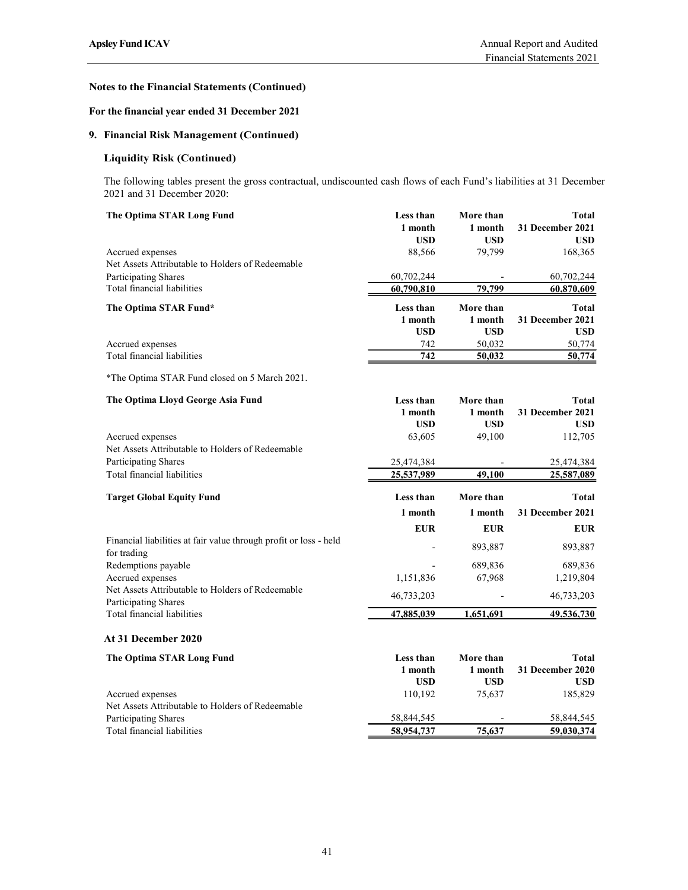**Notes to the Financial Statements (Continued)**

**For the financial year ended 31 December 2021**

**9. Financial Risk Management (Continued)**

**Liquidity Risk (Continued)**

The following tables present the gross contractual, undiscounted cash flows of each Fund's liabilities at 31 December 2021 and 31 December 2020:

| **The Optima STAR Long Fund** | **Less than 1 month USD** | **More than 1 month USD** | **Total 31 December 2021 USD** |
|---|---|---|---|
| Accrued expenses | 88,566 | 79,799 | 168,365 |
| Net Assets Attributable to Holders of Redeemable Participating Shares | 60,702,244 | - | 60,702,244 |
| Total financial liabilities | **60,790,810** | **79,799** | **60,870,609** |

| **The Optima STAR Fund*** | **Less than 1 month USD** | **More than 1 month USD** | **Total 31 December 2021 USD** |
|---|---|---|---|
| Accrued expenses | 742 | 50,032 | 50,774 |
| Total financial liabilities | **742** | **50,032** | **50,774** |

*The Optima STAR Fund closed on 5 March 2021.

| **The Optima Lloyd George Asia Fund** | **Less than 1 month USD** | **More than 1 month USD** | **Total 31 December 2021 USD** |
|---|---|---|---|
| Accrued expenses | 63,605 | 49,100 | 112,705 |
| Net Assets Attributable to Holders of Redeemable Participating Shares | 25,474,384 | - | 25,474,384 |
| Total financial liabilities | **25,537,989** | **49,100** | **25,587,089** |

| **Target Global Equity Fund** | **Less than 1 month EUR** | **More than 1 month EUR** | **Total 31 December 2021 EUR** |
|---|---|---|---|
| Financial liabilities at fair value through profit or loss - held for trading | - | 893,887 | 893,887 |
| Redemptions payable | - | 689,836 | 689,836 |
| Accrued expenses | 1,151,836 | 67,968 | 1,219,804 |
| Net Assets Attributable to Holders of Redeemable Participating Shares | 46,733,203 | - | 46,733,203 |
| Total financial liabilities | **47,885,039** | **1,651,691** | **49,536,730** |

**At 31 December 2020**

| **The Optima STAR Long Fund** | **Less than 1 month USD** | **More than 1 month USD** | **Total 31 December 2020 USD** |
|---|---|---|---|
| Accrued expenses | 110,192 | 75,637 | 185,829 |
| Net Assets Attributable to Holders of Redeemable Participating Shares | 58,844,545 | - | 58,844,545 |
| Total financial liabilities | **58,954,737** | **75,637** | **59,030,374** |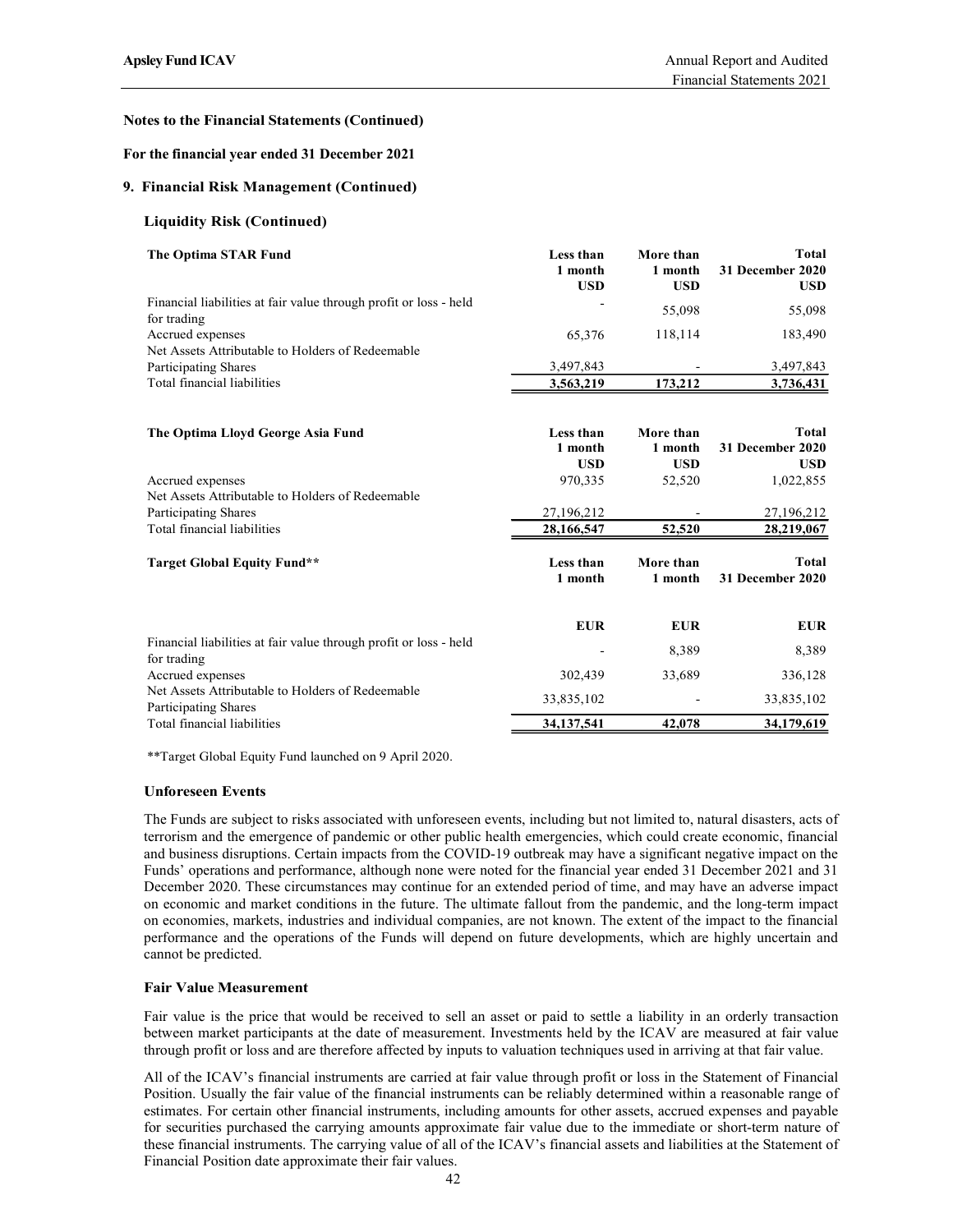**Notes to the Financial Statements (Continued)**

**For the financial year ended 31 December 2021**

**9. Financial Risk Management (Continued)**

**Liquidity Risk (Continued)**

| The Optima STAR Fund | Less than 1 month USD | More than 1 month USD | Total 31 December 2020 USD |
|---|---|---|---|
| Financial liabilities at fair value through profit or loss - held for trading | - | 55,098 | 55,098 |
| Accrued expenses | 65,376 | 118,114 | 183,490 |
| Net Assets Attributable to Holders of Redeemable Participating Shares | 3,497,843 | - | 3,497,843 |
| Total financial liabilities | 3,563,219 | 173,212 | 3,736,431 |

| The Optima Lloyd George Asia Fund | Less than 1 month USD | More than 1 month USD | Total 31 December 2020 USD |
|---|---|---|---|
| Accrued expenses | 970,335 | 52,520 | 1,022,855 |
| Net Assets Attributable to Holders of Redeemable Participating Shares | 27,196,212 | - | 27,196,212 |
| Total financial liabilities | 28,166,547 | 52,520 | 28,219,067 |

| Target Global Equity Fund** | Less than 1 month | More than 1 month | Total 31 December 2020 |
|---|---|---|---|
| | EUR | EUR | EUR |
| Financial liabilities at fair value through profit or loss - held for trading | - | 8,389 | 8,389 |
| Accrued expenses | 302,439 | 33,689 | 336,128 |
| Net Assets Attributable to Holders of Redeemable Participating Shares | 33,835,102 | - | 33,835,102 |
| Total financial liabilities | 34,137,541 | 42,078 | 34,179,619 |

**Target Global Equity Fund launched on 9 April 2020.

**Unforeseen Events**

The Funds are subject to risks associated with unforeseen events, including but not limited to, natural disasters, acts of terrorism and the emergence of pandemic or other public health emergencies, which could create economic, financial and business disruptions. Certain impacts from the COVID-19 outbreak may have a significant negative impact on the Funds' operations and performance, although none were noted for the financial year ended 31 December 2021 and 31 December 2020. These circumstances may continue for an extended period of time, and may have an adverse impact on economic and market conditions in the future. The ultimate fallout from the pandemic, and the long-term impact on economies, markets, industries and individual companies, are not known. The extent of the impact to the financial performance and the operations of the Funds will depend on future developments, which are highly uncertain and cannot be predicted.

**Fair Value Measurement**

Fair value is the price that would be received to sell an asset or paid to settle a liability in an orderly transaction between market participants at the date of measurement. Investments held by the ICAV are measured at fair value through profit or loss and are therefore affected by inputs to valuation techniques used in arriving at that fair value.

All of the ICAV's financial instruments are carried at fair value through profit or loss in the Statement of Financial Position. Usually the fair value of the financial instruments can be reliably determined within a reasonable range of estimates. For certain other financial instruments, including amounts for other assets, accrued expenses and payable for securities purchased the carrying amounts approximate fair value due to the immediate or short-term nature of these financial instruments. The carrying value of all of the ICAV's financial assets and liabilities at the Statement of Financial Position date approximate their fair values.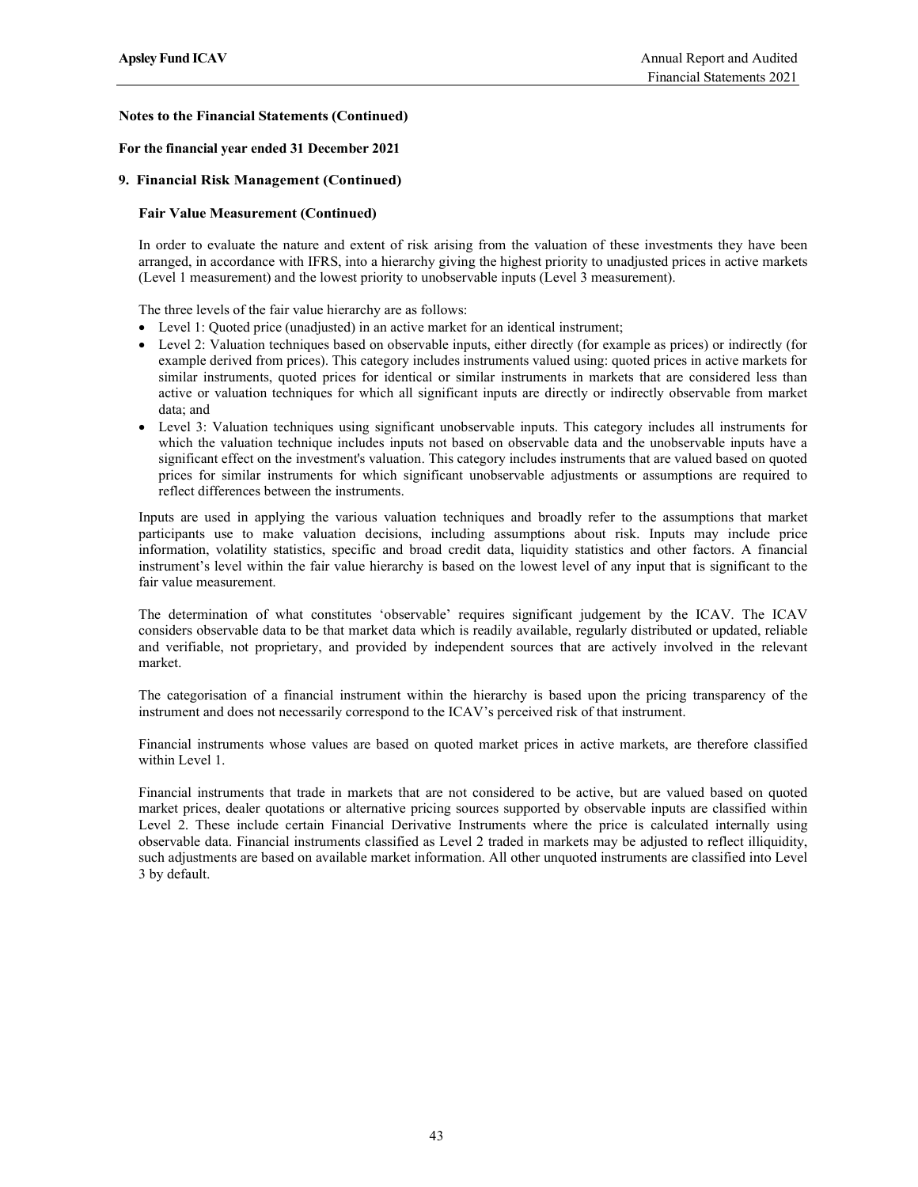**Notes to the Financial Statements (Continued)**

**For the financial year ended 31 December 2021**

**9. Financial Risk Management (Continued)**

**Fair Value Measurement (Continued)**

In order to evaluate the nature and extent of risk arising from the valuation of these investments they have been arranged, in accordance with IFRS, into a hierarchy giving the highest priority to unadjusted prices in active markets (Level 1 measurement) and the lowest priority to unobservable inputs (Level 3 measurement).

The three levels of the fair value hierarchy are as follows:

- Level 1: Quoted price (unadjusted) in an active market for an identical instrument;
- Level 2: Valuation techniques based on observable inputs, either directly (for example as prices) or indirectly (for example derived from prices). This category includes instruments valued using: quoted prices in active markets for similar instruments, quoted prices for identical or similar instruments in markets that are considered less than active or valuation techniques for which all significant inputs are directly or indirectly observable from market data; and
- Level 3: Valuation techniques using significant unobservable inputs. This category includes all instruments for which the valuation technique includes inputs not based on observable data and the unobservable inputs have a significant effect on the investment's valuation. This category includes instruments that are valued based on quoted prices for similar instruments for which significant unobservable adjustments or assumptions are required to reflect differences between the instruments.

Inputs are used in applying the various valuation techniques and broadly refer to the assumptions that market participants use to make valuation decisions, including assumptions about risk. Inputs may include price information, volatility statistics, specific and broad credit data, liquidity statistics and other factors. A financial instrument's level within the fair value hierarchy is based on the lowest level of any input that is significant to the fair value measurement.

The determination of what constitutes 'observable' requires significant judgement by the ICAV. The ICAV considers observable data to be that market data which is readily available, regularly distributed or updated, reliable and verifiable, not proprietary, and provided by independent sources that are actively involved in the relevant market.

The categorisation of a financial instrument within the hierarchy is based upon the pricing transparency of the instrument and does not necessarily correspond to the ICAV's perceived risk of that instrument.

Financial instruments whose values are based on quoted market prices in active markets, are therefore classified within Level 1.

Financial instruments that trade in markets that are not considered to be active, but are valued based on quoted market prices, dealer quotations or alternative pricing sources supported by observable inputs are classified within Level 2. These include certain Financial Derivative Instruments where the price is calculated internally using observable data. Financial instruments classified as Level 2 traded in markets may be adjusted to reflect illiquidity, such adjustments are based on available market information. All other unquoted instruments are classified into Level 3 by default.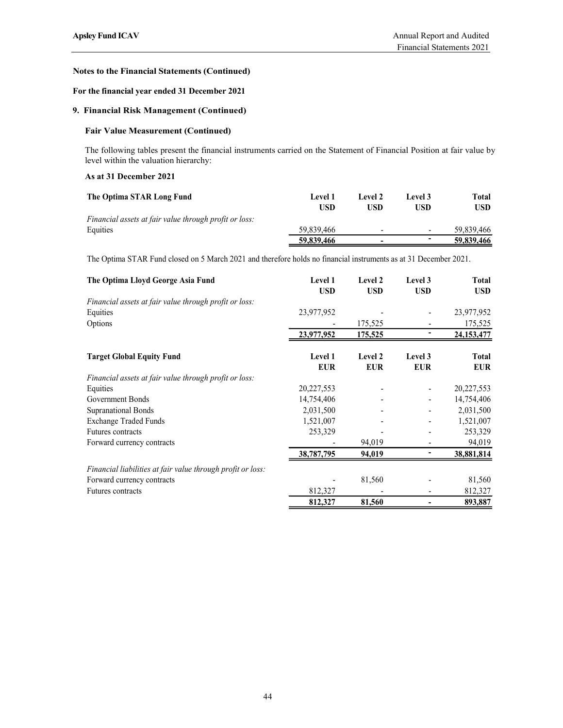**Notes to the Financial Statements (Continued)**

**For the financial year ended 31 December 2021**

**9. Financial Risk Management (Continued)**

**Fair Value Measurement (Continued)**

The following tables present the financial instruments carried on the Statement of Financial Position at fair value by level within the valuation hierarchy:

**As at 31 December 2021**

| **The Optima STAR Long Fund** | **Level 1 USD** | **Level 2 USD** | **Level 3 USD** | **Total USD** |
|---|---|---|---|---|
| *Financial assets at fair value through profit or loss:* | | | | |
| Equities | 59,839,466 | - | - | 59,839,466 |
| | **59,839,466** | **-** | **-** | **59,839,466** |

The Optima STAR Fund closed on 5 March 2021 and therefore holds no financial instruments as at 31 December 2021.

| **The Optima Lloyd George Asia Fund** | **Level 1 USD** | **Level 2 USD** | **Level 3 USD** | **Total USD** |
|---|---|---|---|---|
| *Financial assets at fair value through profit or loss:* | | | | |
| Equities | 23,977,952 | - | - | 23,977,952 |
| Options | - | 175,525 | - | 175,525 |
| | **23,977,952** | **175,525** | **-** | **24,153,477** |

| **Target Global Equity Fund** | **Level 1 EUR** | **Level 2 EUR** | **Level 3 EUR** | **Total EUR** |
|---|---|---|---|---|
| *Financial assets at fair value through profit or loss:* | | | | |
| Equities | 20,227,553 | - | - | 20,227,553 |
| Government Bonds | 14,754,406 | - | - | 14,754,406 |
| Supranational Bonds | 2,031,500 | - | - | 2,031,500 |
| Exchange Traded Funds | 1,521,007 | - | - | 1,521,007 |
| Futures contracts | 253,329 | - | - | 253,329 |
| Forward currency contracts | - | 94,019 | - | 94,019 |
| | **38,787,795** | **94,019** | **-** | **38,881,814** |
| *Financial liabilities at fair value through profit or loss:* | | | | |
| Forward currency contracts | - | 81,560 | - | 81,560 |
| Futures contracts | 812,327 | - | - | 812,327 |
| | **812,327** | **81,560** | **-** | **893,887** |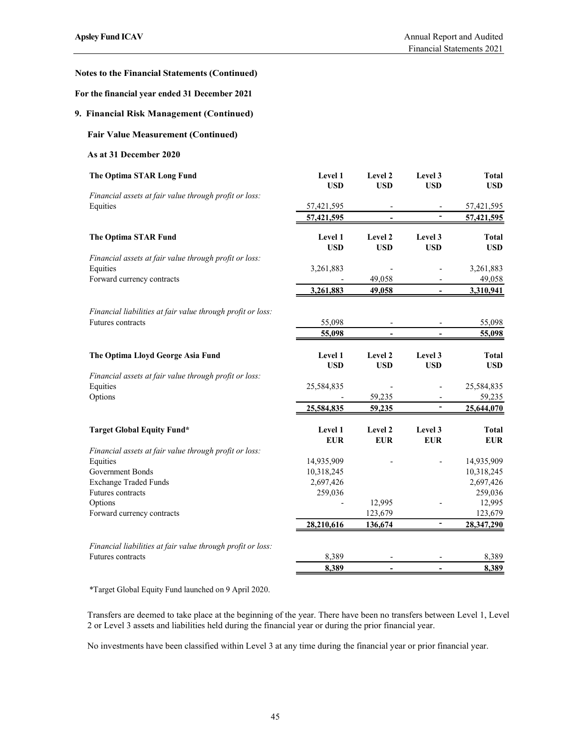**Notes to the Financial Statements (Continued)**

**For the financial year ended 31 December 2021**

## 9. Financial Risk Management (Continued)

### Fair Value Measurement (Continued)

**As at 31 December 2020**

| **The Optima STAR Long Fund** | **Level 1 USD** | **Level 2 USD** | **Level 3 USD** | **Total USD** |
|---|---|---|---|---|
| *Financial assets at fair value through profit or loss:* | | | | |
| Equities | 57,421,595 | - | - | 57,421,595 |
| | **57,421,595** | **-** | **-** | **57,421,595** |

| **The Optima STAR Fund** | **Level 1 USD** | **Level 2 USD** | **Level 3 USD** | **Total USD** |
|---|---|---|---|---|
| *Financial assets at fair value through profit or loss:* | | | | |
| Equities | 3,261,883 | - | - | 3,261,883 |
| Forward currency contracts | - | 49,058 | - | 49,058 |
| | **3,261,883** | **49,058** | **-** | **3,310,941** |
| *Financial liabilities at fair value through profit or loss:* | | | | |
| Futures contracts | 55,098 | - | - | 55,098 |
| | **55,098** | **-** | **-** | **55,098** |

| **The Optima Lloyd George Asia Fund** | **Level 1 USD** | **Level 2 USD** | **Level 3 USD** | **Total USD** |
|---|---|---|---|---|
| *Financial assets at fair value through profit or loss:* | | | | |
| Equities | 25,584,835 | - | - | 25,584,835 |
| Options | - | 59,235 | - | 59,235 |
| | **25,584,835** | **59,235** | **-** | **25,644,070** |

| **Target Global Equity Fund*** | **Level 1 EUR** | **Level 2 EUR** | **Level 3 EUR** | **Total EUR** |
|---|---|---|---|---|
| *Financial assets at fair value through profit or loss:* | | | | |
| Equities | 14,935,909 | - | - | 14,935,909 |
| Government Bonds | 10,318,245 | | | 10,318,245 |
| Exchange Traded Funds | 2,697,426 | | | 2,697,426 |
| Futures contracts | 259,036 | | | 259,036 |
| Options | - | 12,995 | - | 12,995 |
| Forward currency contracts | | 123,679 | | 123,679 |
| | **28,210,616** | **136,674** | **-** | **28,347,290** |
| *Financial liabilities at fair value through profit or loss:* | | | | |
| Futures contracts | 8,389 | - | - | 8,389 |
| | **8,389** | **-** | **-** | **8,389** |

*Target Global Equity Fund launched on 9 April 2020.

Transfers are deemed to take place at the beginning of the year. There have been no transfers between Level 1, Level 2 or Level 3 assets and liabilities held during the financial year or during the prior financial year.

No investments have been classified within Level 3 at any time during the financial year or prior financial year.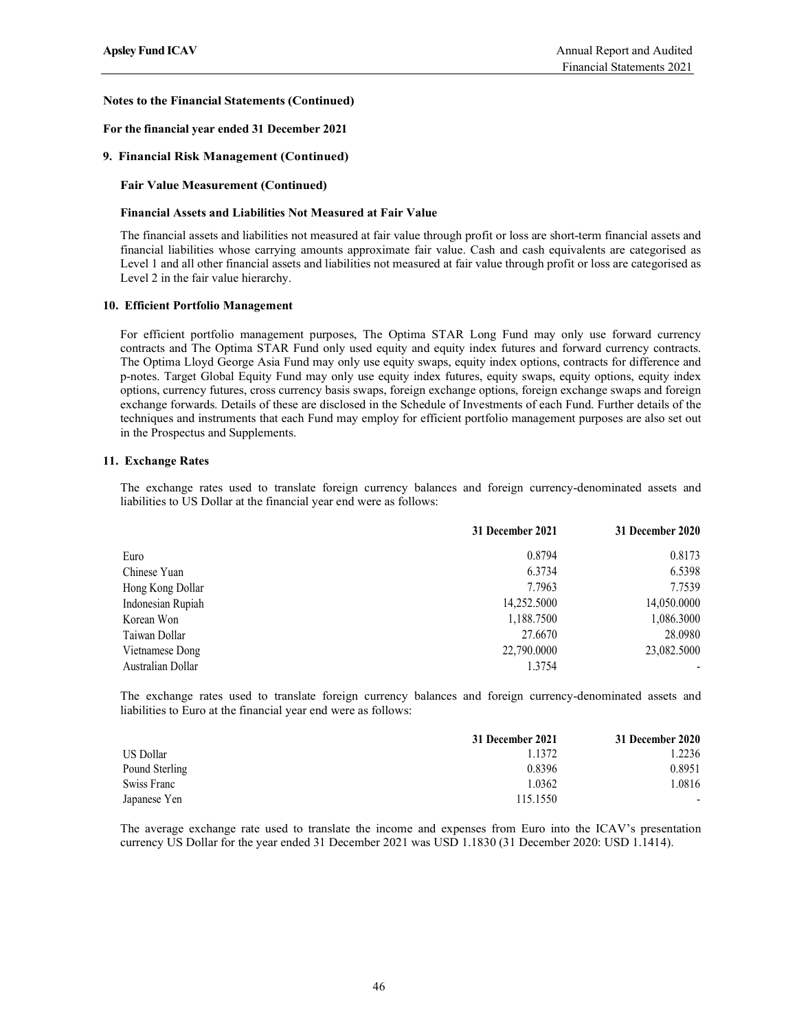**Notes to the Financial Statements (Continued)**

**For the financial year ended 31 December 2021**

**9. Financial Risk Management (Continued)**

**Fair Value Measurement (Continued)**

**Financial Assets and Liabilities Not Measured at Fair Value**

The financial assets and liabilities not measured at fair value through profit or loss are short-term financial assets and financial liabilities whose carrying amounts approximate fair value. Cash and cash equivalents are categorised as Level 1 and all other financial assets and liabilities not measured at fair value through profit or loss are categorised as Level 2 in the fair value hierarchy.

**10. Efficient Portfolio Management**

For efficient portfolio management purposes, The Optima STAR Long Fund may only use forward currency contracts and The Optima STAR Fund only used equity and equity index futures and forward currency contracts. The Optima Lloyd George Asia Fund may only use equity swaps, equity index options, contracts for difference and p-notes. Target Global Equity Fund may only use equity index futures, equity swaps, equity options, equity index options, currency futures, cross currency basis swaps, foreign exchange options, foreign exchange swaps and foreign exchange forwards. Details of these are disclosed in the Schedule of Investments of each Fund. Further details of the techniques and instruments that each Fund may employ for efficient portfolio management purposes are also set out in the Prospectus and Supplements.

**11. Exchange Rates**

The exchange rates used to translate foreign currency balances and foreign currency-denominated assets and liabilities to US Dollar at the financial year end were as follows:

| | 31 December 2021 | 31 December 2020 |
|---|---|---|
| Euro | 0.8794 | 0.8173 |
| Chinese Yuan | 6.3734 | 6.5398 |
| Hong Kong Dollar | 7.7963 | 7.7539 |
| Indonesian Rupiah | 14,252.5000 | 14,050.0000 |
| Korean Won | 1,188.7500 | 1,086.3000 |
| Taiwan Dollar | 27.6670 | 28.0980 |
| Vietnamese Dong | 22,790.0000 | 23,082.5000 |
| Australian Dollar | 1.3754 | - |

The exchange rates used to translate foreign currency balances and foreign currency-denominated assets and liabilities to Euro at the financial year end were as follows:

| | 31 December 2021 | 31 December 2020 |
|---|---|---|
| US Dollar | 1.1372 | 1.2236 |
| Pound Sterling | 0.8396 | 0.8951 |
| Swiss Franc | 1.0362 | 1.0816 |
| Japanese Yen | 115.1550 | - |

The average exchange rate used to translate the income and expenses from Euro into the ICAV's presentation currency US Dollar for the year ended 31 December 2021 was USD 1.1830 (31 December 2020: USD 1.1414).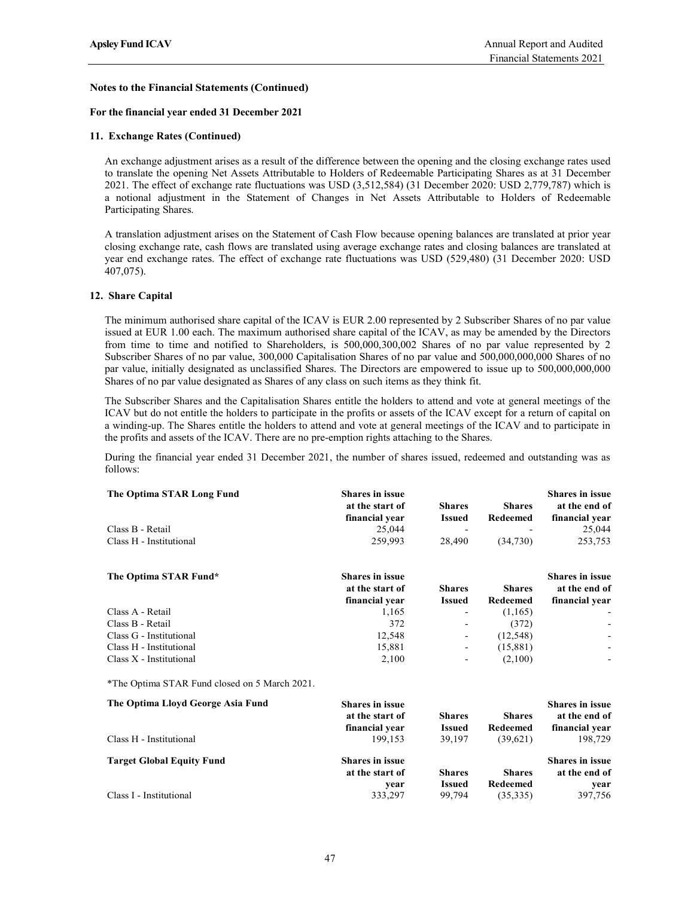**Notes to the Financial Statements (Continued)**

**For the financial year ended 31 December 2021**

**11. Exchange Rates (Continued)**

An exchange adjustment arises as a result of the difference between the opening and the closing exchange rates used to translate the opening Net Assets Attributable to Holders of Redeemable Participating Shares as at 31 December 2021. The effect of exchange rate fluctuations was USD (3,512,584) (31 December 2020: USD 2,779,787) which is a notional adjustment in the Statement of Changes in Net Assets Attributable to Holders of Redeemable Participating Shares.

A translation adjustment arises on the Statement of Cash Flow because opening balances are translated at prior year closing exchange rate, cash flows are translated using average exchange rates and closing balances are translated at year end exchange rates. The effect of exchange rate fluctuations was USD (529,480) (31 December 2020: USD 407,075).

**12. Share Capital**

The minimum authorised share capital of the ICAV is EUR 2.00 represented by 2 Subscriber Shares of no par value issued at EUR 1.00 each. The maximum authorised share capital of the ICAV, as may be amended by the Directors from time to time and notified to Shareholders, is 500,000,300,002 Shares of no par value represented by 2 Subscriber Shares of no par value, 300,000 Capitalisation Shares of no par value and 500,000,000,000 Shares of no par value, initially designated as unclassified Shares. The Directors are empowered to issue up to 500,000,000,000 Shares of no par value designated as Shares of any class on such items as they think fit.

The Subscriber Shares and the Capitalisation Shares entitle the holders to attend and vote at general meetings of the ICAV but do not entitle the holders to participate in the profits or assets of the ICAV except for a return of capital on a winding-up. The Shares entitle the holders to attend and vote at general meetings of the ICAV and to participate in the profits and assets of the ICAV. There are no pre-emption rights attaching to the Shares.

During the financial year ended 31 December 2021, the number of shares issued, redeemed and outstanding was as follows:

| The Optima STAR Long Fund | Shares in issue at the start of financial year | Shares Issued | Shares Redeemed | Shares in issue at the end of financial year |
|---|---|---|---|---|
| Class B - Retail | 25,044 | - | - | 25,044 |
| Class H - Institutional | 259,993 | 28,490 | (34,730) | 253,753 |

| The Optima STAR Fund* | Shares in issue at the start of financial year | Shares Issued | Shares Redeemed | Shares in issue at the end of financial year |
|---|---|---|---|---|
| Class A - Retail | 1,165 | - | (1,165) | - |
| Class B - Retail | 372 | - | (372) | - |
| Class G - Institutional | 12,548 | - | (12,548) | - |
| Class H - Institutional | 15,881 | - | (15,881) | - |
| Class X - Institutional | 2,100 | - | (2,100) | - |

*The Optima STAR Fund closed on 5 March 2021.

| The Optima Lloyd George Asia Fund | Shares in issue at the start of financial year | Shares Issued | Shares Redeemed | Shares in issue at the end of financial year |
|---|---|---|---|---|
| Class H - Institutional | 199,153 | 39,197 | (39,621) | 198,729 |

| Target Global Equity Fund | Shares in issue at the start of year | Shares Issued | Shares Redeemed | Shares in issue at the end of year |
|---|---|---|---|---|
| Class I - Institutional | 333,297 | 99,794 | (35,335) | 397,756 |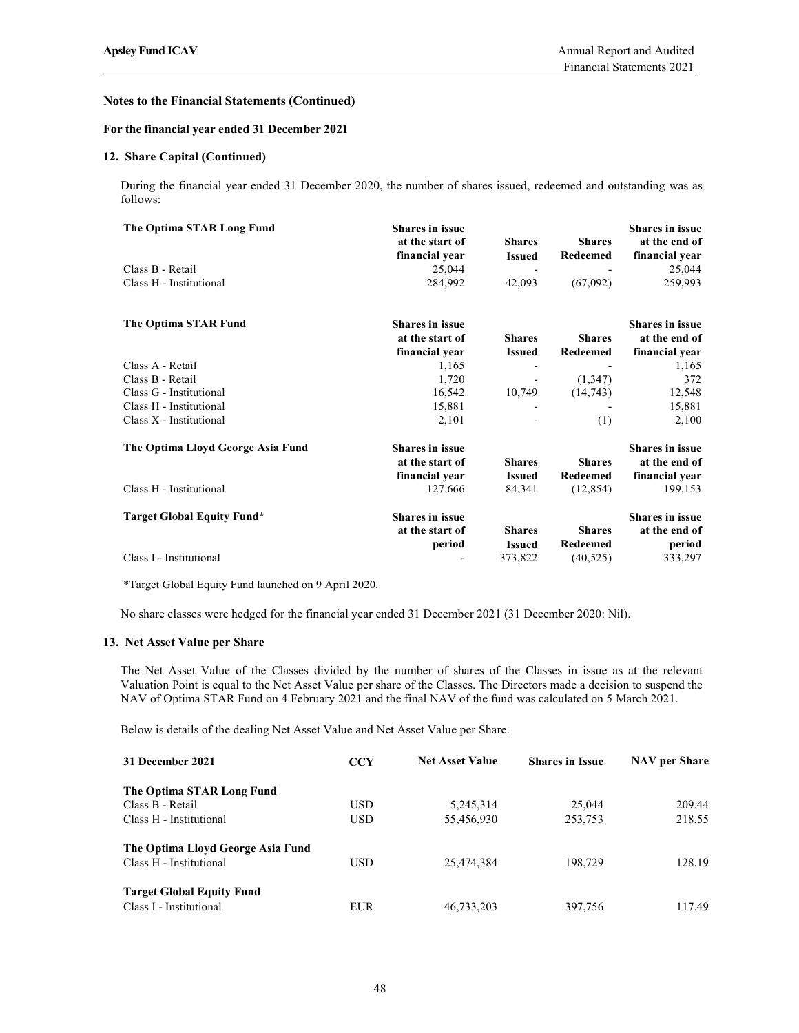**Notes to the Financial Statements (Continued)**

**For the financial year ended 31 December 2021**

**12. Share Capital (Continued)**

During the financial year ended 31 December 2020, the number of shares issued, redeemed and outstanding was as follows:

| The Optima STAR Long Fund | Shares in issue at the start of financial year | Shares Issued | Shares Redeemed | Shares in issue at the end of financial year |
|---|---|---|---|---|
| Class B - Retail | 25,044 | - | - | 25,044 |
| Class H - Institutional | 284,992 | 42,093 | (67,092) | 259,993 |

| The Optima STAR Fund | Shares in issue at the start of financial year | Shares Issued | Shares Redeemed | Shares in issue at the end of financial year |
|---|---|---|---|---|
| Class A - Retail | 1,165 | - | - | 1,165 |
| Class B - Retail | 1,720 | - | (1,347) | 372 |
| Class G - Institutional | 16,542 | 10,749 | (14,743) | 12,548 |
| Class H - Institutional | 15,881 | - | - | 15,881 |
| Class X - Institutional | 2,101 | - | (1) | 2,100 |

| The Optima Lloyd George Asia Fund | Shares in issue at the start of financial year | Shares Issued | Shares Redeemed | Shares in issue at the end of financial year |
|---|---|---|---|---|
| Class H - Institutional | 127,666 | 84,341 | (12,854) | 199,153 |

| Target Global Equity Fund* | Shares in issue at the start of period | Shares Issued | Shares Redeemed | Shares in issue at the end of period |
|---|---|---|---|---|
| Class I - Institutional | - | 373,822 | (40,525) | 333,297 |

*Target Global Equity Fund launched on 9 April 2020.

No share classes were hedged for the financial year ended 31 December 2021 (31 December 2020: Nil).

**13. Net Asset Value per Share**

The Net Asset Value of the Classes divided by the number of shares of the Classes in issue as at the relevant Valuation Point is equal to the Net Asset Value per share of the Classes. The Directors made a decision to suspend the NAV of Optima STAR Fund on 4 February 2021 and the final NAV of the fund was calculated on 5 March 2021.

Below is details of the dealing Net Asset Value and Net Asset Value per Share.

| 31 December 2021 | CCY | Net Asset Value | Shares in Issue | NAV per Share |
|---|---|---|---|---|
| **The Optima STAR Long Fund** | | | | |
| Class B - Retail | USD | 5,245,314 | 25,044 | 209.44 |
| Class H - Institutional | USD | 55,456,930 | 253,753 | 218.55 |
| **The Optima Lloyd George Asia Fund** | | | | |
| Class H - Institutional | USD | 25,474,384 | 198,729 | 128.19 |
| **Target Global Equity Fund** | | | | |
| Class I - Institutional | EUR | 46,733,203 | 397,756 | 117.49 |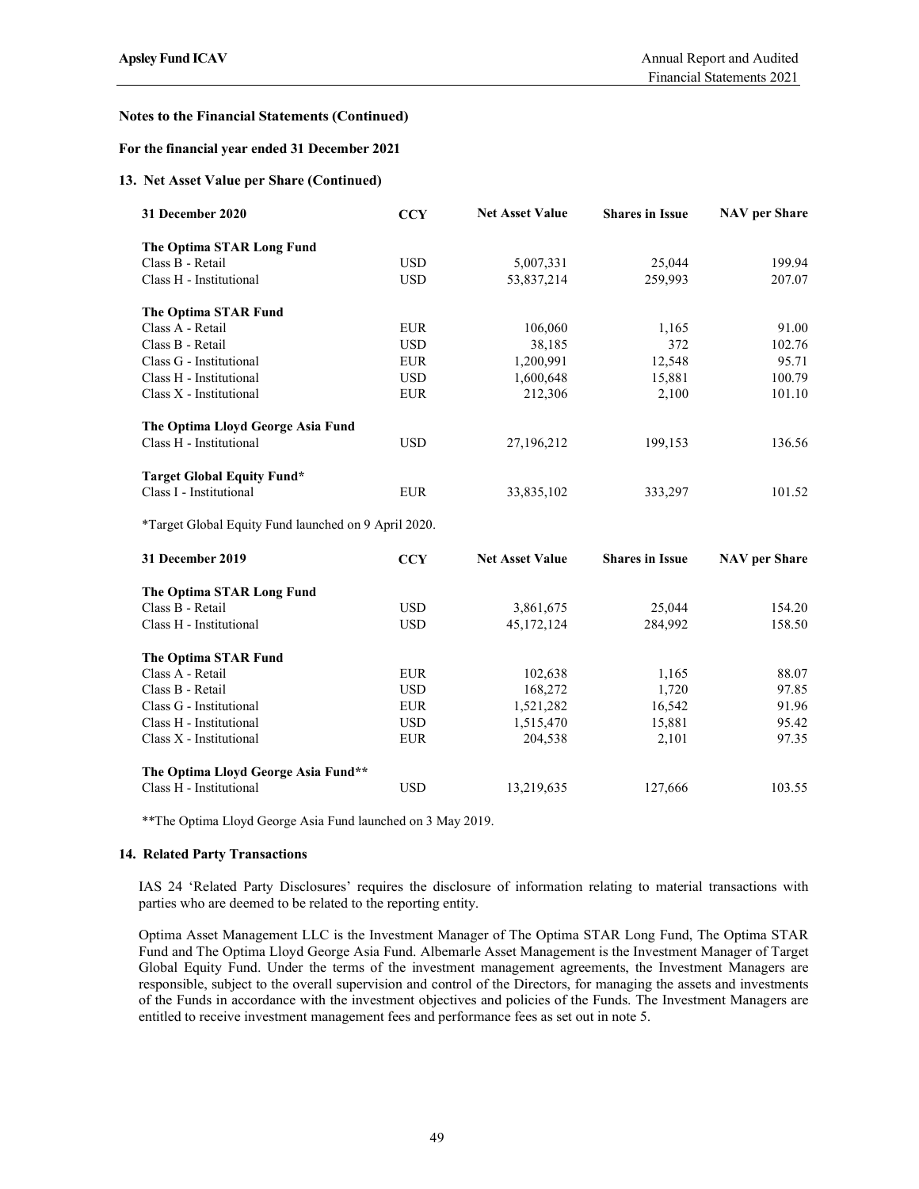**Notes to the Financial Statements (Continued)**

**For the financial year ended 31 December 2021**

**13. Net Asset Value per Share (Continued)**

| 31 December 2020 | CCY | Net Asset Value | Shares in Issue | NAV per Share |
|---|---|---|---|---|
| **The Optima STAR Long Fund** | | | | |
| Class B - Retail | USD | 5,007,331 | 25,044 | 199.94 |
| Class H - Institutional | USD | 53,837,214 | 259,993 | 207.07 |
| **The Optima STAR Fund** | | | | |
| Class A - Retail | EUR | 106,060 | 1,165 | 91.00 |
| Class B - Retail | USD | 38,185 | 372 | 102.76 |
| Class G - Institutional | EUR | 1,200,991 | 12,548 | 95.71 |
| Class H - Institutional | USD | 1,600,648 | 15,881 | 100.79 |
| Class X - Institutional | EUR | 212,306 | 2,100 | 101.10 |
| **The Optima Lloyd George Asia Fund** | | | | |
| Class H - Institutional | USD | 27,196,212 | 199,153 | 136.56 |
| **Target Global Equity Fund*** | | | | |
| Class I - Institutional | EUR | 33,835,102 | 333,297 | 101.52 |

*Target Global Equity Fund launched on 9 April 2020.

| 31 December 2019 | CCY | Net Asset Value | Shares in Issue | NAV per Share |
|---|---|---|---|---|
| **The Optima STAR Long Fund** | | | | |
| Class B - Retail | USD | 3,861,675 | 25,044 | 154.20 |
| Class H - Institutional | USD | 45,172,124 | 284,992 | 158.50 |
| **The Optima STAR Fund** | | | | |
| Class A - Retail | EUR | 102,638 | 1,165 | 88.07 |
| Class B - Retail | USD | 168,272 | 1,720 | 97.85 |
| Class G - Institutional | EUR | 1,521,282 | 16,542 | 91.96 |
| Class H - Institutional | USD | 1,515,470 | 15,881 | 95.42 |
| Class X - Institutional | EUR | 204,538 | 2,101 | 97.35 |
| **The Optima Lloyd George Asia Fund**** | | | | |
| Class H - Institutional | USD | 13,219,635 | 127,666 | 103.55 |

**The Optima Lloyd George Asia Fund launched on 3 May 2019.

**14. Related Party Transactions**

IAS 24 'Related Party Disclosures' requires the disclosure of information relating to material transactions with parties who are deemed to be related to the reporting entity.

Optima Asset Management LLC is the Investment Manager of The Optima STAR Long Fund, The Optima STAR Fund and The Optima Lloyd George Asia Fund. Albemarle Asset Management is the Investment Manager of Target Global Equity Fund. Under the terms of the investment management agreements, the Investment Managers are responsible, subject to the overall supervision and control of the Directors, for managing the assets and investments of the Funds in accordance with the investment objectives and policies of the Funds. The Investment Managers are entitled to receive investment management fees and performance fees as set out in note 5.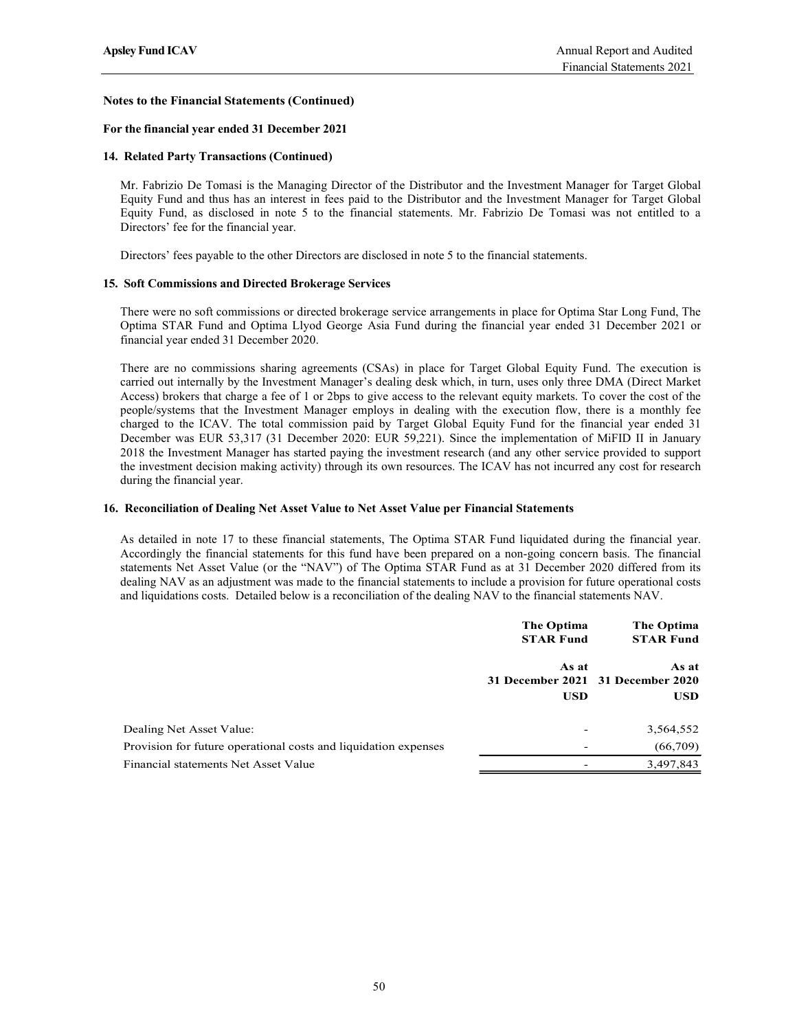**Notes to the Financial Statements (Continued)**

**For the financial year ended 31 December 2021**

**14. Related Party Transactions (Continued)**

Mr. Fabrizio De Tomasi is the Managing Director of the Distributor and the Investment Manager for Target Global Equity Fund and thus has an interest in fees paid to the Distributor and the Investment Manager for Target Global Equity Fund, as disclosed in note 5 to the financial statements. Mr. Fabrizio De Tomasi was not entitled to a Directors' fee for the financial year.

Directors' fees payable to the other Directors are disclosed in note 5 to the financial statements.

**15. Soft Commissions and Directed Brokerage Services**

There were no soft commissions or directed brokerage service arrangements in place for Optima Star Long Fund, The Optima STAR Fund and Optima Llyod George Asia Fund during the financial year ended 31 December 2021 or financial year ended 31 December 2020.

There are no commissions sharing agreements (CSAs) in place for Target Global Equity Fund. The execution is carried out internally by the Investment Manager's dealing desk which, in turn, uses only three DMA (Direct Market Access) brokers that charge a fee of 1 or 2bps to give access to the relevant equity markets. To cover the cost of the people/systems that the Investment Manager employs in dealing with the execution flow, there is a monthly fee charged to the ICAV. The total commission paid by Target Global Equity Fund for the financial year ended 31 December was EUR 53,317 (31 December 2020: EUR 59,221). Since the implementation of MiFID II in January 2018 the Investment Manager has started paying the investment research (and any other service provided to support the investment decision making activity) through its own resources. The ICAV has not incurred any cost for research during the financial year.

**16. Reconciliation of Dealing Net Asset Value to Net Asset Value per Financial Statements**

As detailed in note 17 to these financial statements, The Optima STAR Fund liquidated during the financial year. Accordingly the financial statements for this fund have been prepared on a non-going concern basis. The financial statements Net Asset Value (or the "NAV") of The Optima STAR Fund as at 31 December 2020 differed from its dealing NAV as an adjustment was made to the financial statements to include a provision for future operational costs and liquidations costs. Detailed below is a reconciliation of the dealing NAV to the financial statements NAV.

| | The Optima STAR Fund | The Optima STAR Fund |
|---|---|---|
| | As at 31 December 2021 | As at 31 December 2020 |
| | USD | USD |
| Dealing Net Asset Value: | - | 3,564,552 |
| Provision for future operational costs and liquidation expenses | - | (66,709) |
| Financial statements Net Asset Value | - | 3,497,843 |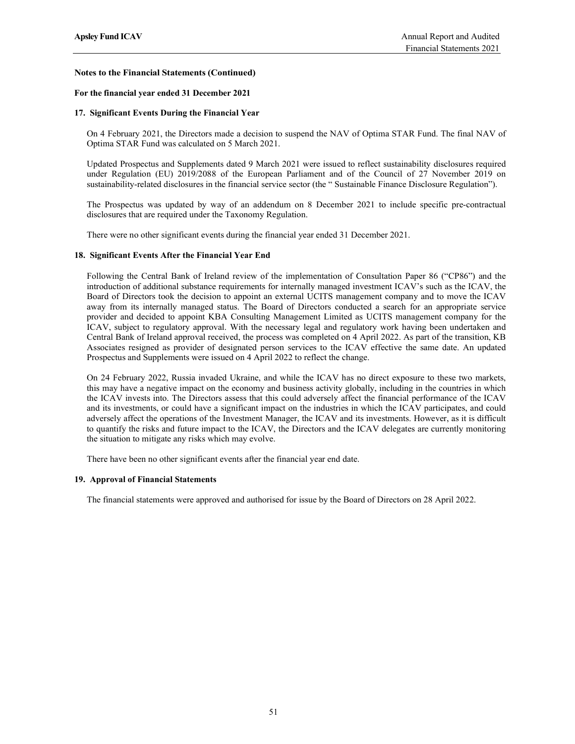## Notes to the Financial Statements (Continued)

**For the financial year ended 31 December 2021**

### 17. Significant Events During the Financial Year

On 4 February 2021, the Directors made a decision to suspend the NAV of Optima STAR Fund. The final NAV of Optima STAR Fund was calculated on 5 March 2021.

Updated Prospectus and Supplements dated 9 March 2021 were issued to reflect sustainability disclosures required under Regulation (EU) 2019/2088 of the European Parliament and of the Council of 27 November 2019 on sustainability-related disclosures in the financial service sector (the " Sustainable Finance Disclosure Regulation").

The Prospectus was updated by way of an addendum on 8 December 2021 to include specific pre-contractual disclosures that are required under the Taxonomy Regulation.

There were no other significant events during the financial year ended 31 December 2021.

### 18. Significant Events After the Financial Year End

Following the Central Bank of Ireland review of the implementation of Consultation Paper 86 ("CP86") and the introduction of additional substance requirements for internally managed investment ICAV's such as the ICAV, the Board of Directors took the decision to appoint an external UCITS management company and to move the ICAV away from its internally managed status. The Board of Directors conducted a search for an appropriate service provider and decided to appoint KBA Consulting Management Limited as UCITS management company for the ICAV, subject to regulatory approval. With the necessary legal and regulatory work having been undertaken and Central Bank of Ireland approval received, the process was completed on 4 April 2022. As part of the transition, KB Associates resigned as provider of designated person services to the ICAV effective the same date. An updated Prospectus and Supplements were issued on 4 April 2022 to reflect the change.

On 24 February 2022, Russia invaded Ukraine, and while the ICAV has no direct exposure to these two markets, this may have a negative impact on the economy and business activity globally, including in the countries in which the ICAV invests into. The Directors assess that this could adversely affect the financial performance of the ICAV and its investments, or could have a significant impact on the industries in which the ICAV participates, and could adversely affect the operations of the Investment Manager, the ICAV and its investments. However, as it is difficult to quantify the risks and future impact to the ICAV, the Directors and the ICAV delegates are currently monitoring the situation to mitigate any risks which may evolve.

There have been no other significant events after the financial year end date.

### 19. Approval of Financial Statements

The financial statements were approved and authorised for issue by the Board of Directors on 28 April 2022.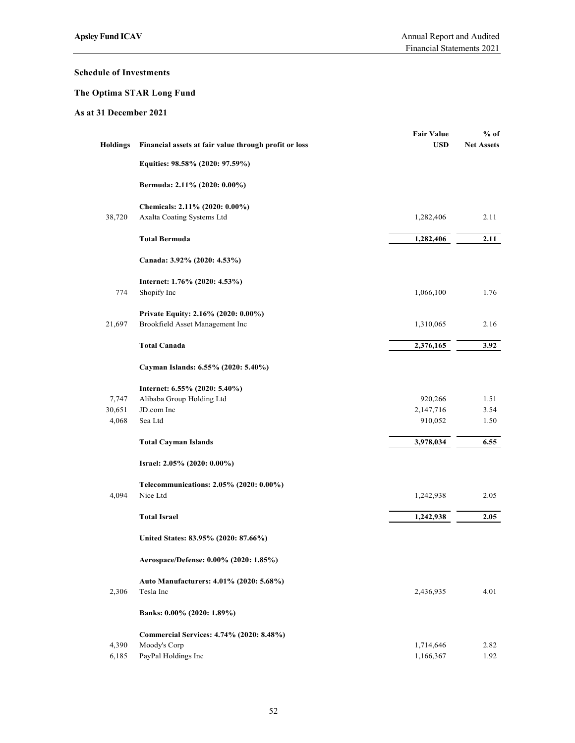## Schedule of Investments

## The Optima STAR Long Fund

### As at 31 December 2021

| Holdings | Financial assets at fair value through profit or loss | Fair Value USD | % of Net Assets |
|---|---|---|---|
| | **Equities: 98.58% (2020: 97.59%)** | | |
| | **Bermuda: 2.11% (2020: 0.00%)** | | |
| | **Chemicals: 2.11% (2020: 0.00%)** | | |
| 38,720 | Axalta Coating Systems Ltd | 1,282,406 | 2.11 |
| | **Total Bermuda** | **1,282,406** | **2.11** |
| | **Canada: 3.92% (2020: 4.53%)** | | |
| | **Internet: 1.76% (2020: 4.53%)** | | |
| 774 | Shopify Inc | 1,066,100 | 1.76 |
| | **Private Equity: 2.16% (2020: 0.00%)** | | |
| 21,697 | Brookfield Asset Management Inc | 1,310,065 | 2.16 |
| | **Total Canada** | **2,376,165** | **3.92** |
| | **Cayman Islands: 6.55% (2020: 5.40%)** | | |
| | **Internet: 6.55% (2020: 5.40%)** | | |
| 7,747 | Alibaba Group Holding Ltd | 920,266 | 1.51 |
| 30,651 | JD.com Inc | 2,147,716 | 3.54 |
| 4,068 | Sea Ltd | 910,052 | 1.50 |
| | **Total Cayman Islands** | **3,978,034** | **6.55** |
| | **Israel: 2.05% (2020: 0.00%)** | | |
| | **Telecommunications: 2.05% (2020: 0.00%)** | | |
| 4,094 | Nice Ltd | 1,242,938 | 2.05 |
| | **Total Israel** | **1,242,938** | **2.05** |
| | **United States: 83.95% (2020: 87.66%)** | | |
| | **Aerospace/Defense: 0.00% (2020: 1.85%)** | | |
| | **Auto Manufacturers: 4.01% (2020: 5.68%)** | | |
| 2,306 | Tesla Inc | 2,436,935 | 4.01 |
| | **Banks: 0.00% (2020: 1.89%)** | | |
| | **Commercial Services: 4.74% (2020: 8.48%)** | | |
| 4,390 | Moody's Corp | 1,714,646 | 2.82 |
| 6,185 | PayPal Holdings Inc | 1,166,367 | 1.92 |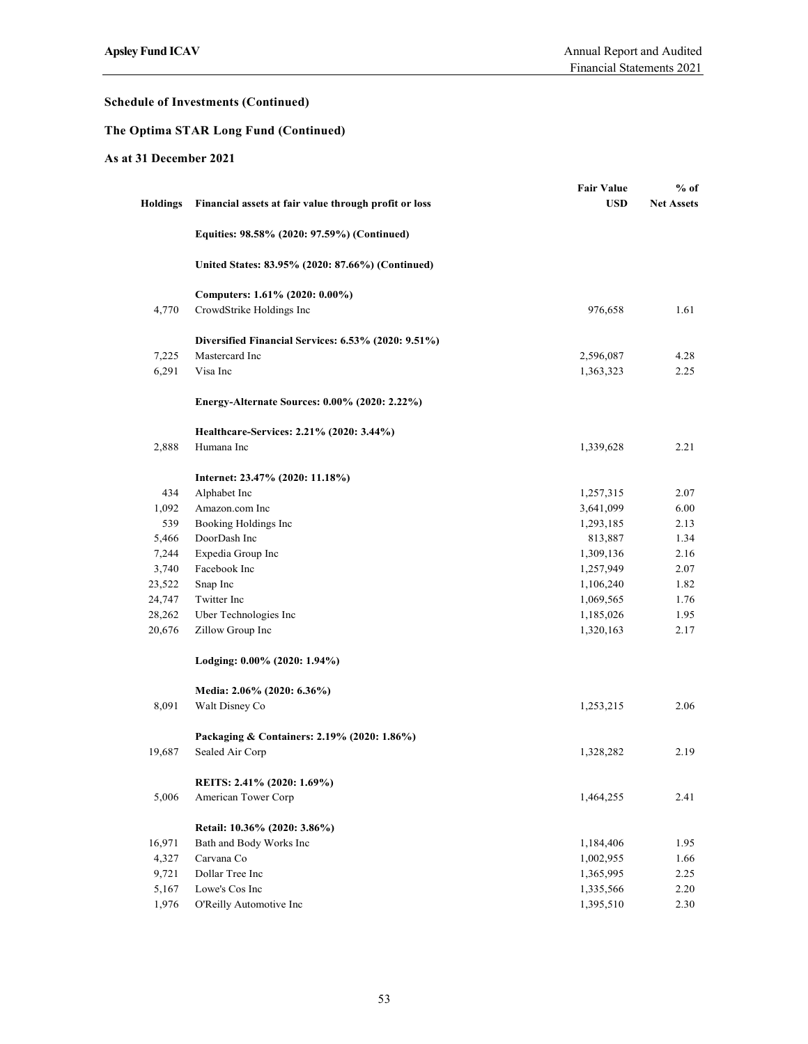## Schedule of Investments (Continued)

## The Optima STAR Long Fund (Continued)

## As at 31 December 2021

| Holdings | Financial assets at fair value through profit or loss | Fair Value USD | % of Net Assets |
|---|---|---|---|
| | **Equities: 98.58% (2020: 97.59%) (Continued)** | | |
| | **United States: 83.95% (2020: 87.66%) (Continued)** | | |
| | **Computers: 1.61% (2020: 0.00%)** | | |
| 4,770 | CrowdStrike Holdings Inc | 976,658 | 1.61 |
| | **Diversified Financial Services: 6.53% (2020: 9.51%)** | | |
| 7,225 | Mastercard Inc | 2,596,087 | 4.28 |
| 6,291 | Visa Inc | 1,363,323 | 2.25 |
| | **Energy-Alternate Sources: 0.00% (2020: 2.22%)** | | |
| | **Healthcare-Services: 2.21% (2020: 3.44%)** | | |
| 2,888 | Humana Inc | 1,339,628 | 2.21 |
| | **Internet: 23.47% (2020: 11.18%)** | | |
| 434 | Alphabet Inc | 1,257,315 | 2.07 |
| 1,092 | Amazon.com Inc | 3,641,099 | 6.00 |
| 539 | Booking Holdings Inc | 1,293,185 | 2.13 |
| 5,466 | DoorDash Inc | 813,887 | 1.34 |
| 7,244 | Expedia Group Inc | 1,309,136 | 2.16 |
| 3,740 | Facebook Inc | 1,257,949 | 2.07 |
| 23,522 | Snap Inc | 1,106,240 | 1.82 |
| 24,747 | Twitter Inc | 1,069,565 | 1.76 |
| 28,262 | Uber Technologies Inc | 1,185,026 | 1.95 |
| 20,676 | Zillow Group Inc | 1,320,163 | 2.17 |
| | **Lodging: 0.00% (2020: 1.94%)** | | |
| | **Media: 2.06% (2020: 6.36%)** | | |
| 8,091 | Walt Disney Co | 1,253,215 | 2.06 |
| | **Packaging & Containers: 2.19% (2020: 1.86%)** | | |
| 19,687 | Sealed Air Corp | 1,328,282 | 2.19 |
| | **REITS: 2.41% (2020: 1.69%)** | | |
| 5,006 | American Tower Corp | 1,464,255 | 2.41 |
| | **Retail: 10.36% (2020: 3.86%)** | | |
| 16,971 | Bath and Body Works Inc | 1,184,406 | 1.95 |
| 4,327 | Carvana Co | 1,002,955 | 1.66 |
| 9,721 | Dollar Tree Inc | 1,365,995 | 2.25 |
| 5,167 | Lowe's Cos Inc | 1,335,566 | 2.20 |
| 1,976 | O'Reilly Automotive Inc | 1,395,510 | 2.30 |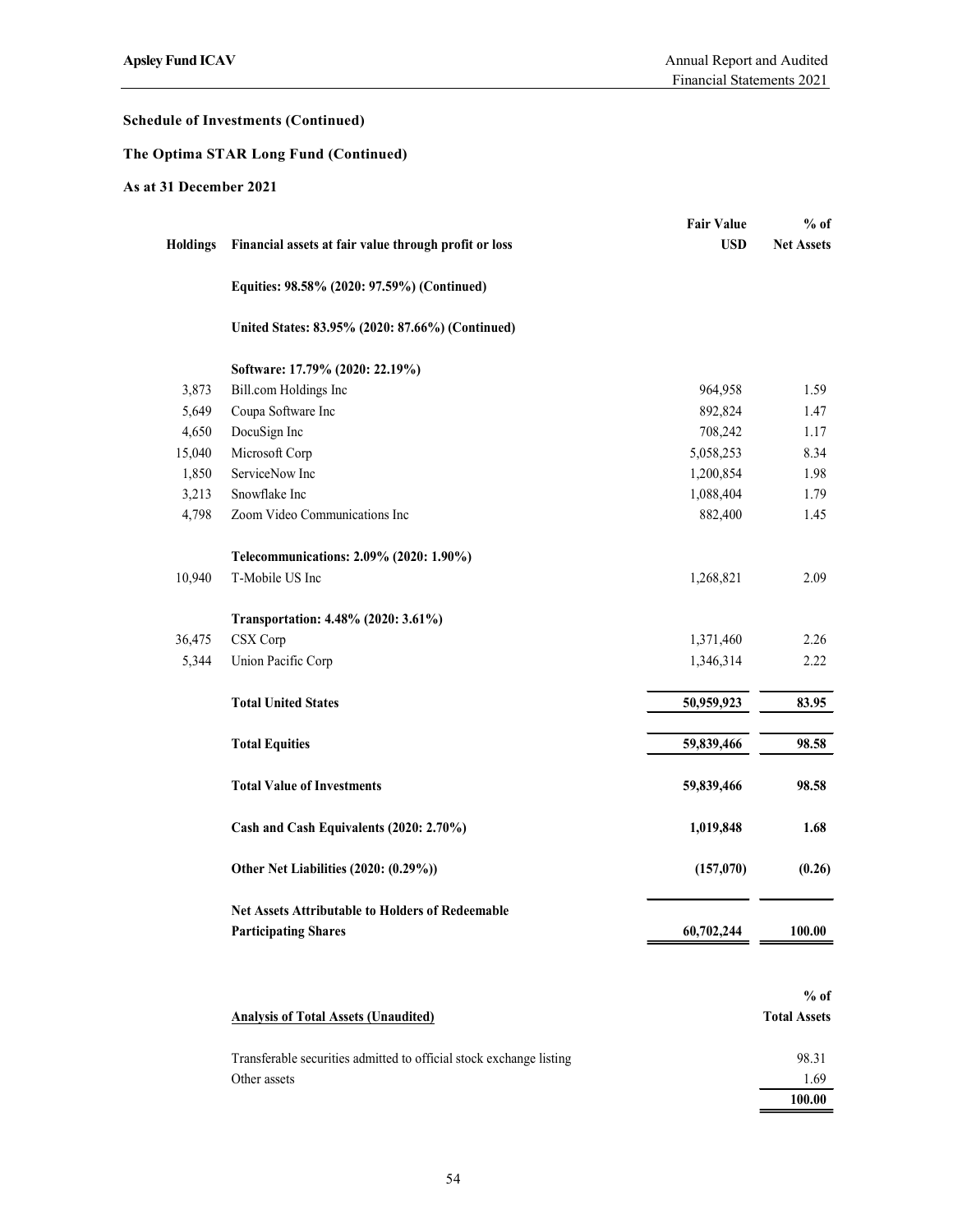## Schedule of Investments (Continued)

## The Optima STAR Long Fund (Continued)

### As at 31 December 2021

| Holdings | Financial assets at fair value through profit or loss | Fair Value USD | % of Net Assets |
|---|---|---|---|
| | **Equities: 98.58% (2020: 97.59%) (Continued)** | | |
| | **United States: 83.95% (2020: 87.66%) (Continued)** | | |
| | **Software: 17.79% (2020: 22.19%)** | | |
| 3,873 | Bill.com Holdings Inc | 964,958 | 1.59 |
| 5,649 | Coupa Software Inc | 892,824 | 1.47 |
| 4,650 | DocuSign Inc | 708,242 | 1.17 |
| 15,040 | Microsoft Corp | 5,058,253 | 8.34 |
| 1,850 | ServiceNow Inc | 1,200,854 | 1.98 |
| 3,213 | Snowflake Inc | 1,088,404 | 1.79 |
| 4,798 | Zoom Video Communications Inc | 882,400 | 1.45 |
| | **Telecommunications: 2.09% (2020: 1.90%)** | | |
| 10,940 | T-Mobile US Inc | 1,268,821 | 2.09 |
| | **Transportation: 4.48% (2020: 3.61%)** | | |
| 36,475 | CSX Corp | 1,371,460 | 2.26 |
| 5,344 | Union Pacific Corp | 1,346,314 | 2.22 |
| | **Total United States** | **50,959,923** | **83.95** |
| | **Total Equities** | **59,839,466** | **98.58** |
| | **Total Value of Investments** | **59,839,466** | **98.58** |
| | **Cash and Cash Equivalents (2020: 2.70%)** | **1,019,848** | **1.68** |
| | **Other Net Liabilities (2020: (0.29%))** | **(157,070)** | **(0.26)** |
| | **Net Assets Attributable to Holders of Redeemable Participating Shares** | **60,702,244** | **100.00** |

| Analysis of Total Assets (Unaudited) | % of Total Assets |
|---|---|
| Transferable securities admitted to official stock exchange listing | 98.31 |
| Other assets | 1.69 |
| | **100.00** |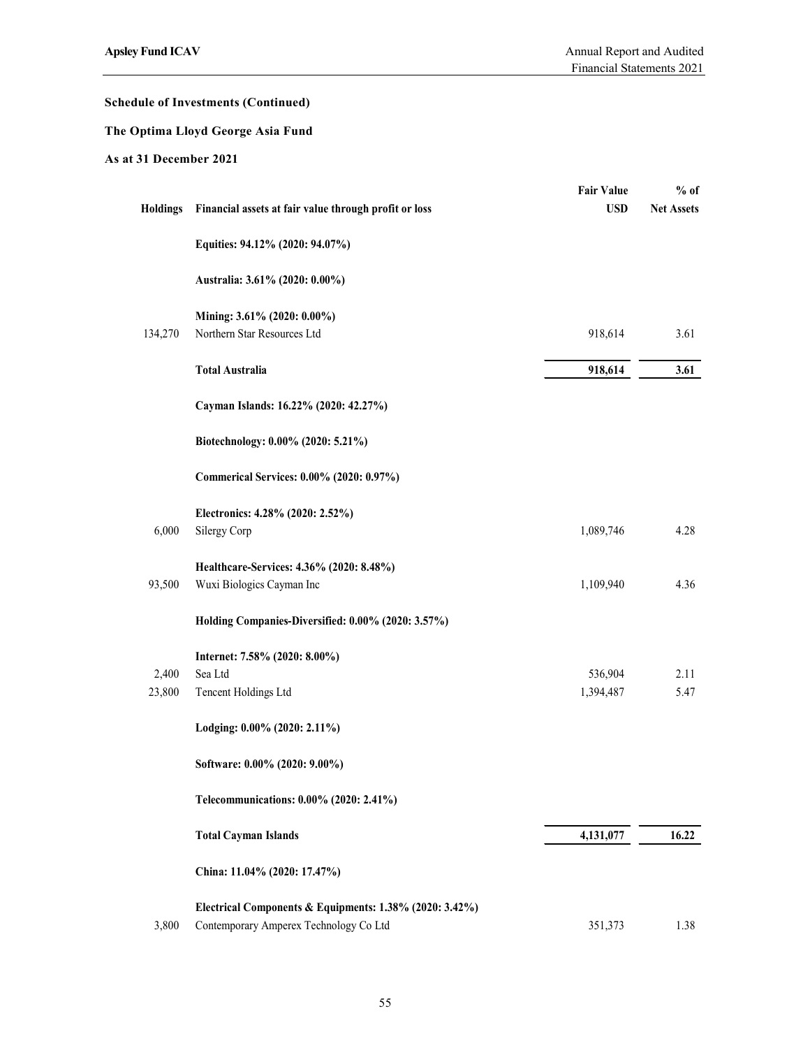**Schedule of Investments (Continued)**

**The Optima Lloyd George Asia Fund**

**As at 31 December 2021**

| Holdings | Financial assets at fair value through profit or loss | Fair Value USD | % of Net Assets |
|---|---|---|---|
| | **Equities: 94.12% (2020: 94.07%)** | | |
| | **Australia: 3.61% (2020: 0.00%)** | | |
| | **Mining: 3.61% (2020: 0.00%)** | | |
| 134,270 | Northern Star Resources Ltd | 918,614 | 3.61 |
| | **Total Australia** | **918,614** | **3.61** |
| | **Cayman Islands: 16.22% (2020: 42.27%)** | | |
| | **Biotechnology: 0.00% (2020: 5.21%)** | | |
| | **Commerical Services: 0.00% (2020: 0.97%)** | | |
| | **Electronics: 4.28% (2020: 2.52%)** | | |
| 6,000 | Silergy Corp | 1,089,746 | 4.28 |
| | **Healthcare-Services: 4.36% (2020: 8.48%)** | | |
| 93,500 | Wuxi Biologics Cayman Inc | 1,109,940 | 4.36 |
| | **Holding Companies-Diversified: 0.00% (2020: 3.57%)** | | |
| | **Internet: 7.58% (2020: 8.00%)** | | |
| 2,400 | Sea Ltd | 536,904 | 2.11 |
| 23,800 | Tencent Holdings Ltd | 1,394,487 | 5.47 |
| | **Lodging: 0.00% (2020: 2.11%)** | | |
| | **Software: 0.00% (2020: 9.00%)** | | |
| | **Telecommunications: 0.00% (2020: 2.41%)** | | |
| | **Total Cayman Islands** | **4,131,077** | **16.22** |
| | **China: 11.04% (2020: 17.47%)** | | |
| | **Electrical Components & Equipments: 1.38% (2020: 3.42%)** | | |
| 3,800 | Contemporary Amperex Technology Co Ltd | 351,373 | 1.38 |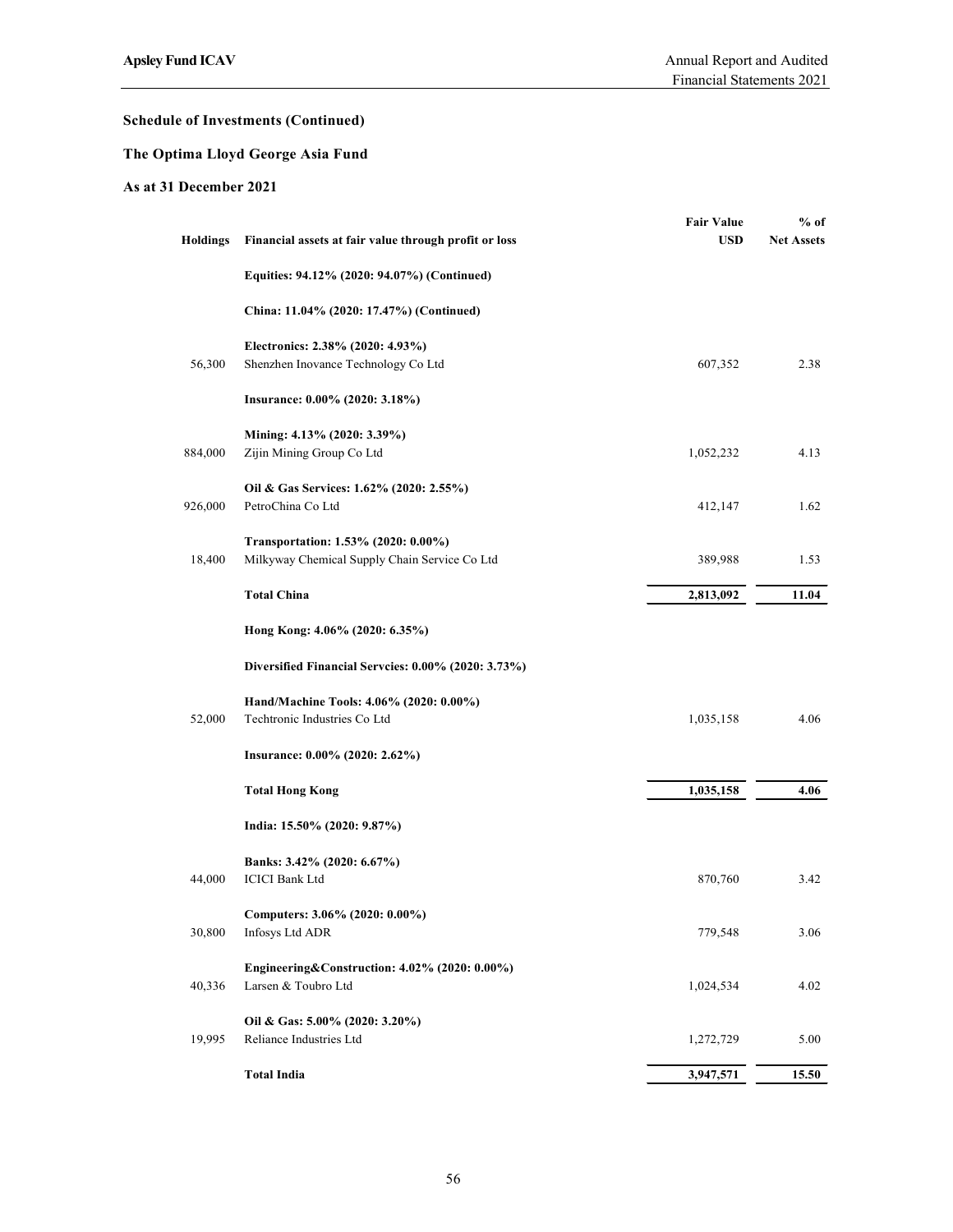## Schedule of Investments (Continued)

## The Optima Lloyd George Asia Fund

## As at 31 December 2021

| Holdings | Financial assets at fair value through profit or loss | Fair Value USD | % of Net Assets |
|---|---|---|---|
| | **Equities: 94.12% (2020: 94.07%) (Continued)** | | |
| | **China: 11.04% (2020: 17.47%) (Continued)** | | |
| | **Electronics: 2.38% (2020: 4.93%)** | | |
| 56,300 | Shenzhen Inovance Technology Co Ltd | 607,352 | 2.38 |
| | **Insurance: 0.00% (2020: 3.18%)** | | |
| | **Mining: 4.13% (2020: 3.39%)** | | |
| 884,000 | Zijin Mining Group Co Ltd | 1,052,232 | 4.13 |
| | **Oil & Gas Services: 1.62% (2020: 2.55%)** | | |
| 926,000 | PetroChina Co Ltd | 412,147 | 1.62 |
| | **Transportation: 1.53% (2020: 0.00%)** | | |
| 18,400 | Milkyway Chemical Supply Chain Service Co Ltd | 389,988 | 1.53 |
| | **Total China** | **2,813,092** | **11.04** |
| | **Hong Kong: 4.06% (2020: 6.35%)** | | |
| | **Diversified Financial Servcies: 0.00% (2020: 3.73%)** | | |
| | **Hand/Machine Tools: 4.06% (2020: 0.00%)** | | |
| 52,000 | Techtronic Industries Co Ltd | 1,035,158 | 4.06 |
| | **Insurance: 0.00% (2020: 2.62%)** | | |
| | **Total Hong Kong** | **1,035,158** | **4.06** |
| | **India: 15.50% (2020: 9.87%)** | | |
| | **Banks: 3.42% (2020: 6.67%)** | | |
| 44,000 | ICICI Bank Ltd | 870,760 | 3.42 |
| | **Computers: 3.06% (2020: 0.00%)** | | |
| 30,800 | Infosys Ltd ADR | 779,548 | 3.06 |
| | **Engineering&Construction: 4.02% (2020: 0.00%)** | | |
| 40,336 | Larsen & Toubro Ltd | 1,024,534 | 4.02 |
| | **Oil & Gas: 5.00% (2020: 3.20%)** | | |
| 19,995 | Reliance Industries Ltd | 1,272,729 | 5.00 |
| | **Total India** | **3,947,571** | **15.50** |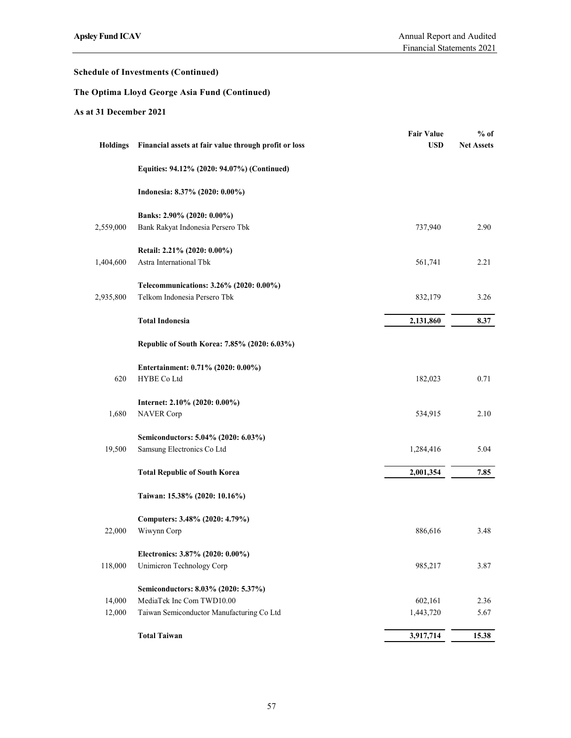## Schedule of Investments (Continued)

## The Optima Lloyd George Asia Fund (Continued)

## As at 31 December 2021

| Holdings | Financial assets at fair value through profit or loss | Fair Value USD | % of Net Assets |
|---|---|---|---|
| | **Equities: 94.12% (2020: 94.07%) (Continued)** | | |
| | **Indonesia: 8.37% (2020: 0.00%)** | | |
| | **Banks: 2.90% (2020: 0.00%)** | | |
| 2,559,000 | Bank Rakyat Indonesia Persero Tbk | 737,940 | 2.90 |
| | **Retail: 2.21% (2020: 0.00%)** | | |
| 1,404,600 | Astra International Tbk | 561,741 | 2.21 |
| | **Telecommunications: 3.26% (2020: 0.00%)** | | |
| 2,935,800 | Telkom Indonesia Persero Tbk | 832,179 | 3.26 |
| | **Total Indonesia** | **2,131,860** | **8.37** |
| | **Republic of South Korea: 7.85% (2020: 6.03%)** | | |
| | **Entertainment: 0.71% (2020: 0.00%)** | | |
| 620 | HYBE Co Ltd | 182,023 | 0.71 |
| | **Internet: 2.10% (2020: 0.00%)** | | |
| 1,680 | NAVER Corp | 534,915 | 2.10 |
| | **Semiconductors: 5.04% (2020: 6.03%)** | | |
| 19,500 | Samsung Electronics Co Ltd | 1,284,416 | 5.04 |
| | **Total Republic of South Korea** | **2,001,354** | **7.85** |
| | **Taiwan: 15.38% (2020: 10.16%)** | | |
| | **Computers: 3.48% (2020: 4.79%)** | | |
| 22,000 | Wiwynn Corp | 886,616 | 3.48 |
| | **Electronics: 3.87% (2020: 0.00%)** | | |
| 118,000 | Unimicron Technology Corp | 985,217 | 3.87 |
| | **Semiconductors: 8.03% (2020: 5.37%)** | | |
| 14,000 | MediaTek Inc Com TWD10.00 | 602,161 | 2.36 |
| 12,000 | Taiwan Semiconductor Manufacturing Co Ltd | 1,443,720 | 5.67 |
| | **Total Taiwan** | **3,917,714** | **15.38** |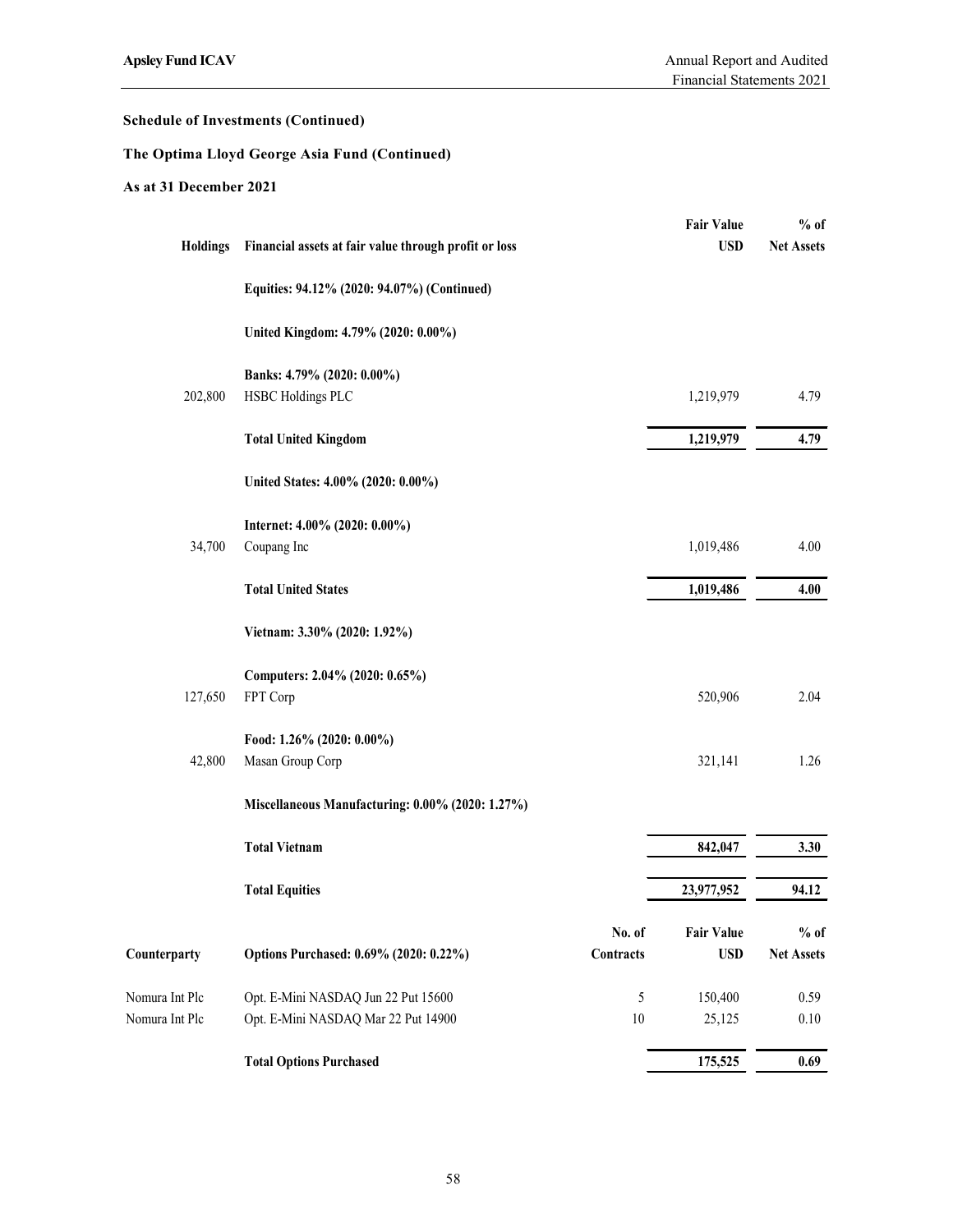**Schedule of Investments (Continued)**

**The Optima Lloyd George Asia Fund (Continued)**

**As at 31 December 2021**

| Holdings | Financial assets at fair value through profit or loss | Fair Value USD | % of Net Assets |
|---|---|---|---|
| | **Equities: 94.12% (2020: 94.07%) (Continued)** | | |
| | **United Kingdom: 4.79% (2020: 0.00%)** | | |
| | **Banks: 4.79% (2020: 0.00%)** | | |
| 202,800 | HSBC Holdings PLC | 1,219,979 | 4.79 |
| | **Total United Kingdom** | **1,219,979** | **4.79** |
| | **United States: 4.00% (2020: 0.00%)** | | |
| | **Internet: 4.00% (2020: 0.00%)** | | |
| 34,700 | Coupang Inc | 1,019,486 | 4.00 |
| | **Total United States** | **1,019,486** | **4.00** |
| | **Vietnam: 3.30% (2020: 1.92%)** | | |
| | **Computers: 2.04% (2020: 0.65%)** | | |
| 127,650 | FPT Corp | 520,906 | 2.04 |
| | **Food: 1.26% (2020: 0.00%)** | | |
| 42,800 | Masan Group Corp | 321,141 | 1.26 |
| | **Miscellaneous Manufacturing: 0.00% (2020: 1.27%)** | | |
| | **Total Vietnam** | **842,047** | **3.30** |
| | **Total Equities** | **23,977,952** | **94.12** |

| Counterparty | Options Purchased: 0.69% (2020: 0.22%) | No. of Contracts | Fair Value USD | % of Net Assets |
|---|---|---|---|---|
| Nomura Int Plc | Opt. E-Mini NASDAQ Jun 22 Put 15600 | 5 | 150,400 | 0.59 |
| Nomura Int Plc | Opt. E-Mini NASDAQ Mar 22 Put 14900 | 10 | 25,125 | 0.10 |
| | **Total Options Purchased** | | **175,525** | **0.69** |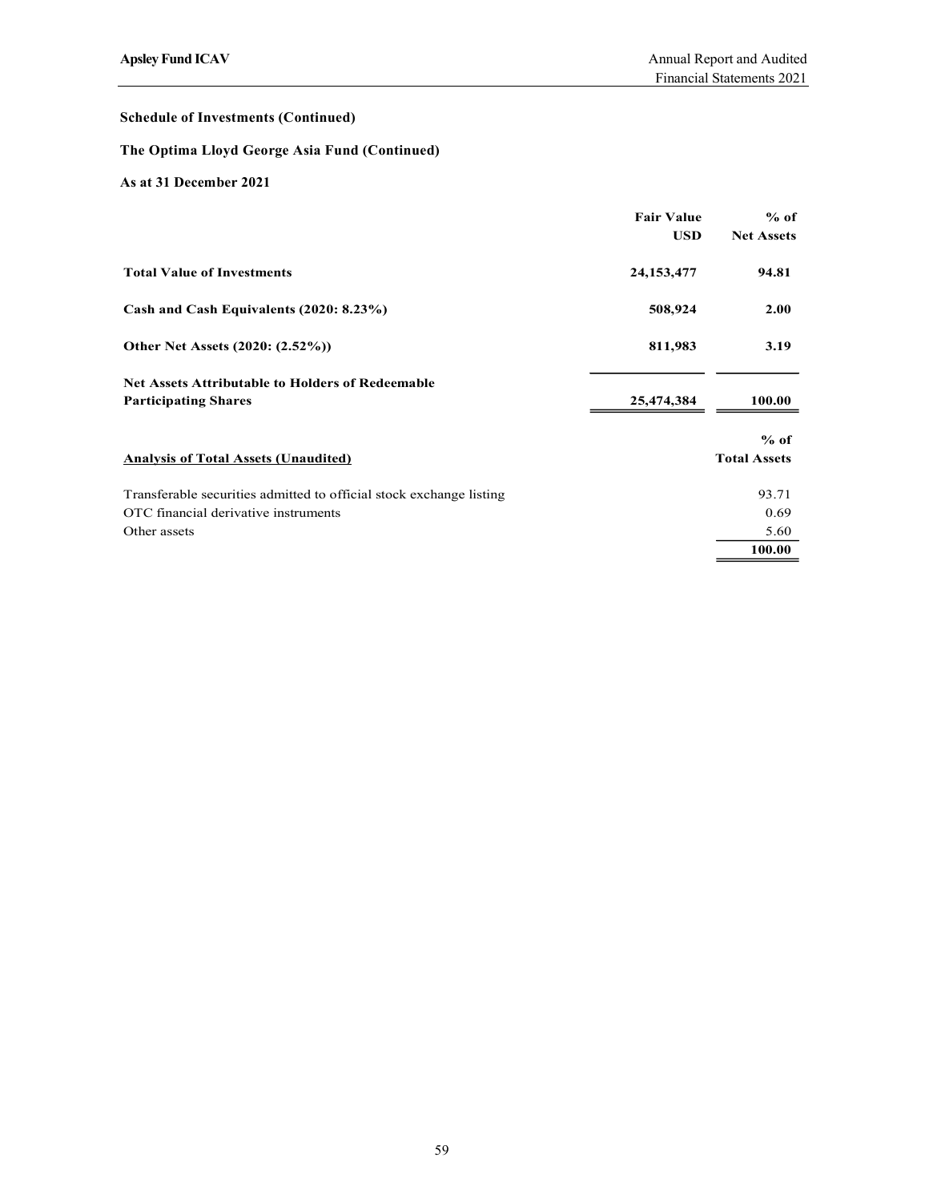**Schedule of Investments (Continued)**

**The Optima Lloyd George Asia Fund (Continued)**

**As at 31 December 2021**

| | Fair Value USD | % of Net Assets |
|---|---|---|
| **Total Value of Investments** | **24,153,477** | **94.81** |
| **Cash and Cash Equivalents (2020: 8.23%)** | **508,924** | **2.00** |
| **Other Net Assets (2020: (2.52%))** | **811,983** | **3.19** |
| **Net Assets Attributable to Holders of Redeemable Participating Shares** | **25,474,384** | **100.00** |

| **Analysis of Total Assets (Unaudited)** | % of Total Assets |
|---|---|
| Transferable securities admitted to official stock exchange listing | 93.71 |
| OTC financial derivative instruments | 0.69 |
| Other assets | 5.60 |
| | **100.00** |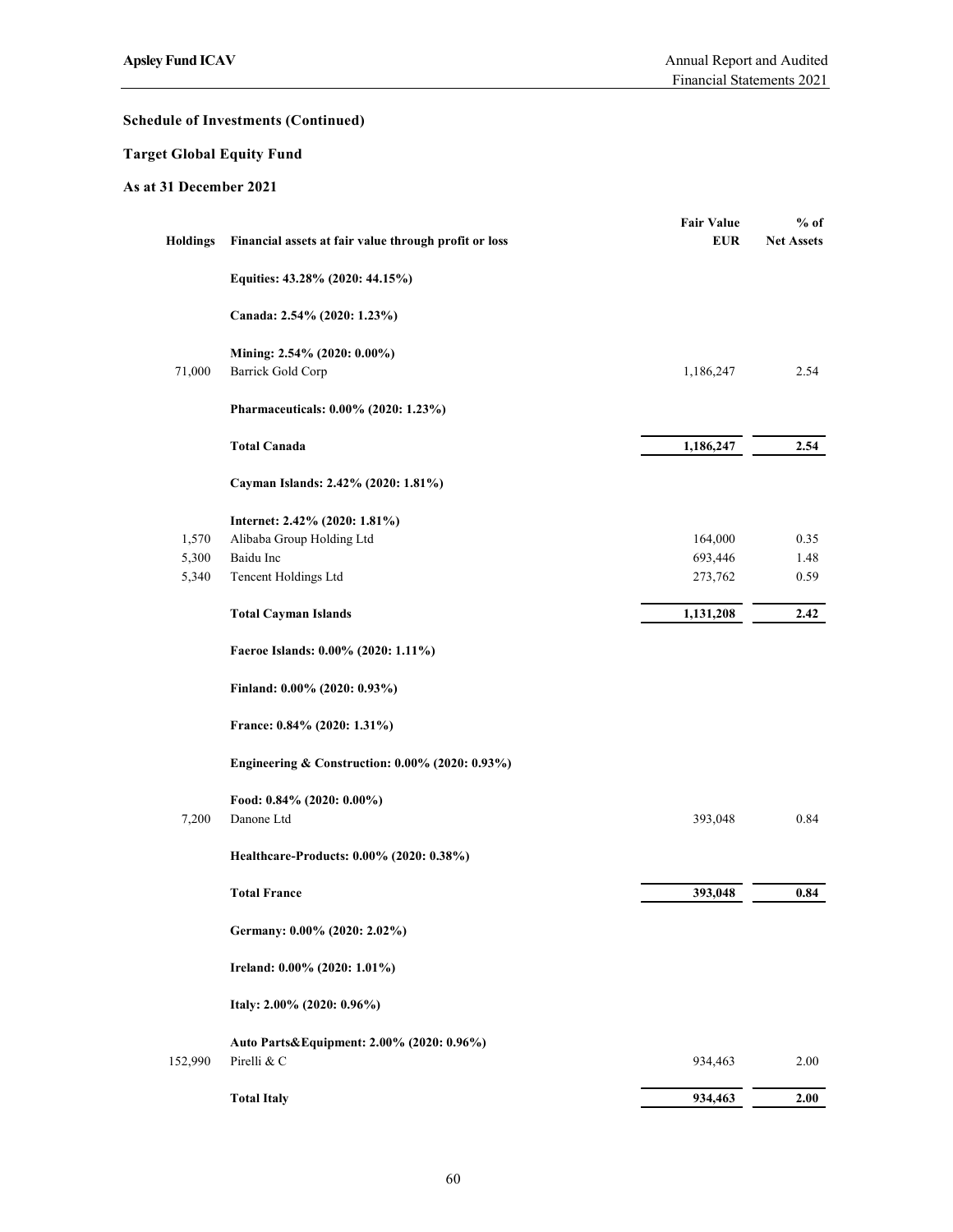## Schedule of Investments (Continued)

## Target Global Equity Fund

## As at 31 December 2021

| Holdings | Financial assets at fair value through profit or loss | Fair Value EUR | % of Net Assets |
|---|---|---|---|
| | **Equities: 43.28% (2020: 44.15%)** | | |
| | **Canada: 2.54% (2020: 1.23%)** | | |
| | **Mining: 2.54% (2020: 0.00%)** | | |
| 71,000 | Barrick Gold Corp | 1,186,247 | 2.54 |
| | **Pharmaceuticals: 0.00% (2020: 1.23%)** | | |
| | **Total Canada** | **1,186,247** | **2.54** |
| | **Cayman Islands: 2.42% (2020: 1.81%)** | | |
| | **Internet: 2.42% (2020: 1.81%)** | | |
| 1,570 | Alibaba Group Holding Ltd | 164,000 | 0.35 |
| 5,300 | Baidu Inc | 693,446 | 1.48 |
| 5,340 | Tencent Holdings Ltd | 273,762 | 0.59 |
| | **Total Cayman Islands** | **1,131,208** | **2.42** |
| | **Faeroe Islands: 0.00% (2020: 1.11%)** | | |
| | **Finland: 0.00% (2020: 0.93%)** | | |
| | **France: 0.84% (2020: 1.31%)** | | |
| | **Engineering & Construction: 0.00% (2020: 0.93%)** | | |
| | **Food: 0.84% (2020: 0.00%)** | | |
| 7,200 | Danone Ltd | 393,048 | 0.84 |
| | **Healthcare-Products: 0.00% (2020: 0.38%)** | | |
| | **Total France** | **393,048** | **0.84** |
| | **Germany: 0.00% (2020: 2.02%)** | | |
| | **Ireland: 0.00% (2020: 1.01%)** | | |
| | **Italy: 2.00% (2020: 0.96%)** | | |
| | **Auto Parts&Equipment: 2.00% (2020: 0.96%)** | | |
| 152,990 | Pirelli & C | 934,463 | 2.00 |
| | **Total Italy** | **934,463** | **2.00** |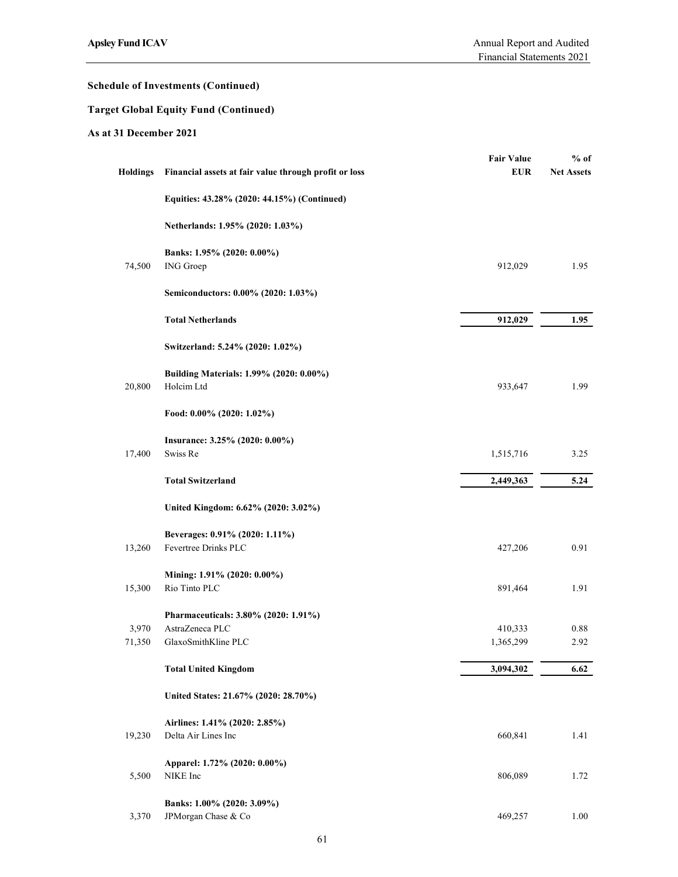**Schedule of Investments (Continued)**

**Target Global Equity Fund (Continued)**

**As at 31 December 2021**

| Holdings | Financial assets at fair value through profit or loss | Fair Value EUR | % of Net Assets |
|---|---|---|---|
| | **Equities: 43.28% (2020: 44.15%) (Continued)** | | |
| | **Netherlands: 1.95% (2020: 1.03%)** | | |
| | **Banks: 1.95% (2020: 0.00%)** | | |
| 74,500 | ING Groep | 912,029 | 1.95 |
| | **Semiconductors: 0.00% (2020: 1.03%)** | | |
| | **Total Netherlands** | **912,029** | **1.95** |
| | **Switzerland: 5.24% (2020: 1.02%)** | | |
| | **Building Materials: 1.99% (2020: 0.00%)** | | |
| 20,800 | Holcim Ltd | 933,647 | 1.99 |
| | **Food: 0.00% (2020: 1.02%)** | | |
| | **Insurance: 3.25% (2020: 0.00%)** | | |
| 17,400 | Swiss Re | 1,515,716 | 3.25 |
| | **Total Switzerland** | **2,449,363** | **5.24** |
| | **United Kingdom: 6.62% (2020: 3.02%)** | | |
| | **Beverages: 0.91% (2020: 1.11%)** | | |
| 13,260 | Fevertree Drinks PLC | 427,206 | 0.91 |
| | **Mining: 1.91% (2020: 0.00%)** | | |
| 15,300 | Rio Tinto PLC | 891,464 | 1.91 |
| | **Pharmaceuticals: 3.80% (2020: 1.91%)** | | |
| 3,970 | AstraZeneca PLC | 410,333 | 0.88 |
| 71,350 | GlaxoSmithKline PLC | 1,365,299 | 2.92 |
| | **Total United Kingdom** | **3,094,302** | **6.62** |
| | **United States: 21.67% (2020: 28.70%)** | | |
| | **Airlines: 1.41% (2020: 2.85%)** | | |
| 19,230 | Delta Air Lines Inc | 660,841 | 1.41 |
| | **Apparel: 1.72% (2020: 0.00%)** | | |
| 5,500 | NIKE Inc | 806,089 | 1.72 |
| | **Banks: 1.00% (2020: 3.09%)** | | |
| 3,370 | JPMorgan Chase & Co | 469,257 | 1.00 |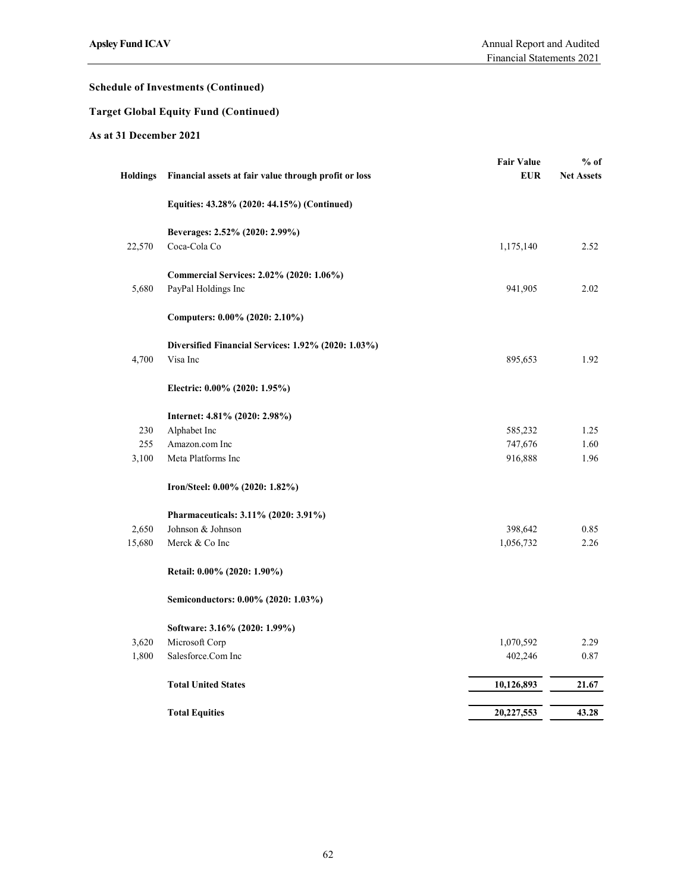**Schedule of Investments (Continued)**

**Target Global Equity Fund (Continued)**

**As at 31 December 2021**

| Holdings | Financial assets at fair value through profit or loss | Fair Value EUR | % of Net Assets |
|---|---|---|---|
| | **Equities: 43.28% (2020: 44.15%) (Continued)** | | |
| | **Beverages: 2.52% (2020: 2.99%)** | | |
| 22,570 | Coca-Cola Co | 1,175,140 | 2.52 |
| | **Commercial Services: 2.02% (2020: 1.06%)** | | |
| 5,680 | PayPal Holdings Inc | 941,905 | 2.02 |
| | **Computers: 0.00% (2020: 2.10%)** | | |
| | **Diversified Financial Services: 1.92% (2020: 1.03%)** | | |
| 4,700 | Visa Inc | 895,653 | 1.92 |
| | **Electric: 0.00% (2020: 1.95%)** | | |
| | **Internet: 4.81% (2020: 2.98%)** | | |
| 230 | Alphabet Inc | 585,232 | 1.25 |
| 255 | Amazon.com Inc | 747,676 | 1.60 |
| 3,100 | Meta Platforms Inc | 916,888 | 1.96 |
| | **Iron/Steel: 0.00% (2020: 1.82%)** | | |
| | **Pharmaceuticals: 3.11% (2020: 3.91%)** | | |
| 2,650 | Johnson & Johnson | 398,642 | 0.85 |
| 15,680 | Merck & Co Inc | 1,056,732 | 2.26 |
| | **Retail: 0.00% (2020: 1.90%)** | | |
| | **Semiconductors: 0.00% (2020: 1.03%)** | | |
| | **Software: 3.16% (2020: 1.99%)** | | |
| 3,620 | Microsoft Corp | 1,070,592 | 2.29 |
| 1,800 | Salesforce.Com Inc | 402,246 | 0.87 |
| | **Total United States** | **10,126,893** | **21.67** |
| | **Total Equities** | **20,227,553** | **43.28** |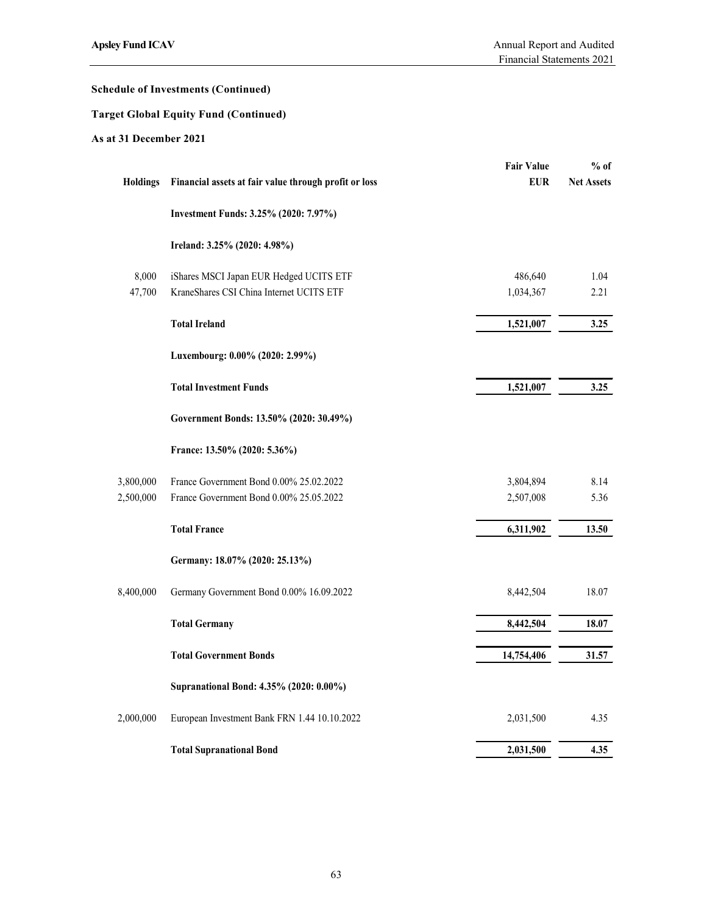**Schedule of Investments (Continued)**

**Target Global Equity Fund (Continued)**

**As at 31 December 2021**

| Holdings | Financial assets at fair value through profit or loss | Fair Value EUR | % of Net Assets |
|---|---|---|---|
| | **Investment Funds: 3.25% (2020: 7.97%)** | | |
| | **Ireland: 3.25% (2020: 4.98%)** | | |
| 8,000 | iShares MSCI Japan EUR Hedged UCITS ETF | 486,640 | 1.04 |
| 47,700 | KraneShares CSI China Internet UCITS ETF | 1,034,367 | 2.21 |
| | **Total Ireland** | **1,521,007** | **3.25** |
| | **Luxembourg: 0.00% (2020: 2.99%)** | | |
| | **Total Investment Funds** | **1,521,007** | **3.25** |
| | **Government Bonds: 13.50% (2020: 30.49%)** | | |
| | **France: 13.50% (2020: 5.36%)** | | |
| 3,800,000 | France Government Bond 0.00% 25.02.2022 | 3,804,894 | 8.14 |
| 2,500,000 | France Government Bond 0.00% 25.05.2022 | 2,507,008 | 5.36 |
| | **Total France** | **6,311,902** | **13.50** |
| | **Germany: 18.07% (2020: 25.13%)** | | |
| 8,400,000 | Germany Government Bond 0.00% 16.09.2022 | 8,442,504 | 18.07 |
| | **Total Germany** | **8,442,504** | **18.07** |
| | **Total Government Bonds** | **14,754,406** | **31.57** |
| | **Supranational Bond: 4.35% (2020: 0.00%)** | | |
| 2,000,000 | European Investment Bank FRN 1.44 10.10.2022 | 2,031,500 | 4.35 |
| | **Total Supranational Bond** | **2,031,500** | **4.35** |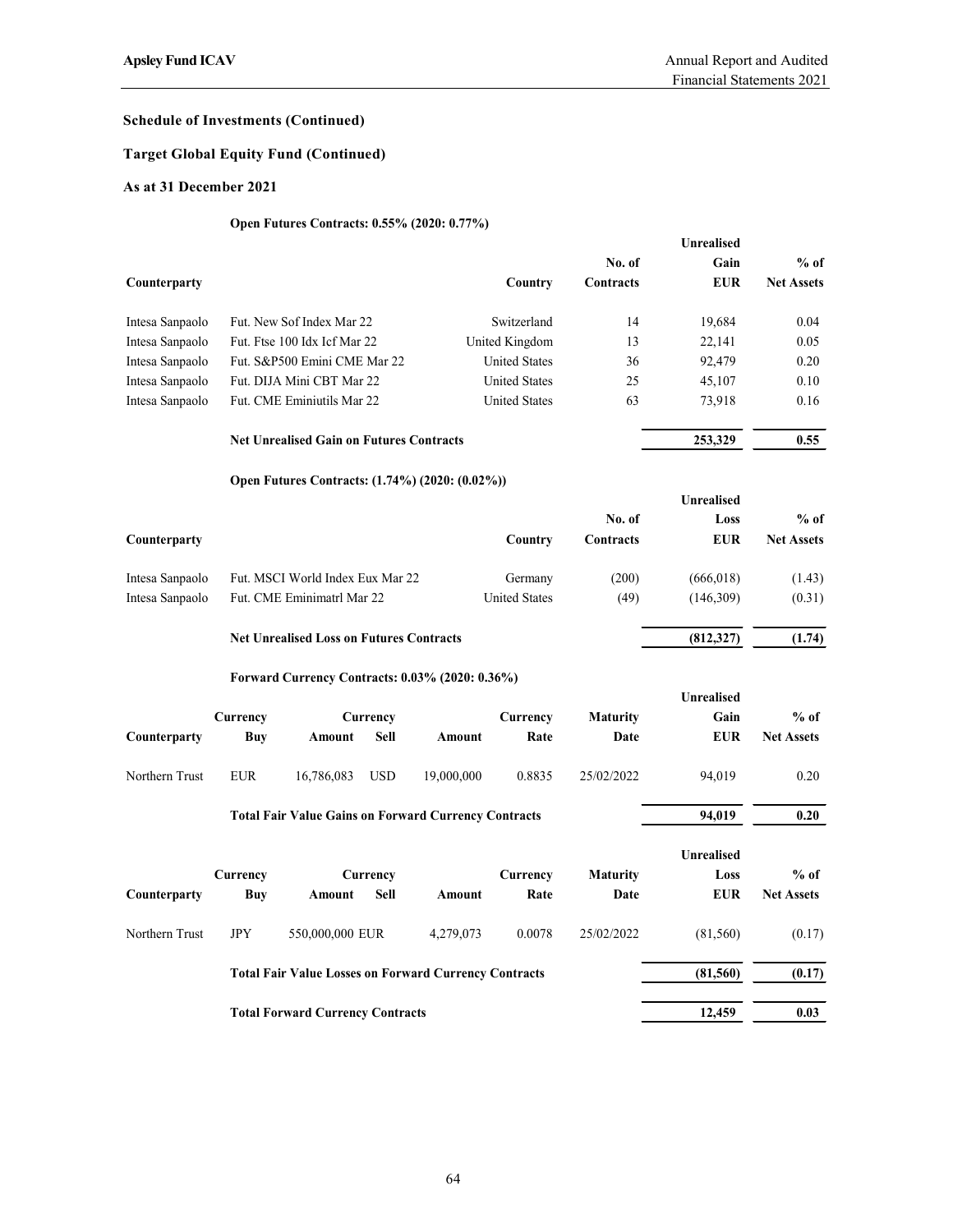**Schedule of Investments (Continued)**

**Target Global Equity Fund (Continued)**

**As at 31 December 2021**

**Open Futures Contracts: 0.55% (2020: 0.77%)**

| Counterparty | | Country | No. of Contracts | Unrealised Gain EUR | % of Net Assets |
|---|---|---|---|---|---|
| Intesa Sanpaolo | Fut. New Sof Index Mar 22 | Switzerland | 14 | 19,684 | 0.04 |
| Intesa Sanpaolo | Fut. Ftse 100 Idx Icf Mar 22 | United Kingdom | 13 | 22,141 | 0.05 |
| Intesa Sanpaolo | Fut. S&P500 Emini CME Mar 22 | United States | 36 | 92,479 | 0.20 |
| Intesa Sanpaolo | Fut. DIJA Mini CBT Mar 22 | United States | 25 | 45,107 | 0.10 |
| Intesa Sanpaolo | Fut. CME Eminiutils Mar 22 | United States | 63 | 73,918 | 0.16 |
| | **Net Unrealised Gain on Futures Contracts** | | | **253,329** | **0.55** |

**Open Futures Contracts: (1.74%) (2020: (0.02%))**

| Counterparty | | Country | No. of Contracts | Unrealised Loss EUR | % of Net Assets |
|---|---|---|---|---|---|
| Intesa Sanpaolo | Fut. MSCI World Index Eux Mar 22 | Germany | (200) | (666,018) | (1.43) |
| Intesa Sanpaolo | Fut. CME Eminimatrl Mar 22 | United States | (49) | (146,309) | (0.31) |
| | **Net Unrealised Loss on Futures Contracts** | | | **(812,327)** | **(1.74)** |

**Forward Currency Contracts: 0.03% (2020: 0.36%)**

| Counterparty | Currency Buy | Amount | Currency Sell | Amount | Currency Rate | Maturity Date | Unrealised Gain EUR | % of Net Assets |
|---|---|---|---|---|---|---|---|---|
| Northern Trust | EUR | 16,786,083 | USD | 19,000,000 | 0.8835 | 25/02/2022 | 94,019 | 0.20 |
| | **Total Fair Value Gains on Forward Currency Contracts** | | | | | | **94,019** | **0.20** |

| Counterparty | Currency Buy | Amount | Currency Sell | Amount | Currency Rate | Maturity Date | Unrealised Loss EUR | % of Net Assets |
|---|---|---|---|---|---|---|---|---|
| Northern Trust | JPY | 550,000,000 | EUR | 4,279,073 | 0.0078 | 25/02/2022 | (81,560) | (0.17) |
| | **Total Fair Value Losses on Forward Currency Contracts** | | | | | | **(81,560)** | **(0.17)** |
| | **Total Forward Currency Contracts** | | | | | | **12,459** | **0.03** |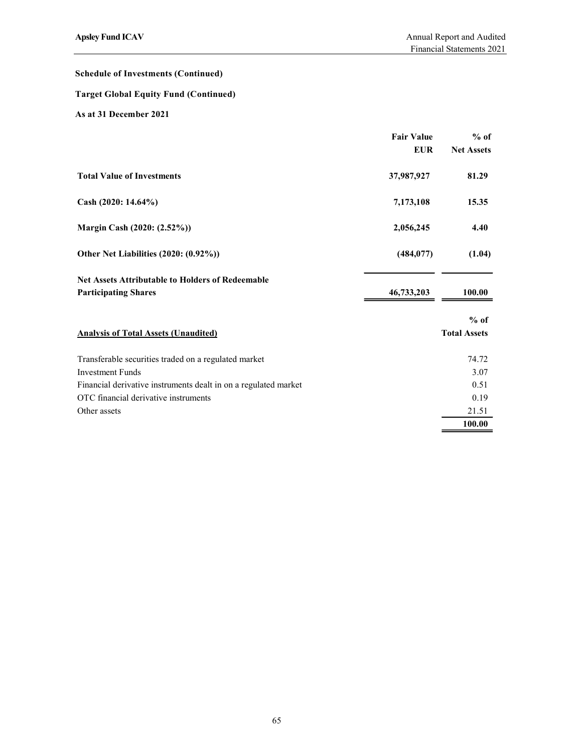**Schedule of Investments (Continued)**

**Target Global Equity Fund (Continued)**

**As at 31 December 2021**

| | Fair Value EUR | % of Net Assets |
|---|---|---|
| **Total Value of Investments** | **37,987,927** | **81.29** |
| **Cash (2020: 14.64%)** | **7,173,108** | **15.35** |
| **Margin Cash (2020: (2.52%))** | **2,056,245** | **4.40** |
| **Other Net Liabilities (2020: (0.92%))** | **(484,077)** | **(1.04)** |
| **Net Assets Attributable to Holders of Redeemable Participating Shares** | **46,733,203** | **100.00** |

| **Analysis of Total Assets (Unaudited)** | **% of Total Assets** |
|---|---|
| Transferable securities traded on a regulated market | 74.72 |
| Investment Funds | 3.07 |
| Financial derivative instruments dealt in on a regulated market | 0.51 |
| OTC financial derivative instruments | 0.19 |
| Other assets | 21.51 |
| | **100.00** |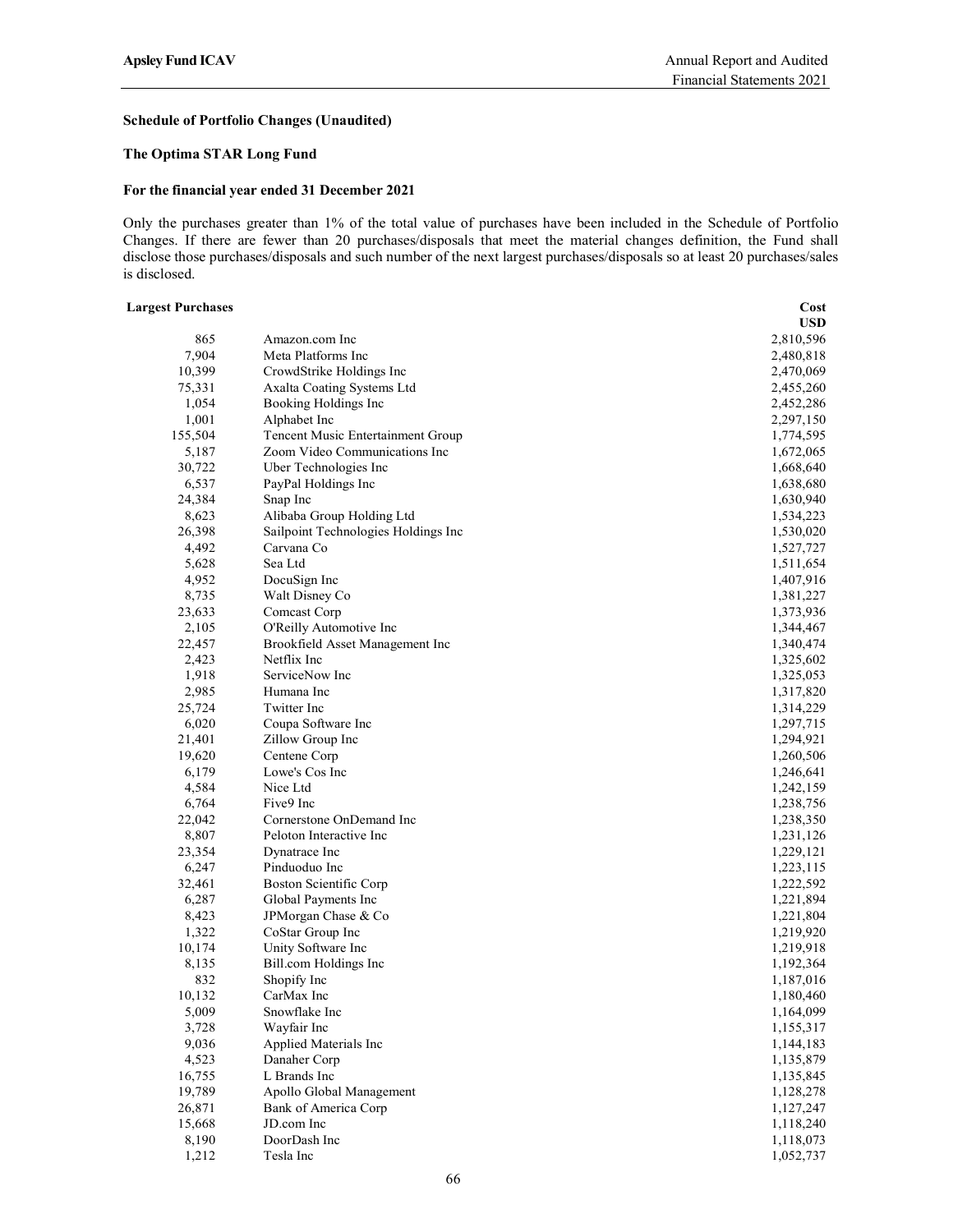**Schedule of Portfolio Changes (Unaudited)**

**The Optima STAR Long Fund**

**For the financial year ended 31 December 2021**

Only the purchases greater than 1% of the total value of purchases have been included in the Schedule of Portfolio Changes. If there are fewer than 20 purchases/disposals that meet the material changes definition, the Fund shall disclose those purchases/disposals and such number of the next largest purchases/disposals so at least 20 purchases/sales is disclosed.

| **Largest Purchases** | | **Cost USD** |
|---|---|---|
| 865 | Amazon.com Inc | 2,810,596 |
| 7,904 | Meta Platforms Inc | 2,480,818 |
| 10,399 | CrowdStrike Holdings Inc | 2,470,069 |
| 75,331 | Axalta Coating Systems Ltd | 2,455,260 |
| 1,054 | Booking Holdings Inc | 2,452,286 |
| 1,001 | Alphabet Inc | 2,297,150 |
| 155,504 | Tencent Music Entertainment Group | 1,774,595 |
| 5,187 | Zoom Video Communications Inc | 1,672,065 |
| 30,722 | Uber Technologies Inc | 1,668,640 |
| 6,537 | PayPal Holdings Inc | 1,638,680 |
| 24,384 | Snap Inc | 1,630,940 |
| 8,623 | Alibaba Group Holding Ltd | 1,534,223 |
| 26,398 | Sailpoint Technologies Holdings Inc | 1,530,020 |
| 4,492 | Carvana Co | 1,527,727 |
| 5,628 | Sea Ltd | 1,511,654 |
| 4,952 | DocuSign Inc | 1,407,916 |
| 8,735 | Walt Disney Co | 1,381,227 |
| 23,633 | Comcast Corp | 1,373,936 |
| 2,105 | O'Reilly Automotive Inc | 1,344,467 |
| 22,457 | Brookfield Asset Management Inc | 1,340,474 |
| 2,423 | Netflix Inc | 1,325,602 |
| 1,918 | ServiceNow Inc | 1,325,053 |
| 2,985 | Humana Inc | 1,317,820 |
| 25,724 | Twitter Inc | 1,314,229 |
| 6,020 | Coupa Software Inc | 1,297,715 |
| 21,401 | Zillow Group Inc | 1,294,921 |
| 19,620 | Centene Corp | 1,260,506 |
| 6,179 | Lowe's Cos Inc | 1,246,641 |
| 4,584 | Nice Ltd | 1,242,159 |
| 6,764 | Five9 Inc | 1,238,756 |
| 22,042 | Cornerstone OnDemand Inc | 1,238,350 |
| 8,807 | Peloton Interactive Inc | 1,231,126 |
| 23,354 | Dynatrace Inc | 1,229,121 |
| 6,247 | Pinduoduo Inc | 1,223,115 |
| 32,461 | Boston Scientific Corp | 1,222,592 |
| 6,287 | Global Payments Inc | 1,221,894 |
| 8,423 | JPMorgan Chase & Co | 1,221,804 |
| 1,322 | CoStar Group Inc | 1,219,920 |
| 10,174 | Unity Software Inc | 1,219,918 |
| 8,135 | Bill.com Holdings Inc | 1,192,364 |
| 832 | Shopify Inc | 1,187,016 |
| 10,132 | CarMax Inc | 1,180,460 |
| 5,009 | Snowflake Inc | 1,164,099 |
| 3,728 | Wayfair Inc | 1,155,317 |
| 9,036 | Applied Materials Inc | 1,144,183 |
| 4,523 | Danaher Corp | 1,135,879 |
| 16,755 | L Brands Inc | 1,135,845 |
| 19,789 | Apollo Global Management | 1,128,278 |
| 26,871 | Bank of America Corp | 1,127,247 |
| 15,668 | JD.com Inc | 1,118,240 |
| 8,190 | DoorDash Inc | 1,118,073 |
| 1,212 | Tesla Inc | 1,052,737 |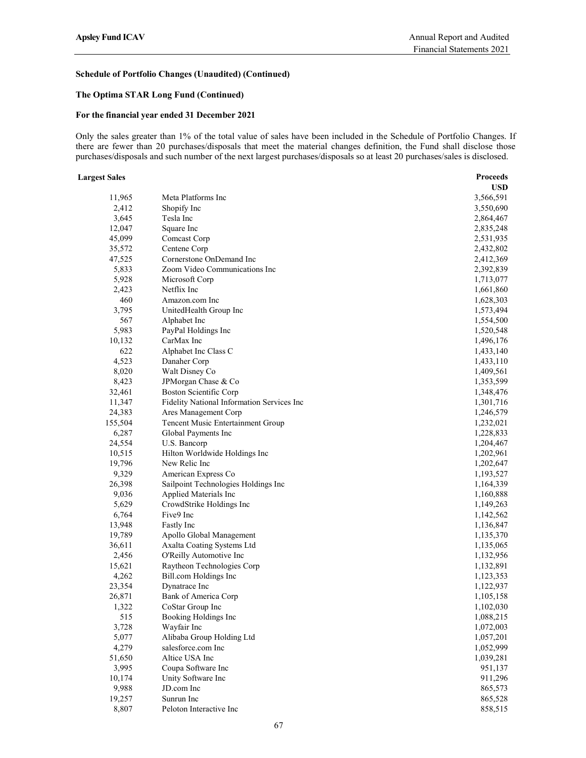**Schedule of Portfolio Changes (Unaudited) (Continued)**

**The Optima STAR Long Fund (Continued)**

**For the financial year ended 31 December 2021**

Only the sales greater than 1% of the total value of sales have been included in the Schedule of Portfolio Changes. If there are fewer than 20 purchases/disposals that meet the material changes definition, the Fund shall disclose those purchases/disposals and such number of the next largest purchases/disposals so at least 20 purchases/sales is disclosed.

| **Largest Sales** | | **Proceeds USD** |
|---:|---|---:|
| 11,965 | Meta Platforms Inc | 3,566,591 |
| 2,412 | Shopify Inc | 3,550,690 |
| 3,645 | Tesla Inc | 2,864,467 |
| 12,047 | Square Inc | 2,835,248 |
| 45,099 | Comcast Corp | 2,531,935 |
| 35,572 | Centene Corp | 2,432,802 |
| 47,525 | Cornerstone OnDemand Inc | 2,412,369 |
| 5,833 | Zoom Video Communications Inc | 2,392,839 |
| 5,928 | Microsoft Corp | 1,713,077 |
| 2,423 | Netflix Inc | 1,661,860 |
| 460 | Amazon.com Inc | 1,628,303 |
| 3,795 | UnitedHealth Group Inc | 1,573,494 |
| 567 | Alphabet Inc | 1,554,500 |
| 5,983 | PayPal Holdings Inc | 1,520,548 |
| 10,132 | CarMax Inc | 1,496,176 |
| 622 | Alphabet Inc Class C | 1,433,140 |
| 4,523 | Danaher Corp | 1,433,110 |
| 8,020 | Walt Disney Co | 1,409,561 |
| 8,423 | JPMorgan Chase & Co | 1,353,599 |
| 32,461 | Boston Scientific Corp | 1,348,476 |
| 11,347 | Fidelity National Information Services Inc | 1,301,716 |
| 24,383 | Ares Management Corp | 1,246,579 |
| 155,504 | Tencent Music Entertainment Group | 1,232,021 |
| 6,287 | Global Payments Inc | 1,228,833 |
| 24,554 | U.S. Bancorp | 1,204,467 |
| 10,515 | Hilton Worldwide Holdings Inc | 1,202,961 |
| 19,796 | New Relic Inc | 1,202,647 |
| 9,329 | American Express Co | 1,193,527 |
| 26,398 | Sailpoint Technologies Holdings Inc | 1,164,339 |
| 9,036 | Applied Materials Inc | 1,160,888 |
| 5,629 | CrowdStrike Holdings Inc | 1,149,263 |
| 6,764 | Five9 Inc | 1,142,562 |
| 13,948 | Fastly Inc | 1,136,847 |
| 19,789 | Apollo Global Management | 1,135,370 |
| 36,611 | Axalta Coating Systems Ltd | 1,135,065 |
| 2,456 | O'Reilly Automotive Inc | 1,132,956 |
| 15,621 | Raytheon Technologies Corp | 1,132,891 |
| 4,262 | Bill.com Holdings Inc | 1,123,353 |
| 23,354 | Dynatrace Inc | 1,122,937 |
| 26,871 | Bank of America Corp | 1,105,158 |
| 1,322 | CoStar Group Inc | 1,102,030 |
| 515 | Booking Holdings Inc | 1,088,215 |
| 3,728 | Wayfair Inc | 1,072,003 |
| 5,077 | Alibaba Group Holding Ltd | 1,057,201 |
| 4,279 | salesforce.com Inc | 1,052,999 |
| 51,650 | Altice USA Inc | 1,039,281 |
| 3,995 | Coupa Software Inc | 951,137 |
| 10,174 | Unity Software Inc | 911,296 |
| 9,988 | JD.com Inc | 865,573 |
| 19,257 | Sunrun Inc | 865,528 |
| 8,807 | Peloton Interactive Inc | 858,515 |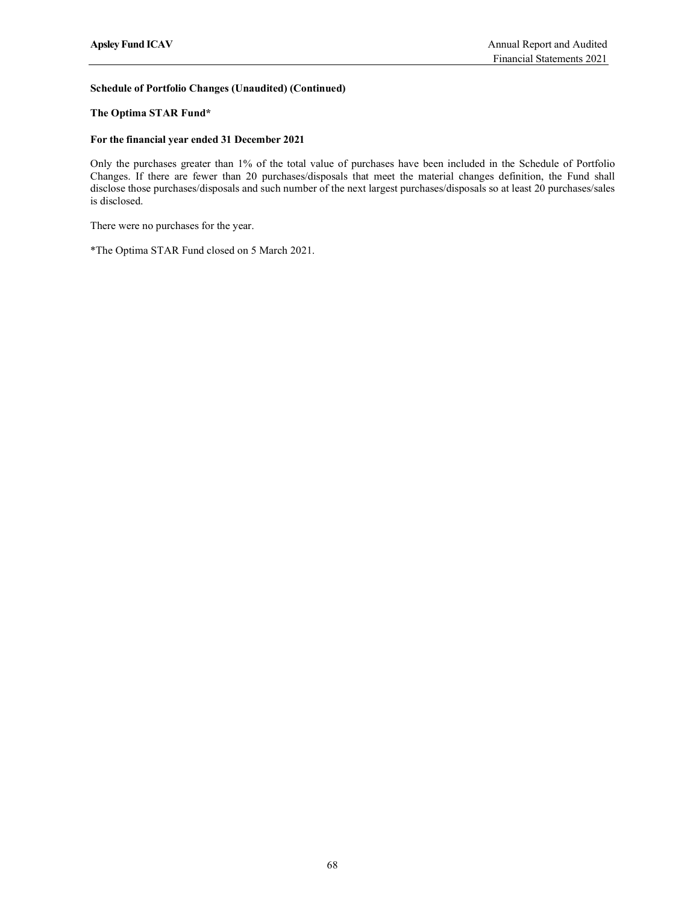**Schedule of Portfolio Changes (Unaudited) (Continued)**

**The Optima STAR Fund***

**For the financial year ended 31 December 2021**

Only the purchases greater than 1% of the total value of purchases have been included in the Schedule of Portfolio Changes. If there are fewer than 20 purchases/disposals that meet the material changes definition, the Fund shall disclose those purchases/disposals and such number of the next largest purchases/disposals so at least 20 purchases/sales is disclosed.

There were no purchases for the year.

*The Optima STAR Fund closed on 5 March 2021.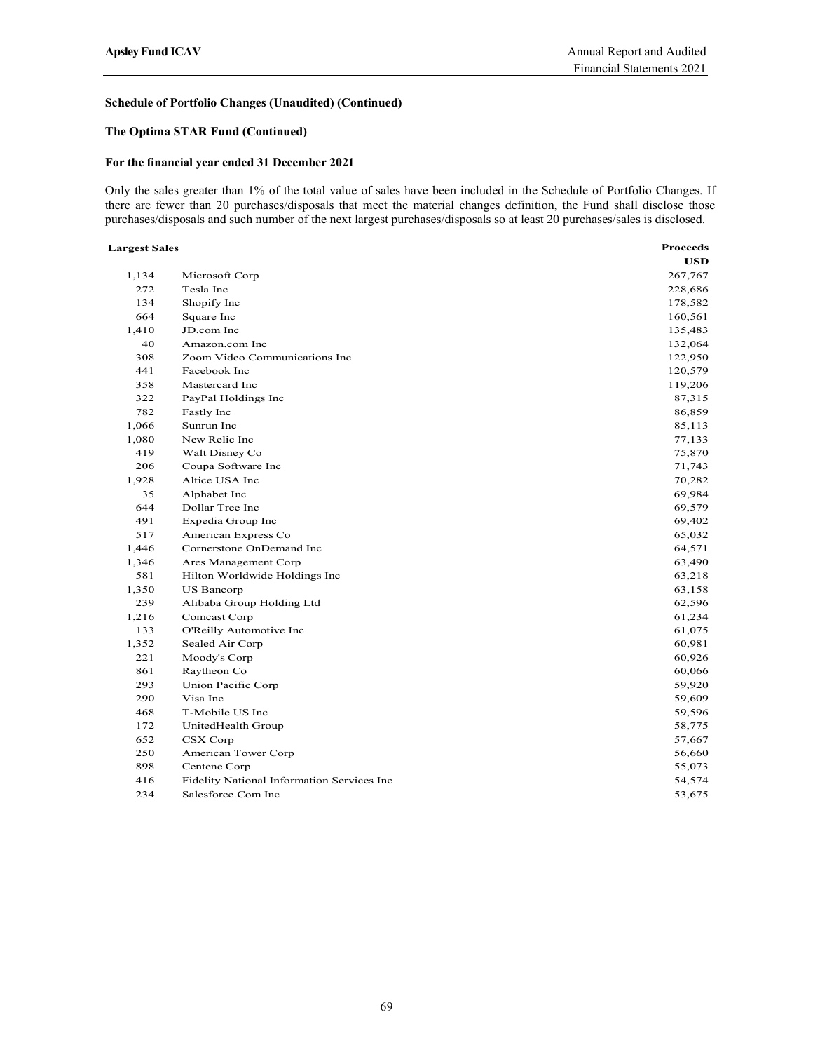### Schedule of Portfolio Changes (Unaudited) (Continued)

### The Optima STAR Fund (Continued)

### For the financial year ended 31 December 2021

Only the sales greater than 1% of the total value of sales have been included in the Schedule of Portfolio Changes. If there are fewer than 20 purchases/disposals that meet the material changes definition, the Fund shall disclose those purchases/disposals and such number of the next largest purchases/disposals so at least 20 purchases/sales is disclosed.

| Largest Sales | | Proceeds USD |
|---|---|---|
| 1,134 | Microsoft Corp | 267,767 |
| 272 | Tesla Inc | 228,686 |
| 134 | Shopify Inc | 178,582 |
| 664 | Square Inc | 160,561 |
| 1,410 | JD.com Inc | 135,483 |
| 40 | Amazon.com Inc | 132,064 |
| 308 | Zoom Video Communications Inc | 122,950 |
| 441 | Facebook Inc | 120,579 |
| 358 | Mastercard Inc | 119,206 |
| 322 | PayPal Holdings Inc | 87,315 |
| 782 | Fastly Inc | 86,859 |
| 1,066 | Sunrun Inc | 85,113 |
| 1,080 | New Relic Inc | 77,133 |
| 419 | Walt Disney Co | 75,870 |
| 206 | Coupa Software Inc | 71,743 |
| 1,928 | Altice USA Inc | 70,282 |
| 35 | Alphabet Inc | 69,984 |
| 644 | Dollar Tree Inc | 69,579 |
| 491 | Expedia Group Inc | 69,402 |
| 517 | American Express Co | 65,032 |
| 1,446 | Cornerstone OnDemand Inc | 64,571 |
| 1,346 | Ares Management Corp | 63,490 |
| 581 | Hilton Worldwide Holdings Inc | 63,218 |
| 1,350 | US Bancorp | 63,158 |
| 239 | Alibaba Group Holding Ltd | 62,596 |
| 1,216 | Comcast Corp | 61,234 |
| 133 | O'Reilly Automotive Inc | 61,075 |
| 1,352 | Sealed Air Corp | 60,981 |
| 221 | Moody's Corp | 60,926 |
| 861 | Raytheon Co | 60,066 |
| 293 | Union Pacific Corp | 59,920 |
| 290 | Visa Inc | 59,609 |
| 468 | T-Mobile US Inc | 59,596 |
| 172 | UnitedHealth Group | 58,775 |
| 652 | CSX Corp | 57,667 |
| 250 | American Tower Corp | 56,660 |
| 898 | Centene Corp | 55,073 |
| 416 | Fidelity National Information Services Inc | 54,574 |
| 234 | Salesforce.Com Inc | 53,675 |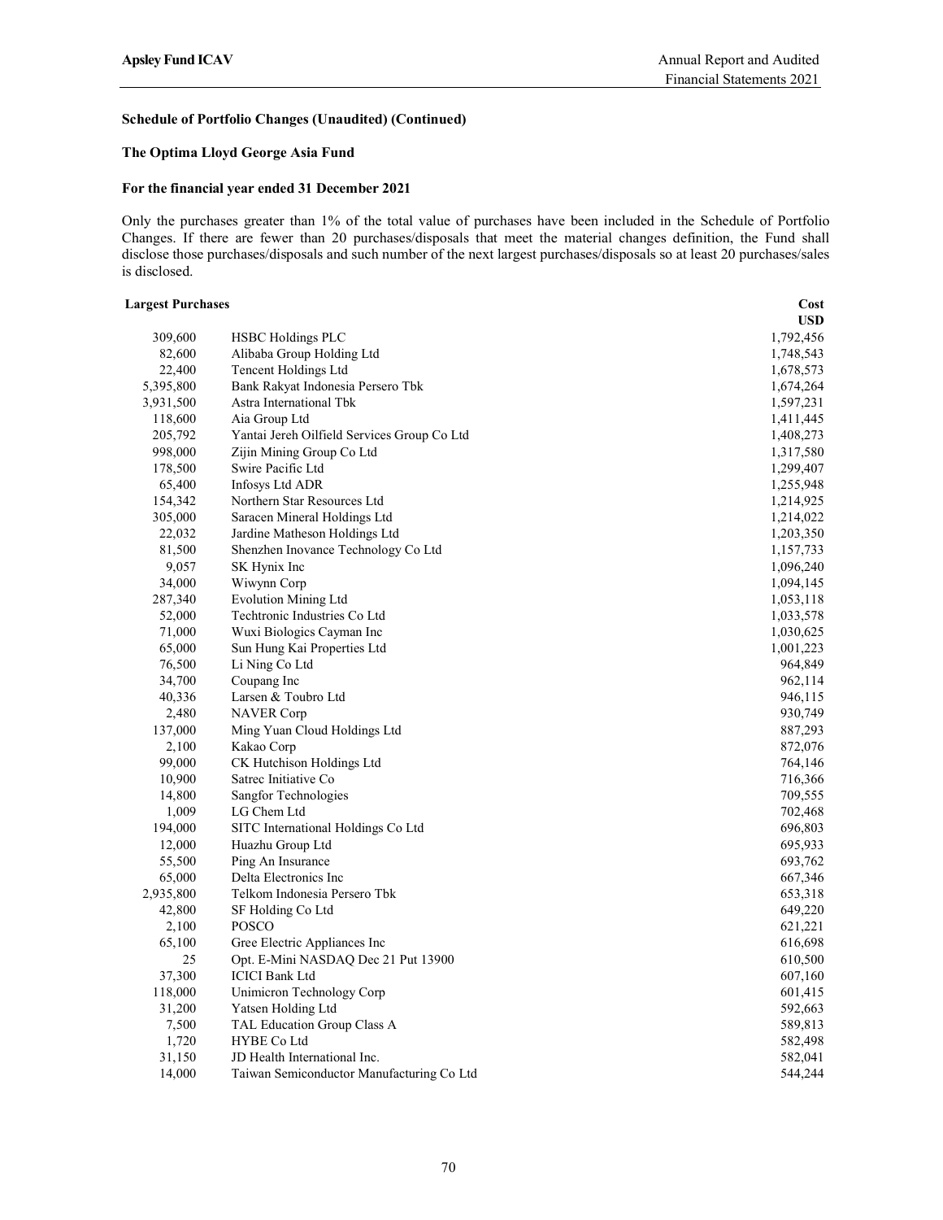**Schedule of Portfolio Changes (Unaudited) (Continued)**

**The Optima Lloyd George Asia Fund**

**For the financial year ended 31 December 2021**

Only the purchases greater than 1% of the total value of purchases have been included in the Schedule of Portfolio Changes. If there are fewer than 20 purchases/disposals that meet the material changes definition, the Fund shall disclose those purchases/disposals and such number of the next largest purchases/disposals so at least 20 purchases/sales is disclosed.

| **Largest Purchases** | | **Cost USD** |
|---|---|---|
| 309,600 | HSBC Holdings PLC | 1,792,456 |
| 82,600 | Alibaba Group Holding Ltd | 1,748,543 |
| 22,400 | Tencent Holdings Ltd | 1,678,573 |
| 5,395,800 | Bank Rakyat Indonesia Persero Tbk | 1,674,264 |
| 3,931,500 | Astra International Tbk | 1,597,231 |
| 118,600 | Aia Group Ltd | 1,411,445 |
| 205,792 | Yantai Jereh Oilfield Services Group Co Ltd | 1,408,273 |
| 998,000 | Zijin Mining Group Co Ltd | 1,317,580 |
| 178,500 | Swire Pacific Ltd | 1,299,407 |
| 65,400 | Infosys Ltd ADR | 1,255,948 |
| 154,342 | Northern Star Resources Ltd | 1,214,925 |
| 305,000 | Saracen Mineral Holdings Ltd | 1,214,022 |
| 22,032 | Jardine Matheson Holdings Ltd | 1,203,350 |
| 81,500 | Shenzhen Inovance Technology Co Ltd | 1,157,733 |
| 9,057 | SK Hynix Inc | 1,096,240 |
| 34,000 | Wiwynn Corp | 1,094,145 |
| 287,340 | Evolution Mining Ltd | 1,053,118 |
| 52,000 | Techtronic Industries Co Ltd | 1,033,578 |
| 71,000 | Wuxi Biologics Cayman Inc | 1,030,625 |
| 65,000 | Sun Hung Kai Properties Ltd | 1,001,223 |
| 76,500 | Li Ning Co Ltd | 964,849 |
| 34,700 | Coupang Inc | 962,114 |
| 40,336 | Larsen & Toubro Ltd | 946,115 |
| 2,480 | NAVER Corp | 930,749 |
| 137,000 | Ming Yuan Cloud Holdings Ltd | 887,293 |
| 2,100 | Kakao Corp | 872,076 |
| 99,000 | CK Hutchison Holdings Ltd | 764,146 |
| 10,900 | Satrec Initiative Co | 716,366 |
| 14,800 | Sangfor Technologies | 709,555 |
| 1,009 | LG Chem Ltd | 702,468 |
| 194,000 | SITC International Holdings Co Ltd | 696,803 |
| 12,000 | Huazhu Group Ltd | 695,933 |
| 55,500 | Ping An Insurance | 693,762 |
| 65,000 | Delta Electronics Inc | 667,346 |
| 2,935,800 | Telkom Indonesia Persero Tbk | 653,318 |
| 42,800 | SF Holding Co Ltd | 649,220 |
| 2,100 | POSCO | 621,221 |
| 65,100 | Gree Electric Appliances Inc | 616,698 |
| 25 | Opt. E-Mini NASDAQ Dec 21 Put 13900 | 610,500 |
| 37,300 | ICICI Bank Ltd | 607,160 |
| 118,000 | Unimicron Technology Corp | 601,415 |
| 31,200 | Yatsen Holding Ltd | 592,663 |
| 7,500 | TAL Education Group Class A | 589,813 |
| 1,720 | HYBE Co Ltd | 582,498 |
| 31,150 | JD Health International Inc. | 582,041 |
| 14,000 | Taiwan Semiconductor Manufacturing Co Ltd | 544,244 |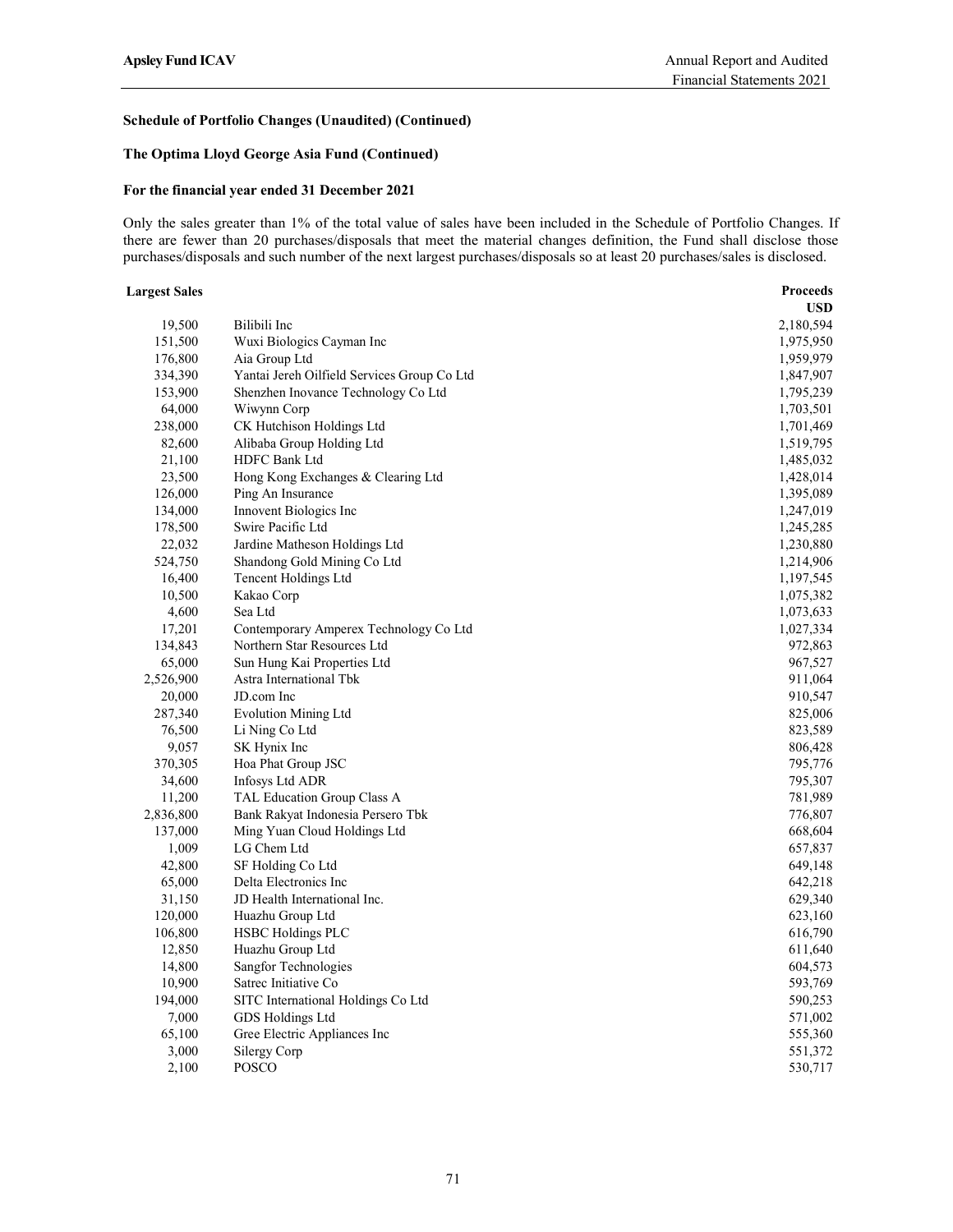**Schedule of Portfolio Changes (Unaudited) (Continued)**

**The Optima Lloyd George Asia Fund (Continued)**

**For the financial year ended 31 December 2021**

Only the sales greater than 1% of the total value of sales have been included in the Schedule of Portfolio Changes. If there are fewer than 20 purchases/disposals that meet the material changes definition, the Fund shall disclose those purchases/disposals and such number of the next largest purchases/disposals so at least 20 purchases/sales is disclosed.

| Largest Sales | | Proceeds USD |
|---|---|---|
| 19,500 | Bilibili Inc | 2,180,594 |
| 151,500 | Wuxi Biologics Cayman Inc | 1,975,950 |
| 176,800 | Aia Group Ltd | 1,959,979 |
| 334,390 | Yantai Jereh Oilfield Services Group Co Ltd | 1,847,907 |
| 153,900 | Shenzhen Inovance Technology Co Ltd | 1,795,239 |
| 64,000 | Wiwynn Corp | 1,703,501 |
| 238,000 | CK Hutchison Holdings Ltd | 1,701,469 |
| 82,600 | Alibaba Group Holding Ltd | 1,519,795 |
| 21,100 | HDFC Bank Ltd | 1,485,032 |
| 23,500 | Hong Kong Exchanges & Clearing Ltd | 1,428,014 |
| 126,000 | Ping An Insurance | 1,395,089 |
| 134,000 | Innovent Biologics Inc | 1,247,019 |
| 178,500 | Swire Pacific Ltd | 1,245,285 |
| 22,032 | Jardine Matheson Holdings Ltd | 1,230,880 |
| 524,750 | Shandong Gold Mining Co Ltd | 1,214,906 |
| 16,400 | Tencent Holdings Ltd | 1,197,545 |
| 10,500 | Kakao Corp | 1,075,382 |
| 4,600 | Sea Ltd | 1,073,633 |
| 17,201 | Contemporary Amperex Technology Co Ltd | 1,027,334 |
| 134,843 | Northern Star Resources Ltd | 972,863 |
| 65,000 | Sun Hung Kai Properties Ltd | 967,527 |
| 2,526,900 | Astra International Tbk | 911,064 |
| 20,000 | JD.com Inc | 910,547 |
| 287,340 | Evolution Mining Ltd | 825,006 |
| 76,500 | Li Ning Co Ltd | 823,589 |
| 9,057 | SK Hynix Inc | 806,428 |
| 370,305 | Hoa Phat Group JSC | 795,776 |
| 34,600 | Infosys Ltd ADR | 795,307 |
| 11,200 | TAL Education Group Class A | 781,989 |
| 2,836,800 | Bank Rakyat Indonesia Persero Tbk | 776,807 |
| 137,000 | Ming Yuan Cloud Holdings Ltd | 668,604 |
| 1,009 | LG Chem Ltd | 657,837 |
| 42,800 | SF Holding Co Ltd | 649,148 |
| 65,000 | Delta Electronics Inc | 642,218 |
| 31,150 | JD Health International Inc. | 629,340 |
| 120,000 | Huazhu Group Ltd | 623,160 |
| 106,800 | HSBC Holdings PLC | 616,790 |
| 12,850 | Huazhu Group Ltd | 611,640 |
| 14,800 | Sangfor Technologies | 604,573 |
| 10,900 | Satrec Initiative Co | 593,769 |
| 194,000 | SITC International Holdings Co Ltd | 590,253 |
| 7,000 | GDS Holdings Ltd | 571,002 |
| 65,100 | Gree Electric Appliances Inc | 555,360 |
| 3,000 | Silergy Corp | 551,372 |
| 2,100 | POSCO | 530,717 |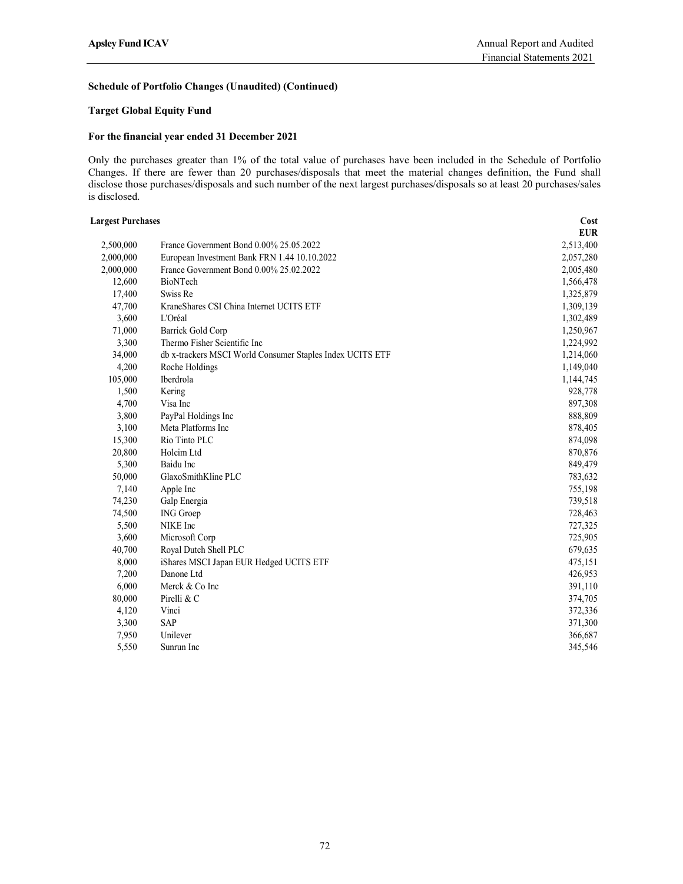**Schedule of Portfolio Changes (Unaudited) (Continued)**

**Target Global Equity Fund**

**For the financial year ended 31 December 2021**

Only the purchases greater than 1% of the total value of purchases have been included in the Schedule of Portfolio Changes. If there are fewer than 20 purchases/disposals that meet the material changes definition, the Fund shall disclose those purchases/disposals and such number of the next largest purchases/disposals so at least 20 purchases/sales is disclosed.

| Largest Purchases | | Cost EUR |
|---|---|---|
| 2,500,000 | France Government Bond 0.00% 25.05.2022 | 2,513,400 |
| 2,000,000 | European Investment Bank FRN 1.44 10.10.2022 | 2,057,280 |
| 2,000,000 | France Government Bond 0.00% 25.02.2022 | 2,005,480 |
| 12,600 | BioNTech | 1,566,478 |
| 17,400 | Swiss Re | 1,325,879 |
| 47,700 | KraneShares CSI China Internet UCITS ETF | 1,309,139 |
| 3,600 | L'Oréal | 1,302,489 |
| 71,000 | Barrick Gold Corp | 1,250,967 |
| 3,300 | Thermo Fisher Scientific Inc | 1,224,992 |
| 34,000 | db x-trackers MSCI World Consumer Staples Index UCITS ETF | 1,214,060 |
| 4,200 | Roche Holdings | 1,149,040 |
| 105,000 | Iberdrola | 1,144,745 |
| 1,500 | Kering | 928,778 |
| 4,700 | Visa Inc | 897,308 |
| 3,800 | PayPal Holdings Inc | 888,809 |
| 3,100 | Meta Platforms Inc | 878,405 |
| 15,300 | Rio Tinto PLC | 874,098 |
| 20,800 | Holcim Ltd | 870,876 |
| 5,300 | Baidu Inc | 849,479 |
| 50,000 | GlaxoSmithKline PLC | 783,632 |
| 7,140 | Apple Inc | 755,198 |
| 74,230 | Galp Energia | 739,518 |
| 74,500 | ING Groep | 728,463 |
| 5,500 | NIKE Inc | 727,325 |
| 3,600 | Microsoft Corp | 725,905 |
| 40,700 | Royal Dutch Shell PLC | 679,635 |
| 8,000 | iShares MSCI Japan EUR Hedged UCITS ETF | 475,151 |
| 7,200 | Danone Ltd | 426,953 |
| 6,000 | Merck & Co Inc | 391,110 |
| 80,000 | Pirelli & C | 374,705 |
| 4,120 | Vinci | 372,336 |
| 3,300 | SAP | 371,300 |
| 7,950 | Unilever | 366,687 |
| 5,550 | Sunrun Inc | 345,546 |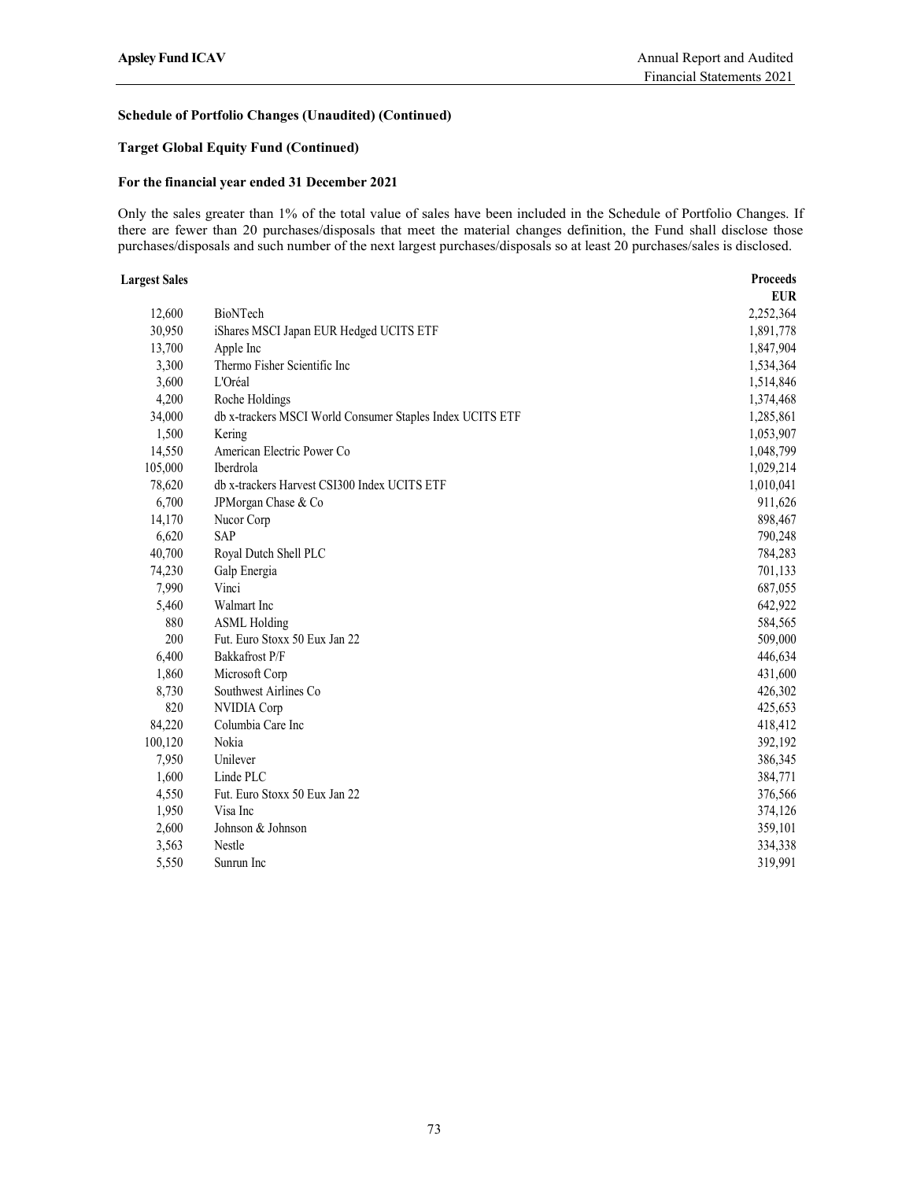**Schedule of Portfolio Changes (Unaudited) (Continued)**

**Target Global Equity Fund (Continued)**

**For the financial year ended 31 December 2021**

Only the sales greater than 1% of the total value of sales have been included in the Schedule of Portfolio Changes. If there are fewer than 20 purchases/disposals that meet the material changes definition, the Fund shall disclose those purchases/disposals and such number of the next largest purchases/disposals so at least 20 purchases/sales is disclosed.

| **Largest Sales** | | **Proceeds EUR** |
|---:|---|---:|
| 12,600 | BioNTech | 2,252,364 |
| 30,950 | iShares MSCI Japan EUR Hedged UCITS ETF | 1,891,778 |
| 13,700 | Apple Inc | 1,847,904 |
| 3,300 | Thermo Fisher Scientific Inc | 1,534,364 |
| 3,600 | L'Oréal | 1,514,846 |
| 4,200 | Roche Holdings | 1,374,468 |
| 34,000 | db x-trackers MSCI World Consumer Staples Index UCITS ETF | 1,285,861 |
| 1,500 | Kering | 1,053,907 |
| 14,550 | American Electric Power Co | 1,048,799 |
| 105,000 | Iberdrola | 1,029,214 |
| 78,620 | db x-trackers Harvest CSI300 Index UCITS ETF | 1,010,041 |
| 6,700 | JPMorgan Chase & Co | 911,626 |
| 14,170 | Nucor Corp | 898,467 |
| 6,620 | SAP | 790,248 |
| 40,700 | Royal Dutch Shell PLC | 784,283 |
| 74,230 | Galp Energia | 701,133 |
| 7,990 | Vinci | 687,055 |
| 5,460 | Walmart Inc | 642,922 |
| 880 | ASML Holding | 584,565 |
| 200 | Fut. Euro Stoxx 50 Eux Jan 22 | 509,000 |
| 6,400 | Bakkafrost P/F | 446,634 |
| 1,860 | Microsoft Corp | 431,600 |
| 8,730 | Southwest Airlines Co | 426,302 |
| 820 | NVIDIA Corp | 425,653 |
| 84,220 | Columbia Care Inc | 418,412 |
| 100,120 | Nokia | 392,192 |
| 7,950 | Unilever | 386,345 |
| 1,600 | Linde PLC | 384,771 |
| 4,550 | Fut. Euro Stoxx 50 Eux Jan 22 | 376,566 |
| 1,950 | Visa Inc | 374,126 |
| 2,600 | Johnson & Johnson | 359,101 |
| 3,563 | Nestle | 334,338 |
| 5,550 | Sunrun Inc | 319,991 |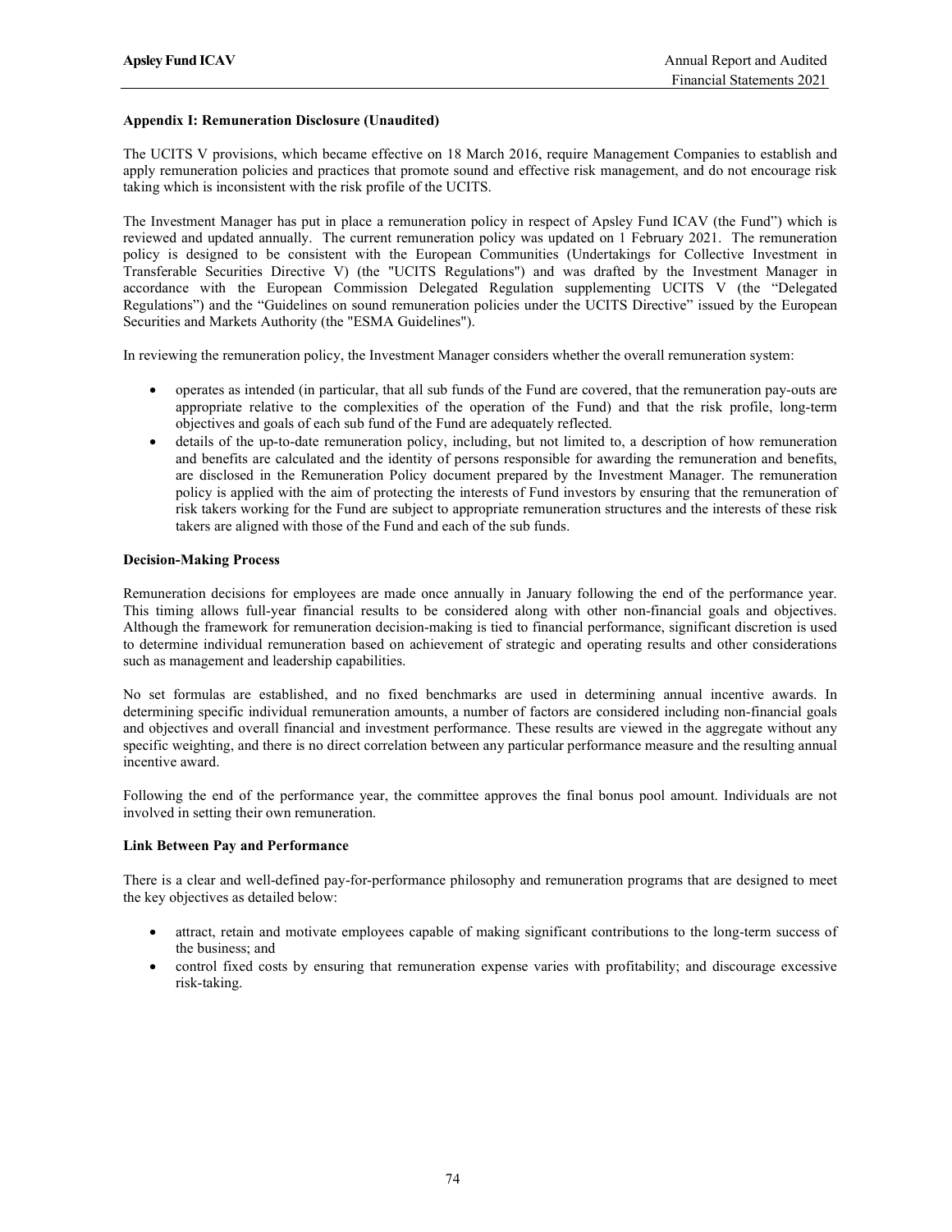### Appendix I: Remuneration Disclosure (Unaudited)

The UCITS V provisions, which became effective on 18 March 2016, require Management Companies to establish and apply remuneration policies and practices that promote sound and effective risk management, and do not encourage risk taking which is inconsistent with the risk profile of the UCITS.

The Investment Manager has put in place a remuneration policy in respect of Apsley Fund ICAV (the Fund") which is reviewed and updated annually. The current remuneration policy was updated on 1 February 2021. The remuneration policy is designed to be consistent with the European Communities (Undertakings for Collective Investment in Transferable Securities Directive V) (the "UCITS Regulations") and was drafted by the Investment Manager in accordance with the European Commission Delegated Regulation supplementing UCITS V (the "Delegated Regulations") and the "Guidelines on sound remuneration policies under the UCITS Directive" issued by the European Securities and Markets Authority (the "ESMA Guidelines").

In reviewing the remuneration policy, the Investment Manager considers whether the overall remuneration system:

- operates as intended (in particular, that all sub funds of the Fund are covered, that the remuneration pay-outs are appropriate relative to the complexities of the operation of the Fund) and that the risk profile, long-term objectives and goals of each sub fund of the Fund are adequately reflected.
- details of the up-to-date remuneration policy, including, but not limited to, a description of how remuneration and benefits are calculated and the identity of persons responsible for awarding the remuneration and benefits, are disclosed in the Remuneration Policy document prepared by the Investment Manager. The remuneration policy is applied with the aim of protecting the interests of Fund investors by ensuring that the remuneration of risk takers working for the Fund are subject to appropriate remuneration structures and the interests of these risk takers are aligned with those of the Fund and each of the sub funds.

### Decision-Making Process

Remuneration decisions for employees are made once annually in January following the end of the performance year. This timing allows full-year financial results to be considered along with other non-financial goals and objectives. Although the framework for remuneration decision-making is tied to financial performance, significant discretion is used to determine individual remuneration based on achievement of strategic and operating results and other considerations such as management and leadership capabilities.

No set formulas are established, and no fixed benchmarks are used in determining annual incentive awards. In determining specific individual remuneration amounts, a number of factors are considered including non-financial goals and objectives and overall financial and investment performance. These results are viewed in the aggregate without any specific weighting, and there is no direct correlation between any particular performance measure and the resulting annual incentive award.

Following the end of the performance year, the committee approves the final bonus pool amount. Individuals are not involved in setting their own remuneration.

### Link Between Pay and Performance

There is a clear and well-defined pay-for-performance philosophy and remuneration programs that are designed to meet the key objectives as detailed below:

- attract, retain and motivate employees capable of making significant contributions to the long-term success of the business; and
- control fixed costs by ensuring that remuneration expense varies with profitability; and discourage excessive risk-taking.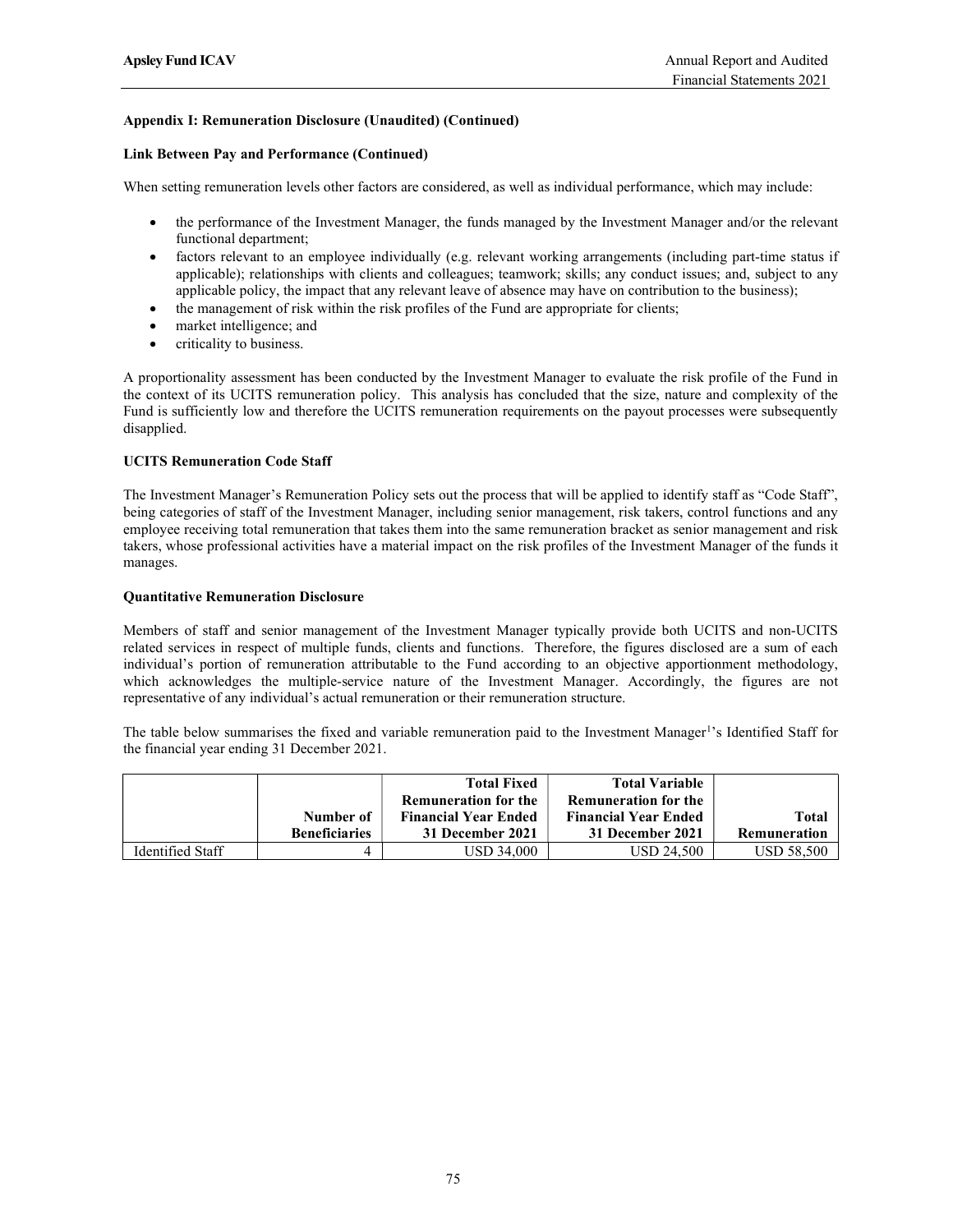### Appendix I: Remuneration Disclosure (Unaudited) (Continued)

#### Link Between Pay and Performance (Continued)

When setting remuneration levels other factors are considered, as well as individual performance, which may include:

- the performance of the Investment Manager, the funds managed by the Investment Manager and/or the relevant functional department;
- factors relevant to an employee individually (e.g. relevant working arrangements (including part-time status if applicable); relationships with clients and colleagues; teamwork; skills; any conduct issues; and, subject to any applicable policy, the impact that any relevant leave of absence may have on contribution to the business);
- the management of risk within the risk profiles of the Fund are appropriate for clients;
- market intelligence; and
- criticality to business.

A proportionality assessment has been conducted by the Investment Manager to evaluate the risk profile of the Fund in the context of its UCITS remuneration policy. This analysis has concluded that the size, nature and complexity of the Fund is sufficiently low and therefore the UCITS remuneration requirements on the payout processes were subsequently disapplied.

#### UCITS Remuneration Code Staff

The Investment Manager's Remuneration Policy sets out the process that will be applied to identify staff as "Code Staff", being categories of staff of the Investment Manager, including senior management, risk takers, control functions and any employee receiving total remuneration that takes them into the same remuneration bracket as senior management and risk takers, whose professional activities have a material impact on the risk profiles of the Investment Manager of the funds it manages.

#### Quantitative Remuneration Disclosure

Members of staff and senior management of the Investment Manager typically provide both UCITS and non-UCITS related services in respect of multiple funds, clients and functions. Therefore, the figures disclosed are a sum of each individual's portion of remuneration attributable to the Fund according to an objective apportionment methodology, which acknowledges the multiple-service nature of the Investment Manager. Accordingly, the figures are not representative of any individual's actual remuneration or their remuneration structure.

The table below summarises the fixed and variable remuneration paid to the Investment Manager[1]'s Identified Staff for the financial year ending 31 December 2021.

| | Number of Beneficiaries | Total Fixed Remuneration for the Financial Year Ended 31 December 2021 | Total Variable Remuneration for the Financial Year Ended 31 December 2021 | Total Remuneration |
|---|---|---|---|---|
| Identified Staff | 4 | USD 34,000 | USD 24,500 | USD 58,500 |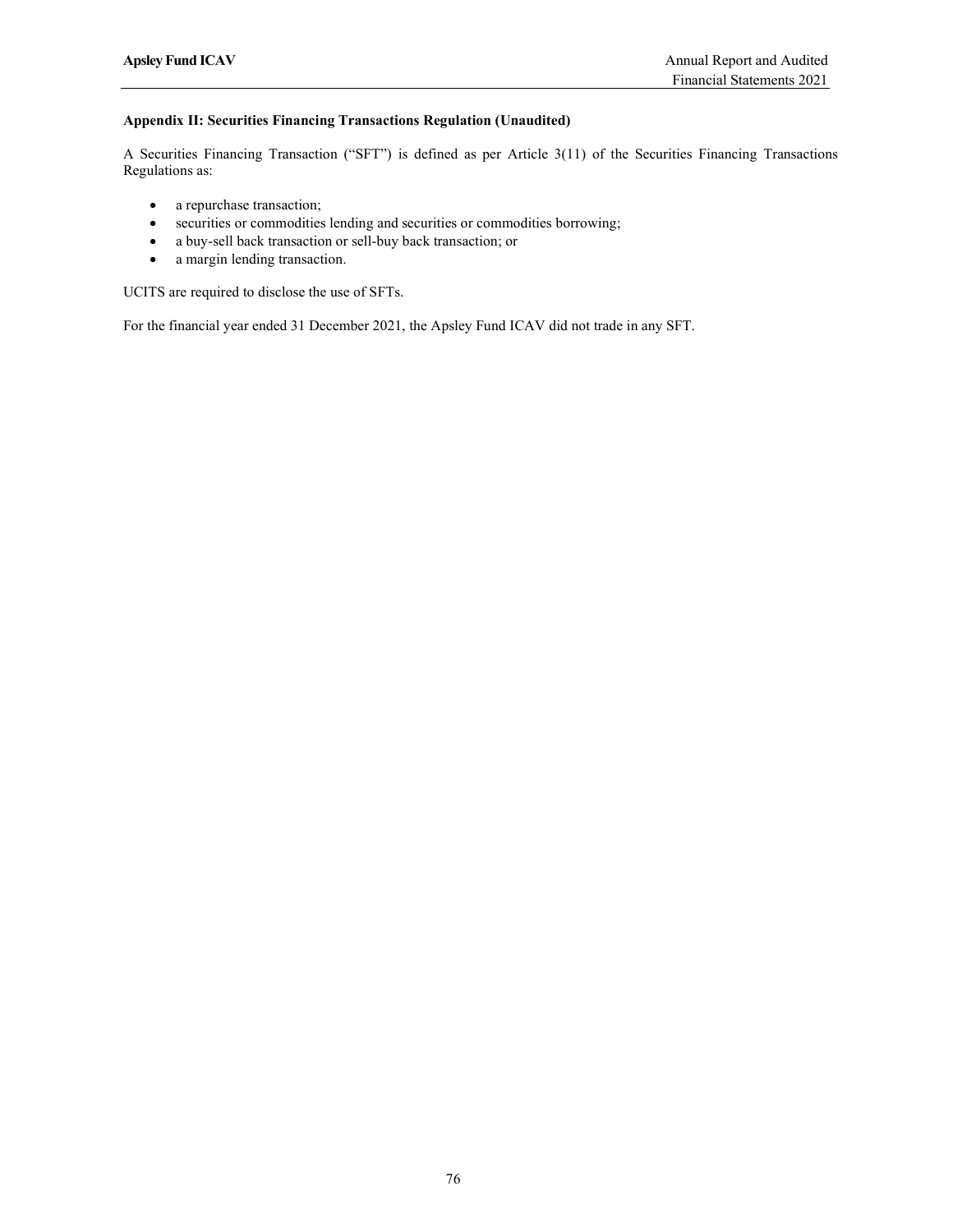## Appendix II: Securities Financing Transactions Regulation (Unaudited)

A Securities Financing Transaction ("SFT") is defined as per Article 3(11) of the Securities Financing Transactions Regulations as:

- a repurchase transaction;
- securities or commodities lending and securities or commodities borrowing;
- a buy-sell back transaction or sell-buy back transaction; or
- a margin lending transaction.

UCITS are required to disclose the use of SFTs.

For the financial year ended 31 December 2021, the Apsley Fund ICAV did not trade in any SFT.